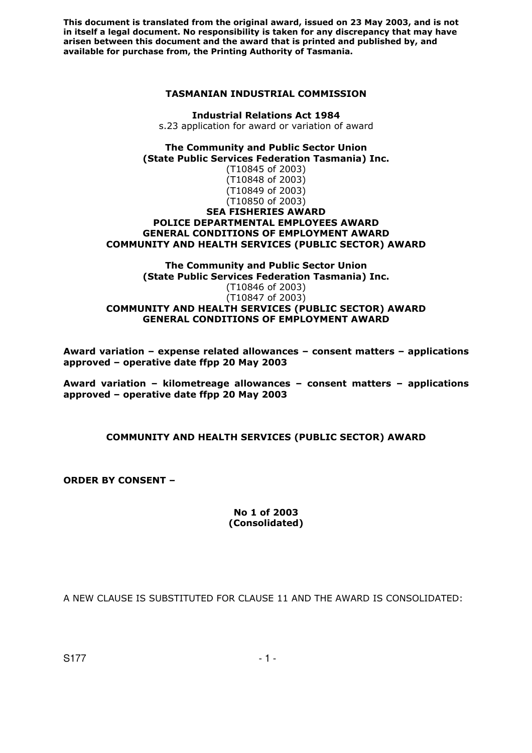**This document is translated from the original award, issued on 23 May 2003, and is not in itself a legal document. No responsibility is taken for any discrepancy that may have arisen between this document and the award that is printed and published by, and available for purchase from, the Printing Authority of Tasmania.**

**TASMANIAN INDUSTRIAL COMMISSION**

**Industrial Relations Act 1984**
s.23 application for award or variation of award

**The Community and Public Sector Union**
**(State Public Services Federation Tasmania) Inc.**
(T10845 of 2003)
(T10848 of 2003)
(T10849 of 2003)
(T10850 of 2003)
**SEA FISHERIES AWARD**
**POLICE DEPARTMENTAL EMPLOYEES AWARD**
**GENERAL CONDITIONS OF EMPLOYMENT AWARD**
**COMMUNITY AND HEALTH SERVICES (PUBLIC SECTOR) AWARD**

**The Community and Public Sector Union**
**(State Public Services Federation Tasmania) Inc.**
(T10846 of 2003)
(T10847 of 2003)
**COMMUNITY AND HEALTH SERVICES (PUBLIC SECTOR) AWARD**
**GENERAL CONDITIONS OF EMPLOYMENT AWARD**

**Award variation – expense related allowances – consent matters – applications approved – operative date ffpp 20 May 2003**

**Award variation – kilometreage allowances – consent matters – applications approved – operative date ffpp 20 May 2003**

**COMMUNITY AND HEALTH SERVICES (PUBLIC SECTOR) AWARD**

**ORDER BY CONSENT –**

**No 1 of 2003**
**(Consolidated)**

A NEW CLAUSE IS SUBSTITUTED FOR CLAUSE 11 AND THE AWARD IS CONSOLIDATED:

S177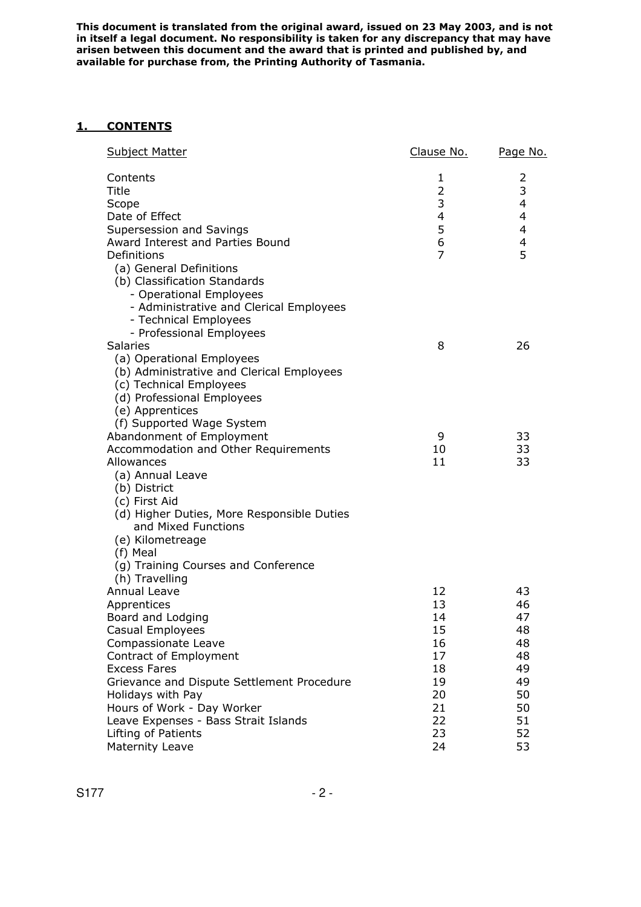**This document is translated from the original award, issued on 23 May 2003, and is not in itself a legal document. No responsibility is taken for any discrepancy that may have arisen between this document and the award that is printed and published by, and available for purchase from, the Printing Authority of Tasmania.**

## 1. CONTENTS

| Subject Matter | Clause No. | Page No. |
|---|---|---|
| Contents | 1 | 2 |
| Title | 2 | 3 |
| Scope | 3 | 4 |
| Date of Effect | 4 | 4 |
| Supersession and Savings | 5 | 4 |
| Award Interest and Parties Bound | 6 | 4 |
| Definitions | 7 | 5 |
| (a) General Definitions | | |
| (b) Classification Standards | | |
| - Operational Employees | | |
| - Administrative and Clerical Employees | | |
| - Technical Employees | | |
| - Professional Employees | | |
| Salaries | 8 | 26 |
| (a) Operational Employees | | |
| (b) Administrative and Clerical Employees | | |
| (c) Technical Employees | | |
| (d) Professional Employees | | |
| (e) Apprentices | | |
| (f) Supported Wage System | | |
| Abandonment of Employment | 9 | 33 |
| Accommodation and Other Requirements | 10 | 33 |
| Allowances | 11 | 33 |
| (a) Annual Leave | | |
| (b) District | | |
| (c) First Aid | | |
| (d) Higher Duties, More Responsible Duties and Mixed Functions | | |
| (e) Kilometreage | | |
| (f) Meal | | |
| (g) Training Courses and Conference | | |
| (h) Travelling | | |
| Annual Leave | 12 | 43 |
| Apprentices | 13 | 46 |
| Board and Lodging | 14 | 47 |
| Casual Employees | 15 | 48 |
| Compassionate Leave | 16 | 48 |
| Contract of Employment | 17 | 48 |
| Excess Fares | 18 | 49 |
| Grievance and Dispute Settlement Procedure | 19 | 49 |
| Holidays with Pay | 20 | 50 |
| Hours of Work - Day Worker | 21 | 50 |
| Leave Expenses - Bass Strait Islands | 22 | 51 |
| Lifting of Patients | 23 | 52 |
| Maternity Leave | 24 | 53 |

S177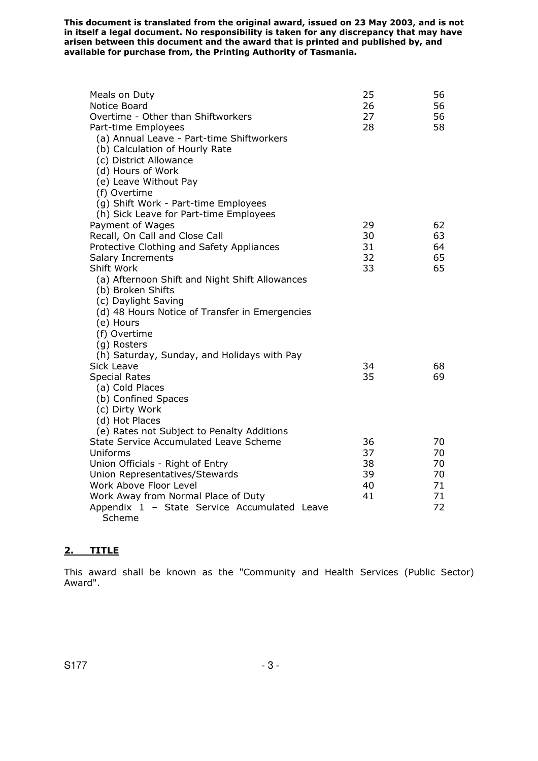**This document is translated from the original award, issued on 23 May 2003, and is not in itself a legal document. No responsibility is taken for any discrepancy that may have arisen between this document and the award that is printed and published by, and available for purchase from, the Printing Authority of Tasmania.**

| | | |
|---|---|---|
| Meals on Duty | 25 | 56 |
| Notice Board | 26 | 56 |
| Overtime - Other than Shiftworkers | 27 | 56 |
| Part-time Employees | 28 | 58 |
| (a) Annual Leave - Part-time Shiftworkers | | |
| (b) Calculation of Hourly Rate | | |
| (c) District Allowance | | |
| (d) Hours of Work | | |
| (e) Leave Without Pay | | |
| (f) Overtime | | |
| (g) Shift Work - Part-time Employees | | |
| (h) Sick Leave for Part-time Employees | | |
| Payment of Wages | 29 | 62 |
| Recall, On Call and Close Call | 30 | 63 |
| Protective Clothing and Safety Appliances | 31 | 64 |
| Salary Increments | 32 | 65 |
| Shift Work | 33 | 65 |
| (a) Afternoon Shift and Night Shift Allowances | | |
| (b) Broken Shifts | | |
| (c) Daylight Saving | | |
| (d) 48 Hours Notice of Transfer in Emergencies | | |
| (e) Hours | | |
| (f) Overtime | | |
| (g) Rosters | | |
| (h) Saturday, Sunday, and Holidays with Pay | | |
| Sick Leave | 34 | 68 |
| Special Rates | 35 | 69 |
| (a) Cold Places | | |
| (b) Confined Spaces | | |
| (c) Dirty Work | | |
| (d) Hot Places | | |
| (e) Rates not Subject to Penalty Additions | | |
| State Service Accumulated Leave Scheme | 36 | 70 |
| Uniforms | 37 | 70 |
| Union Officials - Right of Entry | 38 | 70 |
| Union Representatives/Stewards | 39 | 70 |
| Work Above Floor Level | 40 | 71 |
| Work Away from Normal Place of Duty | 41 | 71 |
| Appendix 1 – State Service Accumulated Leave Scheme | | 72 |

## 2. TITLE

This award shall be known as the "Community and Health Services (Public Sector) Award".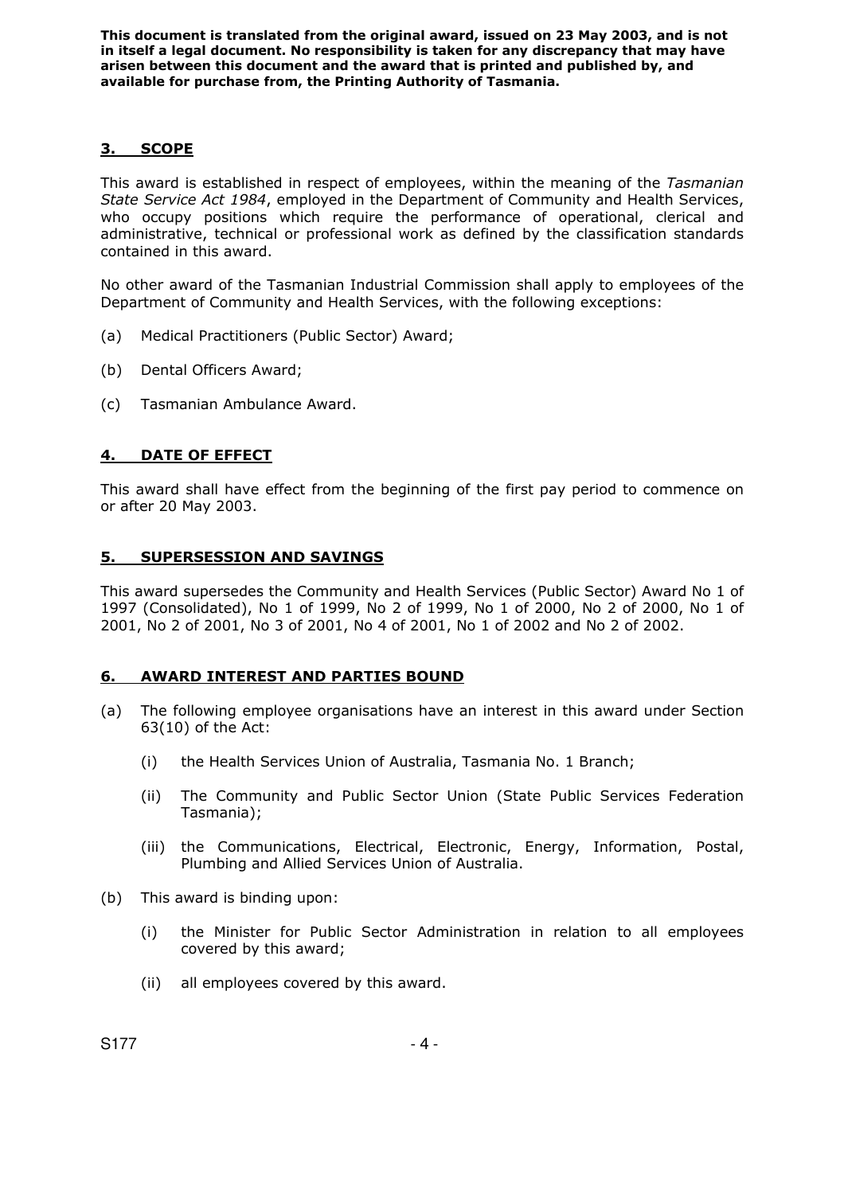**This document is translated from the original award, issued on 23 May 2003, and is not in itself a legal document. No responsibility is taken for any discrepancy that may have arisen between this document and the award that is printed and published by, and available for purchase from, the Printing Authority of Tasmania.**

## 3. SCOPE

This award is established in respect of employees, within the meaning of the *Tasmanian State Service Act 1984*, employed in the Department of Community and Health Services, who occupy positions which require the performance of operational, clerical and administrative, technical or professional work as defined by the classification standards contained in this award.

No other award of the Tasmanian Industrial Commission shall apply to employees of the Department of Community and Health Services, with the following exceptions:

(a) Medical Practitioners (Public Sector) Award;

(b) Dental Officers Award;

(c) Tasmanian Ambulance Award.

## 4. DATE OF EFFECT

This award shall have effect from the beginning of the first pay period to commence on or after 20 May 2003.

## 5. SUPERSESSION AND SAVINGS

This award supersedes the Community and Health Services (Public Sector) Award No 1 of 1997 (Consolidated), No 1 of 1999, No 2 of 1999, No 1 of 2000, No 2 of 2000, No 1 of 2001, No 2 of 2001, No 3 of 2001, No 4 of 2001, No 1 of 2002 and No 2 of 2002.

## 6. AWARD INTEREST AND PARTIES BOUND

(a) The following employee organisations have an interest in this award under Section 63(10) of the Act:

(i) the Health Services Union of Australia, Tasmania No. 1 Branch;

(ii) The Community and Public Sector Union (State Public Services Federation Tasmania);

(iii) the Communications, Electrical, Electronic, Energy, Information, Postal, Plumbing and Allied Services Union of Australia.

(b) This award is binding upon:

(i) the Minister for Public Sector Administration in relation to all employees covered by this award;

(ii) all employees covered by this award.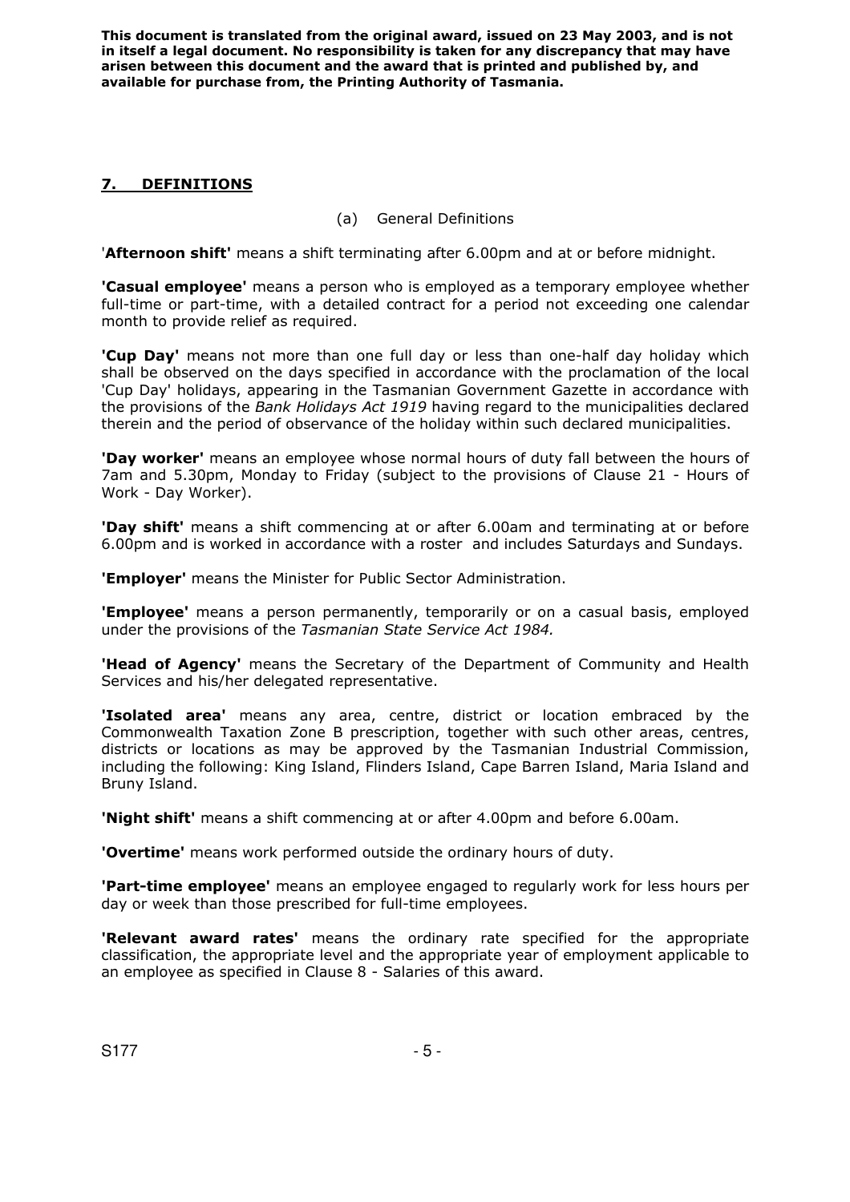This document is translated from the original award, issued on 23 May 2003, and is not in itself a legal document. No responsibility is taken for any discrepancy that may have arisen between this document and the award that is printed and published by, and available for purchase from, the Printing Authority of Tasmania.

## 7. DEFINITIONS

(a) General Definitions

'**Afternoon shift'** means a shift terminating after 6.00pm and at or before midnight.

**'Casual employee'** means a person who is employed as a temporary employee whether full-time or part-time, with a detailed contract for a period not exceeding one calendar month to provide relief as required.

**'Cup Day'** means not more than one full day or less than one-half day holiday which shall be observed on the days specified in accordance with the proclamation of the local 'Cup Day' holidays, appearing in the Tasmanian Government Gazette in accordance with the provisions of the *Bank Holidays Act 1919* having regard to the municipalities declared therein and the period of observance of the holiday within such declared municipalities.

**'Day worker'** means an employee whose normal hours of duty fall between the hours of 7am and 5.30pm, Monday to Friday (subject to the provisions of Clause 21 - Hours of Work - Day Worker).

**'Day shift'** means a shift commencing at or after 6.00am and terminating at or before 6.00pm and is worked in accordance with a roster and includes Saturdays and Sundays.

**'Employer'** means the Minister for Public Sector Administration.

**'Employee'** means a person permanently, temporarily or on a casual basis, employed under the provisions of the *Tasmanian State Service Act 1984.*

**'Head of Agency'** means the Secretary of the Department of Community and Health Services and his/her delegated representative.

**'Isolated area'** means any area, centre, district or location embraced by the Commonwealth Taxation Zone B prescription, together with such other areas, centres, districts or locations as may be approved by the Tasmanian Industrial Commission, including the following: King Island, Flinders Island, Cape Barren Island, Maria Island and Bruny Island.

**'Night shift'** means a shift commencing at or after 4.00pm and before 6.00am.

**'Overtime'** means work performed outside the ordinary hours of duty.

**'Part-time employee'** means an employee engaged to regularly work for less hours per day or week than those prescribed for full-time employees.

**'Relevant award rates'** means the ordinary rate specified for the appropriate classification, the appropriate level and the appropriate year of employment applicable to an employee as specified in Clause 8 - Salaries of this award.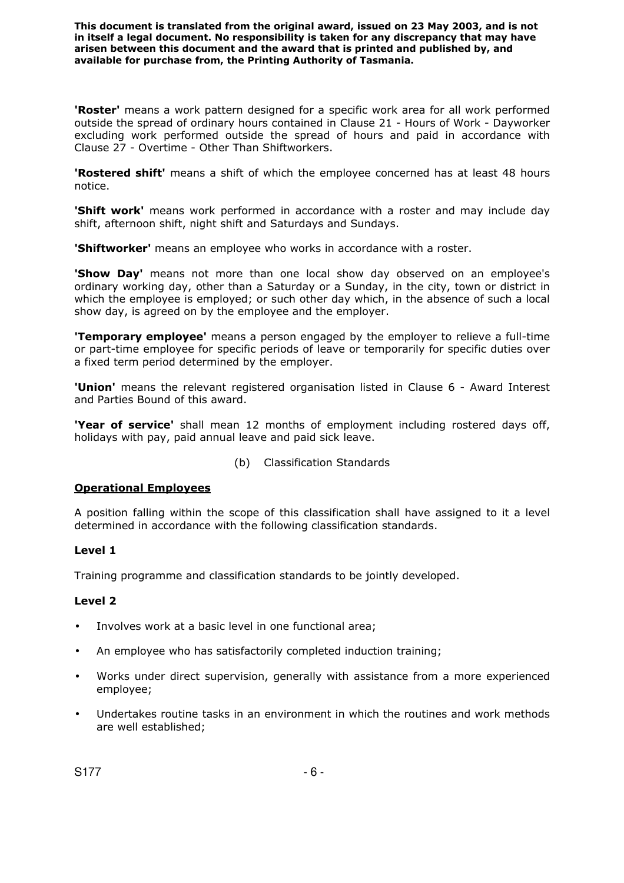**'Roster'** means a work pattern designed for a specific work area for all work performed outside the spread of ordinary hours contained in Clause 21 - Hours of Work - Dayworker excluding work performed outside the spread of hours and paid in accordance with Clause 27 - Overtime - Other Than Shiftworkers.

**'Rostered shift'** means a shift of which the employee concerned has at least 48 hours notice.

**'Shift work'** means work performed in accordance with a roster and may include day shift, afternoon shift, night shift and Saturdays and Sundays.

**'Shiftworker'** means an employee who works in accordance with a roster.

**'Show Day'** means not more than one local show day observed on an employee's ordinary working day, other than a Saturday or a Sunday, in the city, town or district in which the employee is employed; or such other day which, in the absence of such a local show day, is agreed on by the employee and the employer.

**'Temporary employee'** means a person engaged by the employer to relieve a full-time or part-time employee for specific periods of leave or temporarily for specific duties over a fixed term period determined by the employer.

**'Union'** means the relevant registered organisation listed in Clause 6 - Award Interest and Parties Bound of this award.

**'Year of service'** shall mean 12 months of employment including rostered days off, holidays with pay, paid annual leave and paid sick leave.

(b) Classification Standards

**Operational Employees**

A position falling within the scope of this classification shall have assigned to it a level determined in accordance with the following classification standards.

**Level 1**

Training programme and classification standards to be jointly developed.

**Level 2**

- Involves work at a basic level in one functional area;
- An employee who has satisfactorily completed induction training;
- Works under direct supervision, generally with assistance from a more experienced employee;
- Undertakes routine tasks in an environment in which the routines and work methods are well established;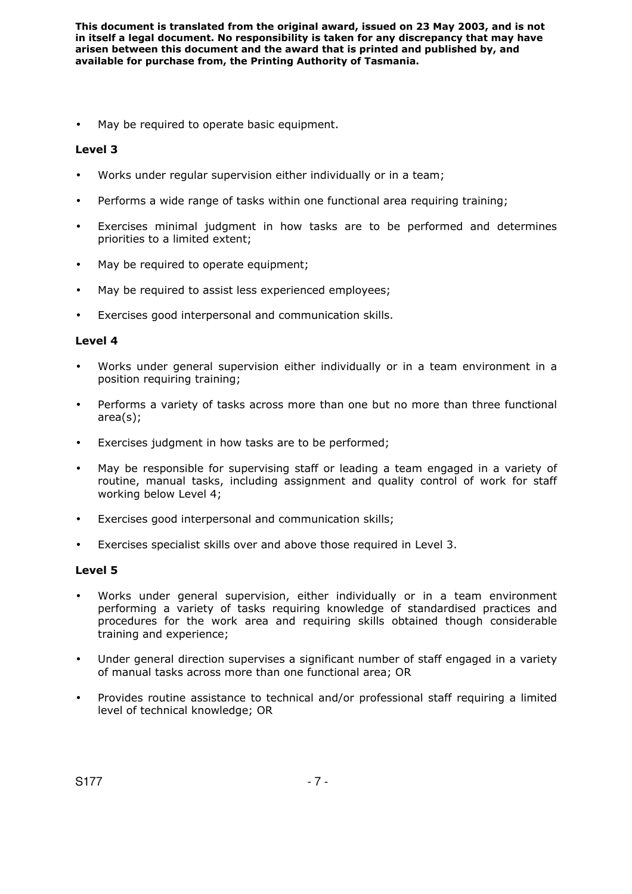- May be required to operate basic equipment.

**Level 3**

- Works under regular supervision either individually or in a team;
- Performs a wide range of tasks within one functional area requiring training;
- Exercises minimal judgment in how tasks are to be performed and determines priorities to a limited extent;
- May be required to operate equipment;
- May be required to assist less experienced employees;
- Exercises good interpersonal and communication skills.

**Level 4**

- Works under general supervision either individually or in a team environment in a position requiring training;
- Performs a variety of tasks across more than one but no more than three functional area(s);
- Exercises judgment in how tasks are to be performed;
- May be responsible for supervising staff or leading a team engaged in a variety of routine, manual tasks, including assignment and quality control of work for staff working below Level 4;
- Exercises good interpersonal and communication skills;
- Exercises specialist skills over and above those required in Level 3.

**Level 5**

- Works under general supervision, either individually or in a team environment performing a variety of tasks requiring knowledge of standardised practices and procedures for the work area and requiring skills obtained though considerable training and experience;
- Under general direction supervises a significant number of staff engaged in a variety of manual tasks across more than one functional area; OR
- Provides routine assistance to technical and/or professional staff requiring a limited level of technical knowledge; OR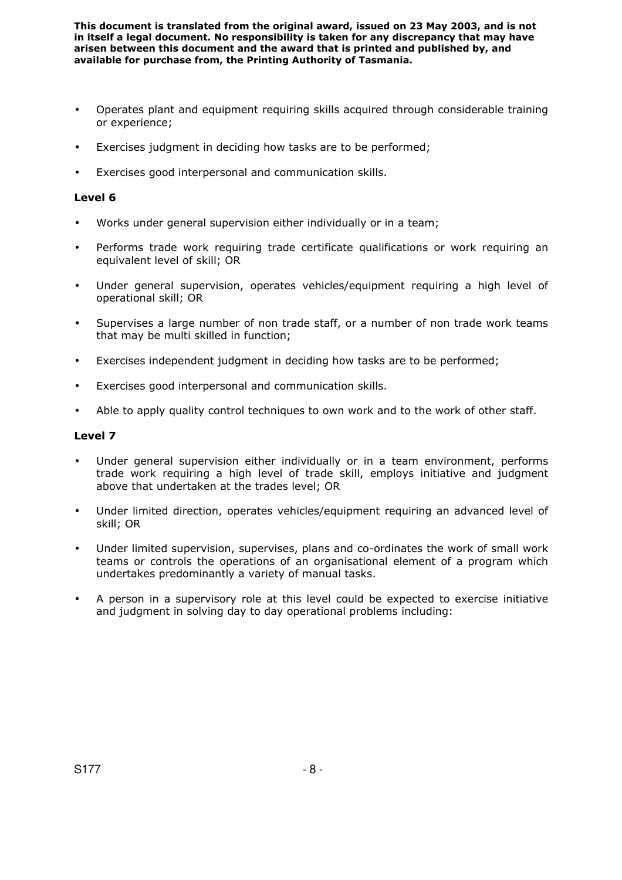- Operates plant and equipment requiring skills acquired through considerable training or experience;
- Exercises judgment in deciding how tasks are to be performed;
- Exercises good interpersonal and communication skills.

**Level 6**

- Works under general supervision either individually or in a team;
- Performs trade work requiring trade certificate qualifications or work requiring an equivalent level of skill; OR
- Under general supervision, operates vehicles/equipment requiring a high level of operational skill; OR
- Supervises a large number of non trade staff, or a number of non trade work teams that may be multi skilled in function;
- Exercises independent judgment in deciding how tasks are to be performed;
- Exercises good interpersonal and communication skills.
- Able to apply quality control techniques to own work and to the work of other staff.

**Level 7**

- Under general supervision either individually or in a team environment, performs trade work requiring a high level of trade skill, employs initiative and judgment above that undertaken at the trades level; OR
- Under limited direction, operates vehicles/equipment requiring an advanced level of skill; OR
- Under limited supervision, supervises, plans and co-ordinates the work of small work teams or controls the operations of an organisational element of a program which undertakes predominantly a variety of manual tasks.
- A person in a supervisory role at this level could be expected to exercise initiative and judgment in solving day to day operational problems including: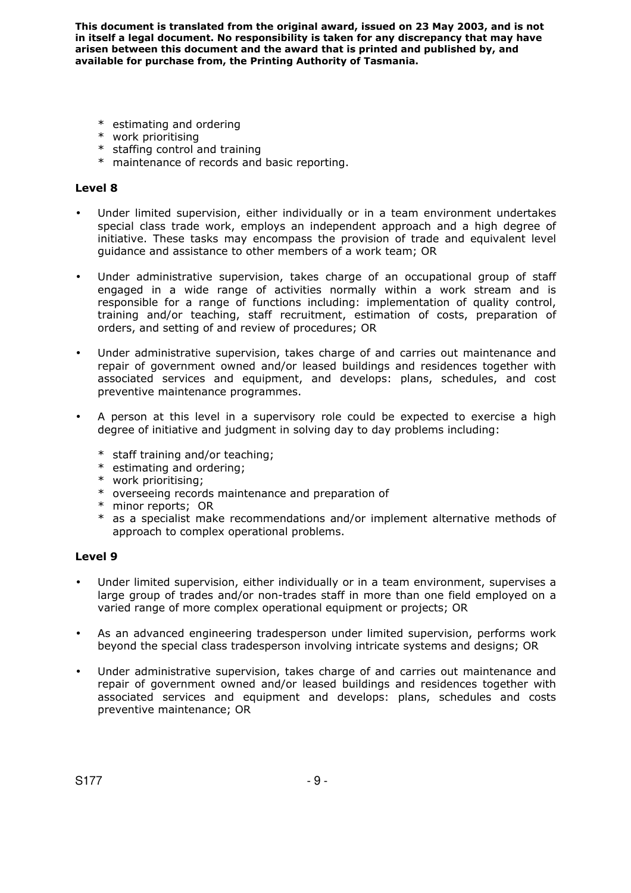* estimating and ordering
* work prioritising
* staffing control and training
* maintenance of records and basic reporting.

### Level 8

- Under limited supervision, either individually or in a team environment undertakes special class trade work, employs an independent approach and a high degree of initiative. These tasks may encompass the provision of trade and equivalent level guidance and assistance to other members of a work team; OR

- Under administrative supervision, takes charge of an occupational group of staff engaged in a wide range of activities normally within a work stream and is responsible for a range of functions including: implementation of quality control, training and/or teaching, staff recruitment, estimation of costs, preparation of orders, and setting of and review of procedures; OR

- Under administrative supervision, takes charge of and carries out maintenance and repair of government owned and/or leased buildings and residences together with associated services and equipment, and develops: plans, schedules, and cost preventive maintenance programmes.

- A person at this level in a supervisory role could be expected to exercise a high degree of initiative and judgment in solving day to day problems including:

  * staff training and/or teaching;
  * estimating and ordering;
  * work prioritising;
  * overseeing records maintenance and preparation of
  * minor reports; OR
  * as a specialist make recommendations and/or implement alternative methods of approach to complex operational problems.

### Level 9

- Under limited supervision, either individually or in a team environment, supervises a large group of trades and/or non-trades staff in more than one field employed on a varied range of more complex operational equipment or projects; OR

- As an advanced engineering tradesperson under limited supervision, performs work beyond the special class tradesperson involving intricate systems and designs; OR

- Under administrative supervision, takes charge of and carries out maintenance and repair of government owned and/or leased buildings and residences together with associated services and equipment and develops: plans, schedules and costs preventive maintenance; OR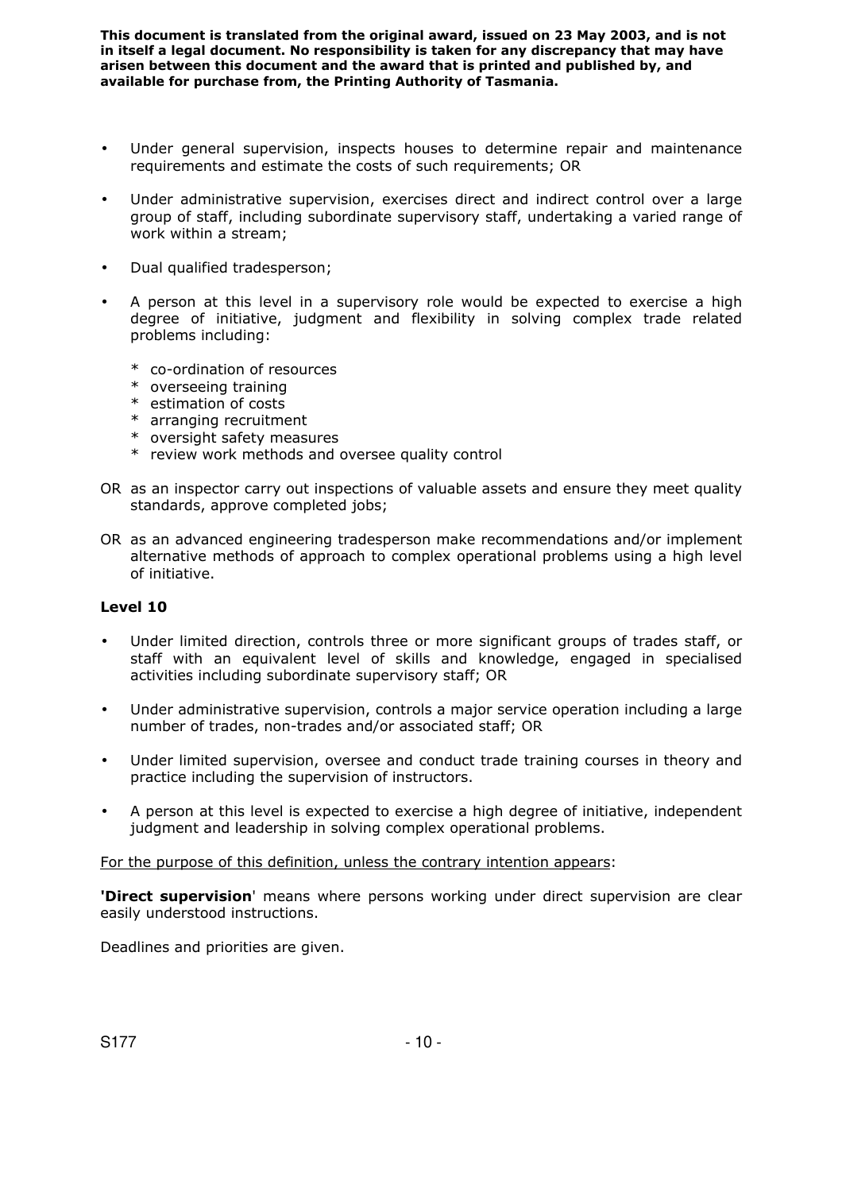- Under general supervision, inspects houses to determine repair and maintenance requirements and estimate the costs of such requirements; OR

- Under administrative supervision, exercises direct and indirect control over a large group of staff, including subordinate supervisory staff, undertaking a varied range of work within a stream;

- Dual qualified tradesperson;

- A person at this level in a supervisory role would be expected to exercise a high degree of initiative, judgment and flexibility in solving complex trade related problems including:

  \* co-ordination of resources
  \* overseeing training
  \* estimation of costs
  \* arranging recruitment
  \* oversight safety measures
  \* review work methods and oversee quality control

OR as an inspector carry out inspections of valuable assets and ensure they meet quality standards, approve completed jobs;

OR as an advanced engineering tradesperson make recommendations and/or implement alternative methods of approach to complex operational problems using a high level of initiative.

### Level 10

- Under limited direction, controls three or more significant groups of trades staff, or staff with an equivalent level of skills and knowledge, engaged in specialised activities including subordinate supervisory staff; OR

- Under administrative supervision, controls a major service operation including a large number of trades, non-trades and/or associated staff; OR

- Under limited supervision, oversee and conduct trade training courses in theory and practice including the supervision of instructors.

- A person at this level is expected to exercise a high degree of initiative, independent judgment and leadership in solving complex operational problems.

<u>For the purpose of this definition, unless the contrary intention appears</u>:

**'Direct supervision**' means where persons working under direct supervision are clear easily understood instructions.

Deadlines and priorities are given.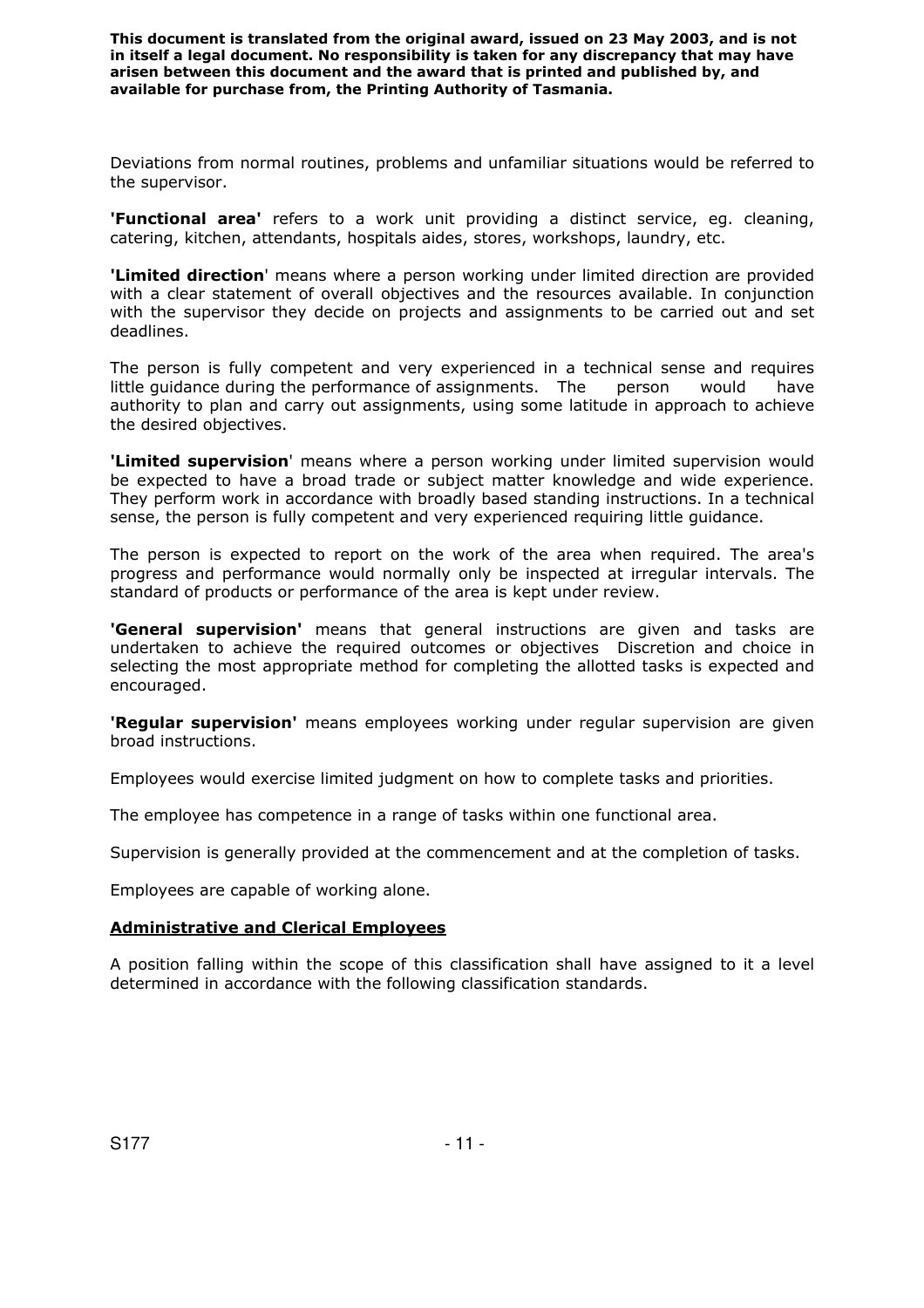Deviations from normal routines, problems and unfamiliar situations would be referred to the supervisor.

**'Functional area'** refers to a work unit providing a distinct service, eg. cleaning, catering, kitchen, attendants, hospitals aides, stores, workshops, laundry, etc.

**'Limited direction**' means where a person working under limited direction are provided with a clear statement of overall objectives and the resources available. In conjunction with the supervisor they decide on projects and assignments to be carried out and set deadlines.

The person is fully competent and very experienced in a technical sense and requires little guidance during the performance of assignments. The person would have authority to plan and carry out assignments, using some latitude in approach to achieve the desired objectives.

**'Limited supervision**' means where a person working under limited supervision would be expected to have a broad trade or subject matter knowledge and wide experience. They perform work in accordance with broadly based standing instructions. In a technical sense, the person is fully competent and very experienced requiring little guidance.

The person is expected to report on the work of the area when required. The area's progress and performance would normally only be inspected at irregular intervals. The standard of products or performance of the area is kept under review.

**'General supervision'** means that general instructions are given and tasks are undertaken to achieve the required outcomes or objectives Discretion and choice in selecting the most appropriate method for completing the allotted tasks is expected and encouraged.

**'Regular supervision'** means employees working under regular supervision are given broad instructions.

Employees would exercise limited judgment on how to complete tasks and priorities.

The employee has competence in a range of tasks within one functional area.

Supervision is generally provided at the commencement and at the completion of tasks.

Employees are capable of working alone.

## Administrative and Clerical Employees

A position falling within the scope of this classification shall have assigned to it a level determined in accordance with the following classification standards.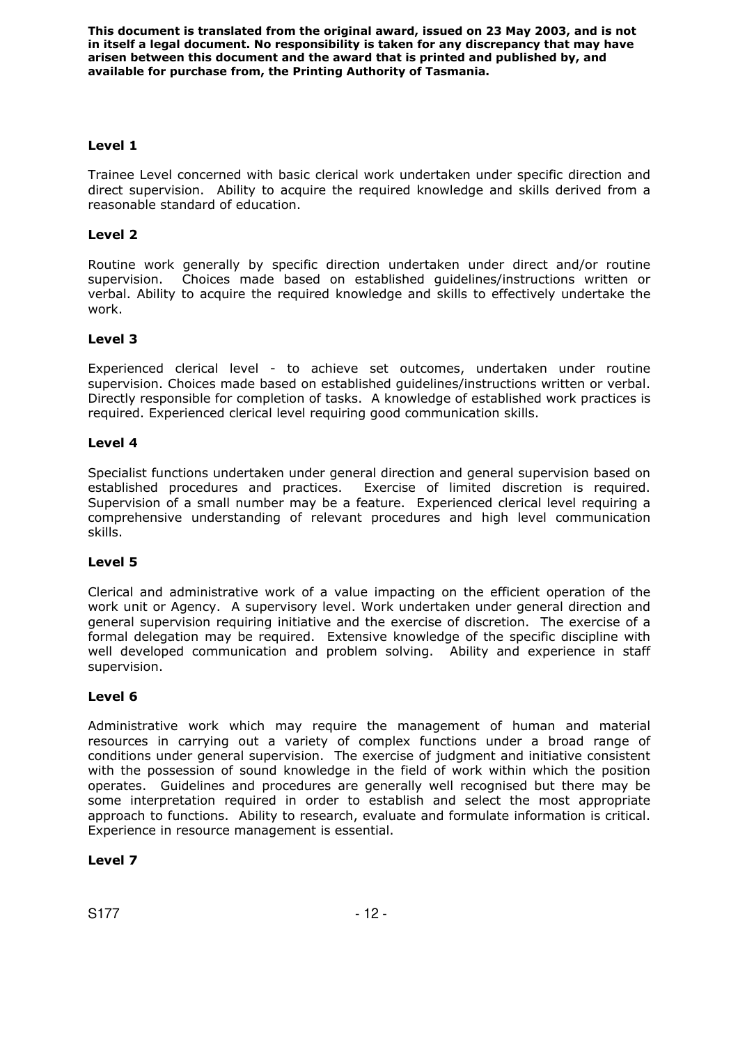### Level 1

Trainee Level concerned with basic clerical work undertaken under specific direction and direct supervision. Ability to acquire the required knowledge and skills derived from a reasonable standard of education.

### Level 2

Routine work generally by specific direction undertaken under direct and/or routine supervision. Choices made based on established guidelines/instructions written or verbal. Ability to acquire the required knowledge and skills to effectively undertake the work.

### Level 3

Experienced clerical level - to achieve set outcomes, undertaken under routine supervision. Choices made based on established guidelines/instructions written or verbal. Directly responsible for completion of tasks. A knowledge of established work practices is required. Experienced clerical level requiring good communication skills.

### Level 4

Specialist functions undertaken under general direction and general supervision based on established procedures and practices. Exercise of limited discretion is required. Supervision of a small number may be a feature. Experienced clerical level requiring a comprehensive understanding of relevant procedures and high level communication skills.

### Level 5

Clerical and administrative work of a value impacting on the efficient operation of the work unit or Agency. A supervisory level. Work undertaken under general direction and general supervision requiring initiative and the exercise of discretion. The exercise of a formal delegation may be required. Extensive knowledge of the specific discipline with well developed communication and problem solving. Ability and experience in staff supervision.

### Level 6

Administrative work which may require the management of human and material resources in carrying out a variety of complex functions under a broad range of conditions under general supervision. The exercise of judgment and initiative consistent with the possession of sound knowledge in the field of work within which the position operates. Guidelines and procedures are generally well recognised but there may be some interpretation required in order to establish and select the most appropriate approach to functions. Ability to research, evaluate and formulate information is critical. Experience in resource management is essential.

### Level 7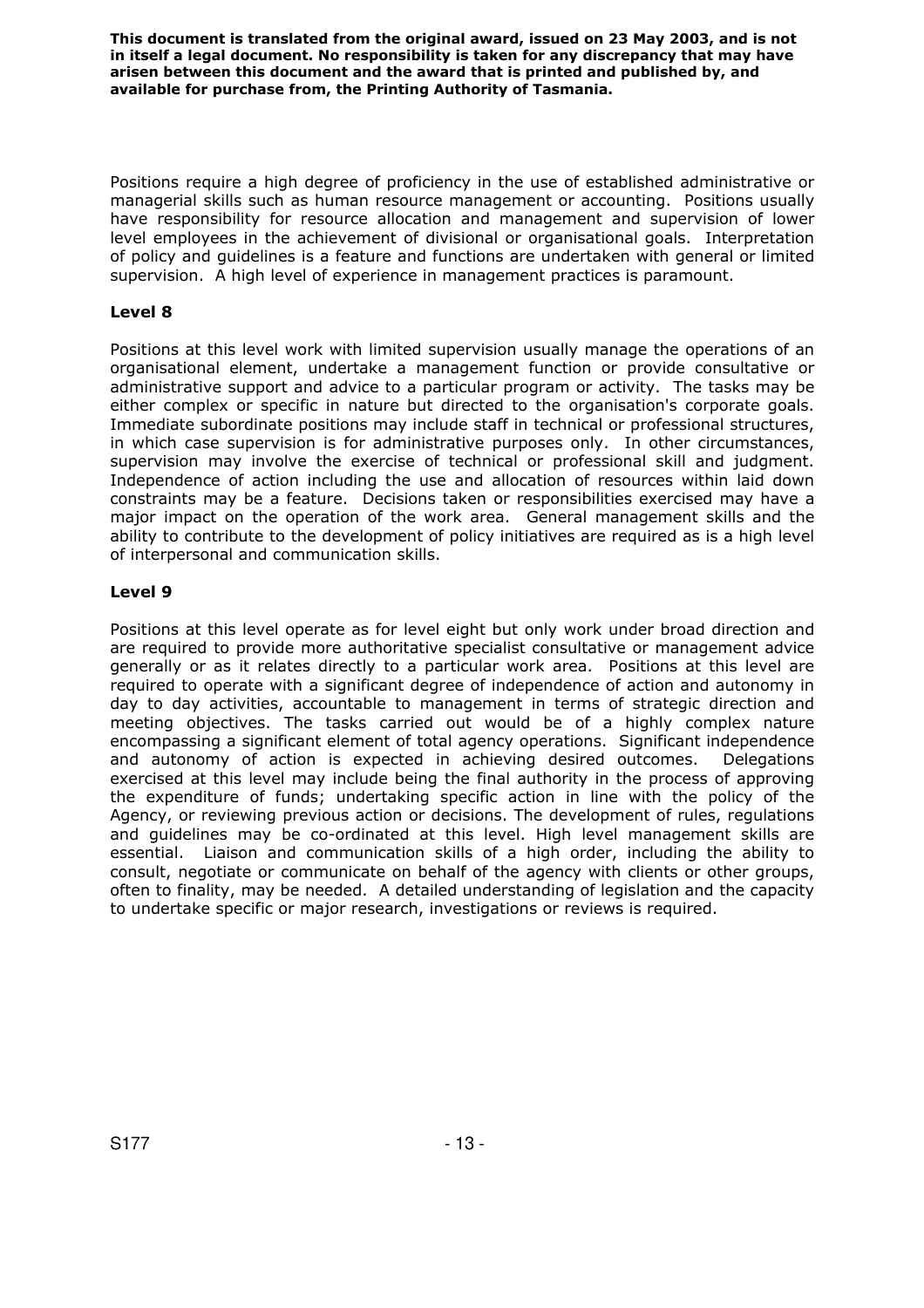Positions require a high degree of proficiency in the use of established administrative or managerial skills such as human resource management or accounting. Positions usually have responsibility for resource allocation and management and supervision of lower level employees in the achievement of divisional or organisational goals. Interpretation of policy and guidelines is a feature and functions are undertaken with general or limited supervision. A high level of experience in management practices is paramount.

### Level 8

Positions at this level work with limited supervision usually manage the operations of an organisational element, undertake a management function or provide consultative or administrative support and advice to a particular program or activity. The tasks may be either complex or specific in nature but directed to the organisation's corporate goals. Immediate subordinate positions may include staff in technical or professional structures, in which case supervision is for administrative purposes only. In other circumstances, supervision may involve the exercise of technical or professional skill and judgment. Independence of action including the use and allocation of resources within laid down constraints may be a feature. Decisions taken or responsibilities exercised may have a major impact on the operation of the work area. General management skills and the ability to contribute to the development of policy initiatives are required as is a high level of interpersonal and communication skills.

### Level 9

Positions at this level operate as for level eight but only work under broad direction and are required to provide more authoritative specialist consultative or management advice generally or as it relates directly to a particular work area. Positions at this level are required to operate with a significant degree of independence of action and autonomy in day to day activities, accountable to management in terms of strategic direction and meeting objectives. The tasks carried out would be of a highly complex nature encompassing a significant element of total agency operations. Significant independence and autonomy of action is expected in achieving desired outcomes. Delegations exercised at this level may include being the final authority in the process of approving the expenditure of funds; undertaking specific action in line with the policy of the Agency, or reviewing previous action or decisions. The development of rules, regulations and guidelines may be co-ordinated at this level. High level management skills are essential. Liaison and communication skills of a high order, including the ability to consult, negotiate or communicate on behalf of the agency with clients or other groups, often to finality, may be needed. A detailed understanding of legislation and the capacity to undertake specific or major research, investigations or reviews is required.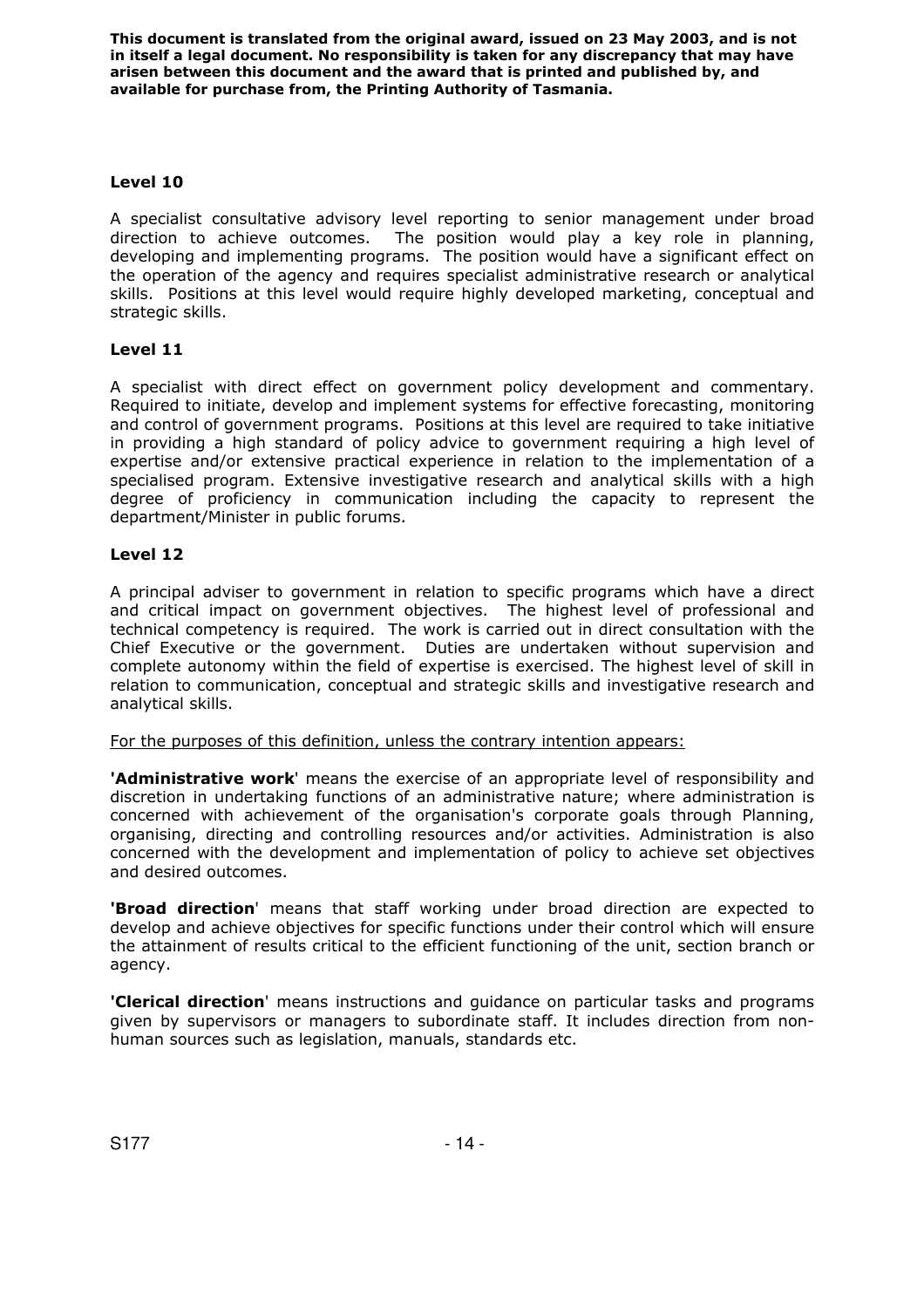### Level 10

A specialist consultative advisory level reporting to senior management under broad direction to achieve outcomes. The position would play a key role in planning, developing and implementing programs. The position would have a significant effect on the operation of the agency and requires specialist administrative research or analytical skills. Positions at this level would require highly developed marketing, conceptual and strategic skills.

### Level 11

A specialist with direct effect on government policy development and commentary. Required to initiate, develop and implement systems for effective forecasting, monitoring and control of government programs. Positions at this level are required to take initiative in providing a high standard of policy advice to government requiring a high level of expertise and/or extensive practical experience in relation to the implementation of a specialised program. Extensive investigative research and analytical skills with a high degree of proficiency in communication including the capacity to represent the department/Minister in public forums.

### Level 12

A principal adviser to government in relation to specific programs which have a direct and critical impact on government objectives. The highest level of professional and technical competency is required. The work is carried out in direct consultation with the Chief Executive or the government. Duties are undertaken without supervision and complete autonomy within the field of expertise is exercised. The highest level of skill in relation to communication, conceptual and strategic skills and investigative research and analytical skills.

<u>For the purposes of this definition, unless the contrary intention appears:</u>

**'Administrative work**' means the exercise of an appropriate level of responsibility and discretion in undertaking functions of an administrative nature; where administration is concerned with achievement of the organisation's corporate goals through Planning, organising, directing and controlling resources and/or activities. Administration is also concerned with the development and implementation of policy to achieve set objectives and desired outcomes.

**'Broad direction**' means that staff working under broad direction are expected to develop and achieve objectives for specific functions under their control which will ensure the attainment of results critical to the efficient functioning of the unit, section branch or agency.

**'Clerical direction**' means instructions and guidance on particular tasks and programs given by supervisors or managers to subordinate staff. It includes direction from non-human sources such as legislation, manuals, standards etc.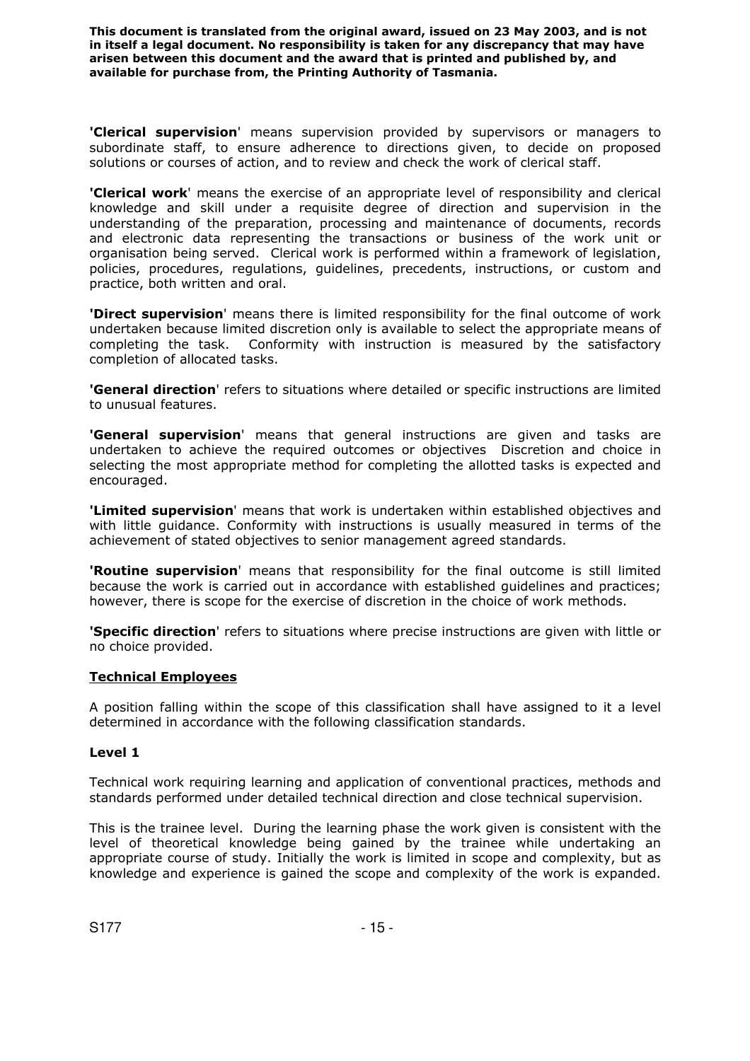**'Clerical supervision'** means supervision provided by supervisors or managers to subordinate staff, to ensure adherence to directions given, to decide on proposed solutions or courses of action, and to review and check the work of clerical staff.

**'Clerical work'** means the exercise of an appropriate level of responsibility and clerical knowledge and skill under a requisite degree of direction and supervision in the understanding of the preparation, processing and maintenance of documents, records and electronic data representing the transactions or business of the work unit or organisation being served. Clerical work is performed within a framework of legislation, policies, procedures, regulations, guidelines, precedents, instructions, or custom and practice, both written and oral.

**'Direct supervision'** means there is limited responsibility for the final outcome of work undertaken because limited discretion only is available to select the appropriate means of completing the task. Conformity with instruction is measured by the satisfactory completion of allocated tasks.

**'General direction'** refers to situations where detailed or specific instructions are limited to unusual features.

**'General supervision'** means that general instructions are given and tasks are undertaken to achieve the required outcomes or objectives Discretion and choice in selecting the most appropriate method for completing the allotted tasks is expected and encouraged.

**'Limited supervision'** means that work is undertaken within established objectives and with little guidance. Conformity with instructions is usually measured in terms of the achievement of stated objectives to senior management agreed standards.

**'Routine supervision'** means that responsibility for the final outcome is still limited because the work is carried out in accordance with established guidelines and practices; however, there is scope for the exercise of discretion in the choice of work methods.

**'Specific direction'** refers to situations where precise instructions are given with little or no choice provided.

## Technical Employees

A position falling within the scope of this classification shall have assigned to it a level determined in accordance with the following classification standards.

### Level 1

Technical work requiring learning and application of conventional practices, methods and standards performed under detailed technical direction and close technical supervision.

This is the trainee level. During the learning phase the work given is consistent with the level of theoretical knowledge being gained by the trainee while undertaking an appropriate course of study. Initially the work is limited in scope and complexity, but as knowledge and experience is gained the scope and complexity of the work is expanded.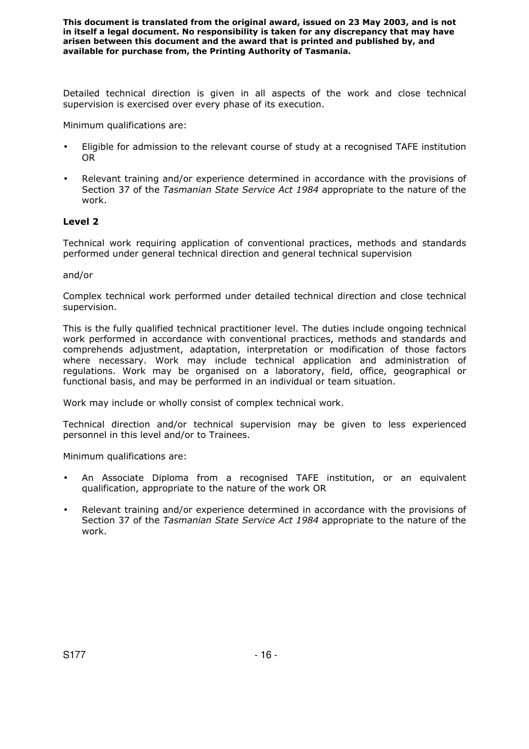Detailed technical direction is given in all aspects of the work and close technical supervision is exercised over every phase of its execution.

Minimum qualifications are:

- Eligible for admission to the relevant course of study at a recognised TAFE institution OR
- Relevant training and/or experience determined in accordance with the provisions of Section 37 of the *Tasmanian State Service Act 1984* appropriate to the nature of the work.

**Level 2**

Technical work requiring application of conventional practices, methods and standards performed under general technical direction and general technical supervision

and/or

Complex technical work performed under detailed technical direction and close technical supervision.

This is the fully qualified technical practitioner level. The duties include ongoing technical work performed in accordance with conventional practices, methods and standards and comprehends adjustment, adaptation, interpretation or modification of those factors where necessary. Work may include technical application and administration of regulations. Work may be organised on a laboratory, field, office, geographical or functional basis, and may be performed in an individual or team situation.

Work may include or wholly consist of complex technical work.

Technical direction and/or technical supervision may be given to less experienced personnel in this level and/or to Trainees.

Minimum qualifications are:

- An Associate Diploma from a recognised TAFE institution, or an equivalent qualification, appropriate to the nature of the work OR
- Relevant training and/or experience determined in accordance with the provisions of Section 37 of the *Tasmanian State Service Act 1984* appropriate to the nature of the work.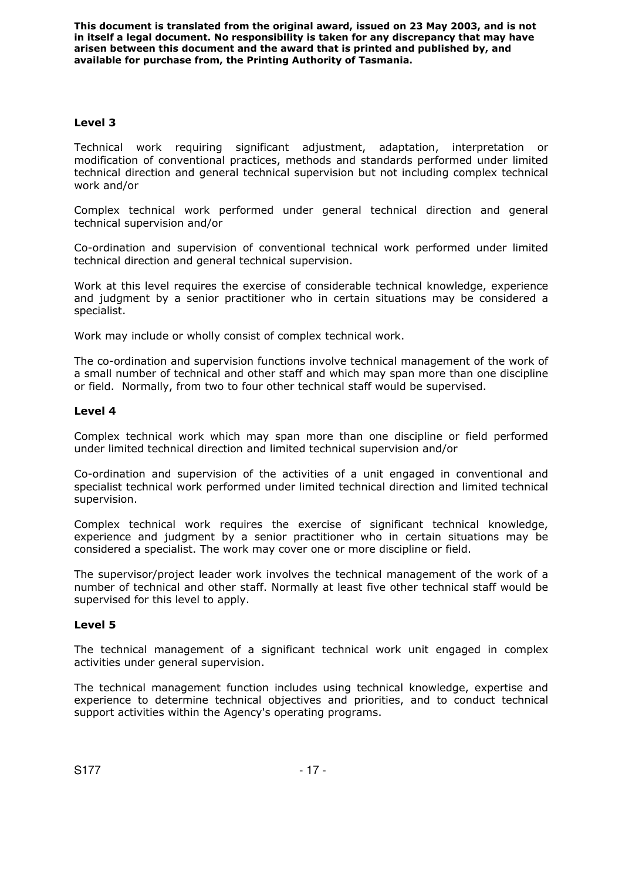### Level 3

Technical work requiring significant adjustment, adaptation, interpretation or modification of conventional practices, methods and standards performed under limited technical direction and general technical supervision but not including complex technical work and/or

Complex technical work performed under general technical direction and general technical supervision and/or

Co-ordination and supervision of conventional technical work performed under limited technical direction and general technical supervision.

Work at this level requires the exercise of considerable technical knowledge, experience and judgment by a senior practitioner who in certain situations may be considered a specialist.

Work may include or wholly consist of complex technical work.

The co-ordination and supervision functions involve technical management of the work of a small number of technical and other staff and which may span more than one discipline or field. Normally, from two to four other technical staff would be supervised.

### Level 4

Complex technical work which may span more than one discipline or field performed under limited technical direction and limited technical supervision and/or

Co-ordination and supervision of the activities of a unit engaged in conventional and specialist technical work performed under limited technical direction and limited technical supervision.

Complex technical work requires the exercise of significant technical knowledge, experience and judgment by a senior practitioner who in certain situations may be considered a specialist. The work may cover one or more discipline or field.

The supervisor/project leader work involves the technical management of the work of a number of technical and other staff. Normally at least five other technical staff would be supervised for this level to apply.

### Level 5

The technical management of a significant technical work unit engaged in complex activities under general supervision.

The technical management function includes using technical knowledge, expertise and experience to determine technical objectives and priorities, and to conduct technical support activities within the Agency's operating programs.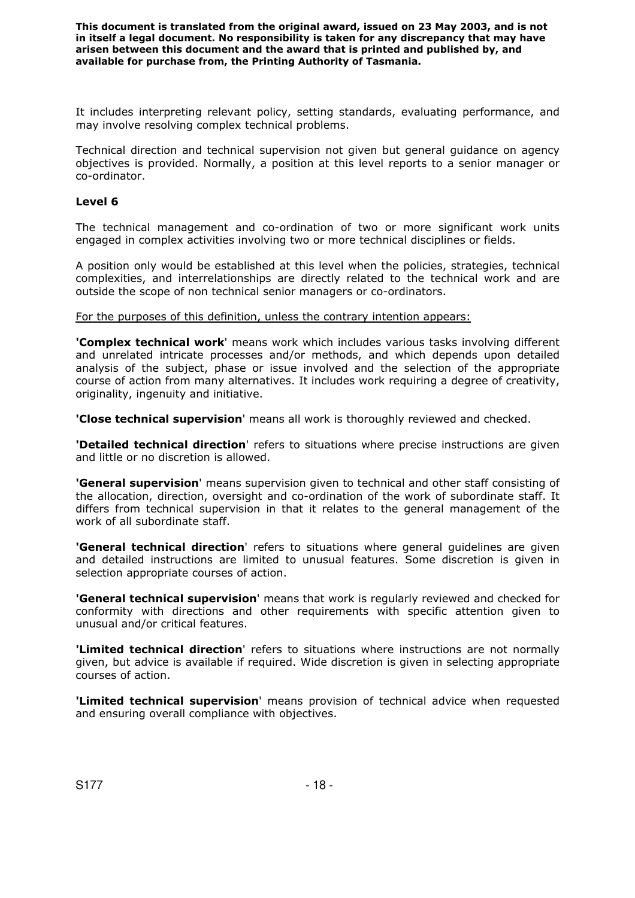It includes interpreting relevant policy, setting standards, evaluating performance, and may involve resolving complex technical problems.

Technical direction and technical supervision not given but general guidance on agency objectives is provided. Normally, a position at this level reports to a senior manager or co-ordinator.

**Level 6**

The technical management and co-ordination of two or more significant work units engaged in complex activities involving two or more technical disciplines or fields.

A position only would be established at this level when the policies, strategies, technical complexities, and interrelationships are directly related to the technical work and are outside the scope of non technical senior managers or co-ordinators.

<u>For the purposes of this definition, unless the contrary intention appears:</u>

'**Complex technical work**' means work which includes various tasks involving different and unrelated intricate processes and/or methods, and which depends upon detailed analysis of the subject, phase or issue involved and the selection of the appropriate course of action from many alternatives. It includes work requiring a degree of creativity, originality, ingenuity and initiative.

'**Close technical supervision**' means all work is thoroughly reviewed and checked.

'**Detailed technical direction**' refers to situations where precise instructions are given and little or no discretion is allowed.

'**General supervision**' means supervision given to technical and other staff consisting of the allocation, direction, oversight and co-ordination of the work of subordinate staff. It differs from technical supervision in that it relates to the general management of the work of all subordinate staff.

'**General technical direction**' refers to situations where general guidelines are given and detailed instructions are limited to unusual features. Some discretion is given in selection appropriate courses of action.

'**General technical supervision**' means that work is regularly reviewed and checked for conformity with directions and other requirements with specific attention given to unusual and/or critical features.

'**Limited technical direction**' refers to situations where instructions are not normally given, but advice is available if required. Wide discretion is given in selecting appropriate courses of action.

'**Limited technical supervision**' means provision of technical advice when requested and ensuring overall compliance with objectives.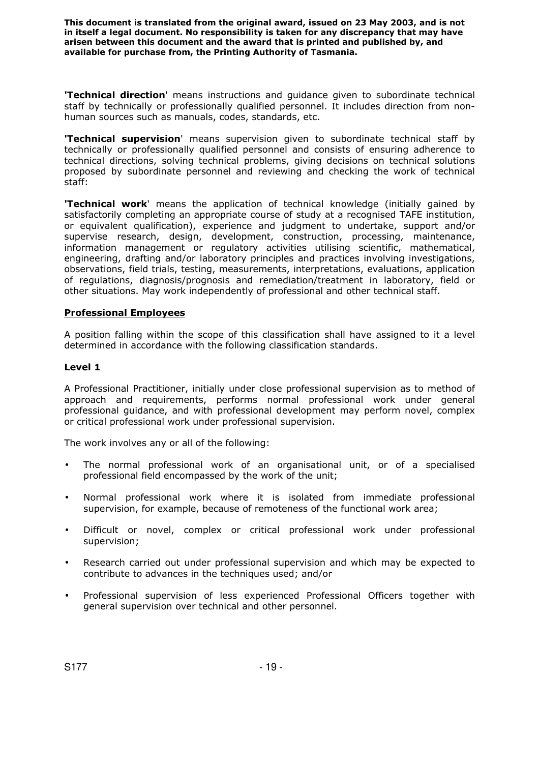**'Technical direction**' means instructions and guidance given to subordinate technical staff by technically or professionally qualified personnel. It includes direction from non-human sources such as manuals, codes, standards, etc.

**'Technical supervision**' means supervision given to subordinate technical staff by technically or professionally qualified personnel and consists of ensuring adherence to technical directions, solving technical problems, giving decisions on technical solutions proposed by subordinate personnel and reviewing and checking the work of technical staff:

**'Technical work**' means the application of technical knowledge (initially gained by satisfactorily completing an appropriate course of study at a recognised TAFE institution, or equivalent qualification), experience and judgment to undertake, support and/or supervise research, design, development, construction, processing, maintenance, information management or regulatory activities utilising scientific, mathematical, engineering, drafting and/or laboratory principles and practices involving investigations, observations, field trials, testing, measurements, interpretations, evaluations, application of regulations, diagnosis/prognosis and remediation/treatment in laboratory, field or other situations. May work independently of professional and other technical staff.

<u>**Professional Employees**</u>

A position falling within the scope of this classification shall have assigned to it a level determined in accordance with the following classification standards.

**Level 1**

A Professional Practitioner, initially under close professional supervision as to method of approach and requirements, performs normal professional work under general professional guidance, and with professional development may perform novel, complex or critical professional work under professional supervision.

The work involves any or all of the following:

- The normal professional work of an organisational unit, or of a specialised professional field encompassed by the work of the unit;
- Normal professional work where it is isolated from immediate professional supervision, for example, because of remoteness of the functional work area;
- Difficult or novel, complex or critical professional work under professional supervision;
- Research carried out under professional supervision and which may be expected to contribute to advances in the techniques used; and/or
- Professional supervision of less experienced Professional Officers together with general supervision over technical and other personnel.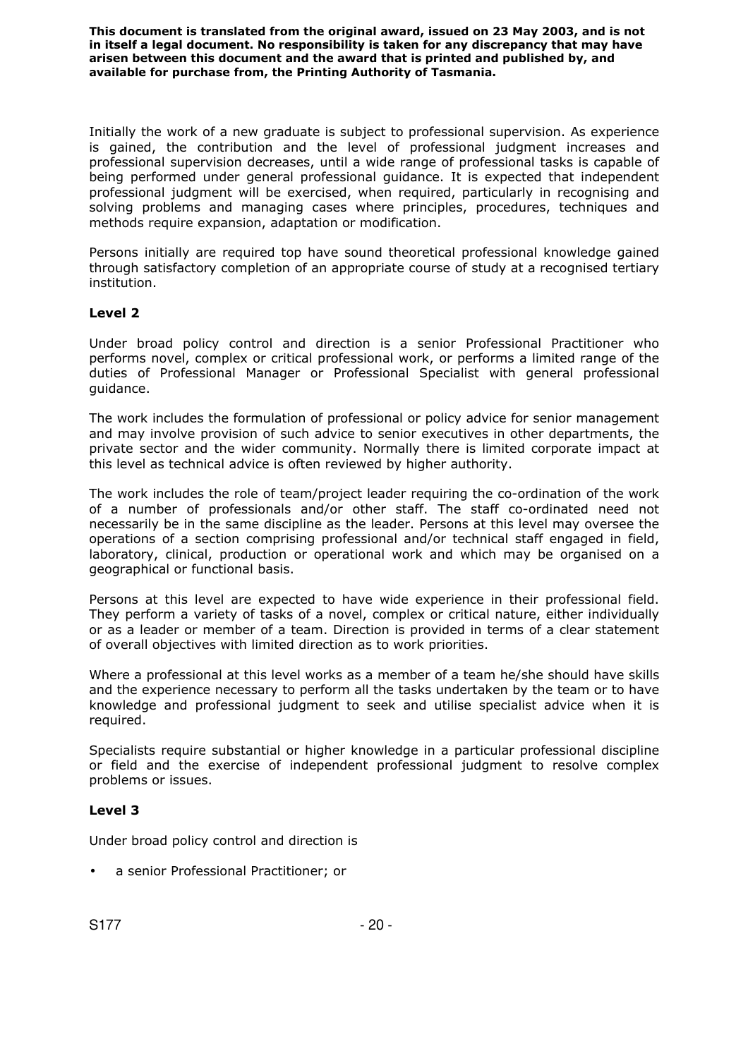Initially the work of a new graduate is subject to professional supervision. As experience is gained, the contribution and the level of professional judgment increases and professional supervision decreases, until a wide range of professional tasks is capable of being performed under general professional guidance. It is expected that independent professional judgment will be exercised, when required, particularly in recognising and solving problems and managing cases where principles, procedures, techniques and methods require expansion, adaptation or modification.

Persons initially are required top have sound theoretical professional knowledge gained through satisfactory completion of an appropriate course of study at a recognised tertiary institution.

**Level 2**

Under broad policy control and direction is a senior Professional Practitioner who performs novel, complex or critical professional work, or performs a limited range of the duties of Professional Manager or Professional Specialist with general professional guidance.

The work includes the formulation of professional or policy advice for senior management and may involve provision of such advice to senior executives in other departments, the private sector and the wider community. Normally there is limited corporate impact at this level as technical advice is often reviewed by higher authority.

The work includes the role of team/project leader requiring the co-ordination of the work of a number of professionals and/or other staff. The staff co-ordinated need not necessarily be in the same discipline as the leader. Persons at this level may oversee the operations of a section comprising professional and/or technical staff engaged in field, laboratory, clinical, production or operational work and which may be organised on a geographical or functional basis.

Persons at this level are expected to have wide experience in their professional field. They perform a variety of tasks of a novel, complex or critical nature, either individually or as a leader or member of a team. Direction is provided in terms of a clear statement of overall objectives with limited direction as to work priorities.

Where a professional at this level works as a member of a team he/she should have skills and the experience necessary to perform all the tasks undertaken by the team or to have knowledge and professional judgment to seek and utilise specialist advice when it is required.

Specialists require substantial or higher knowledge in a particular professional discipline or field and the exercise of independent professional judgment to resolve complex problems or issues.

**Level 3**

Under broad policy control and direction is

- a senior Professional Practitioner; or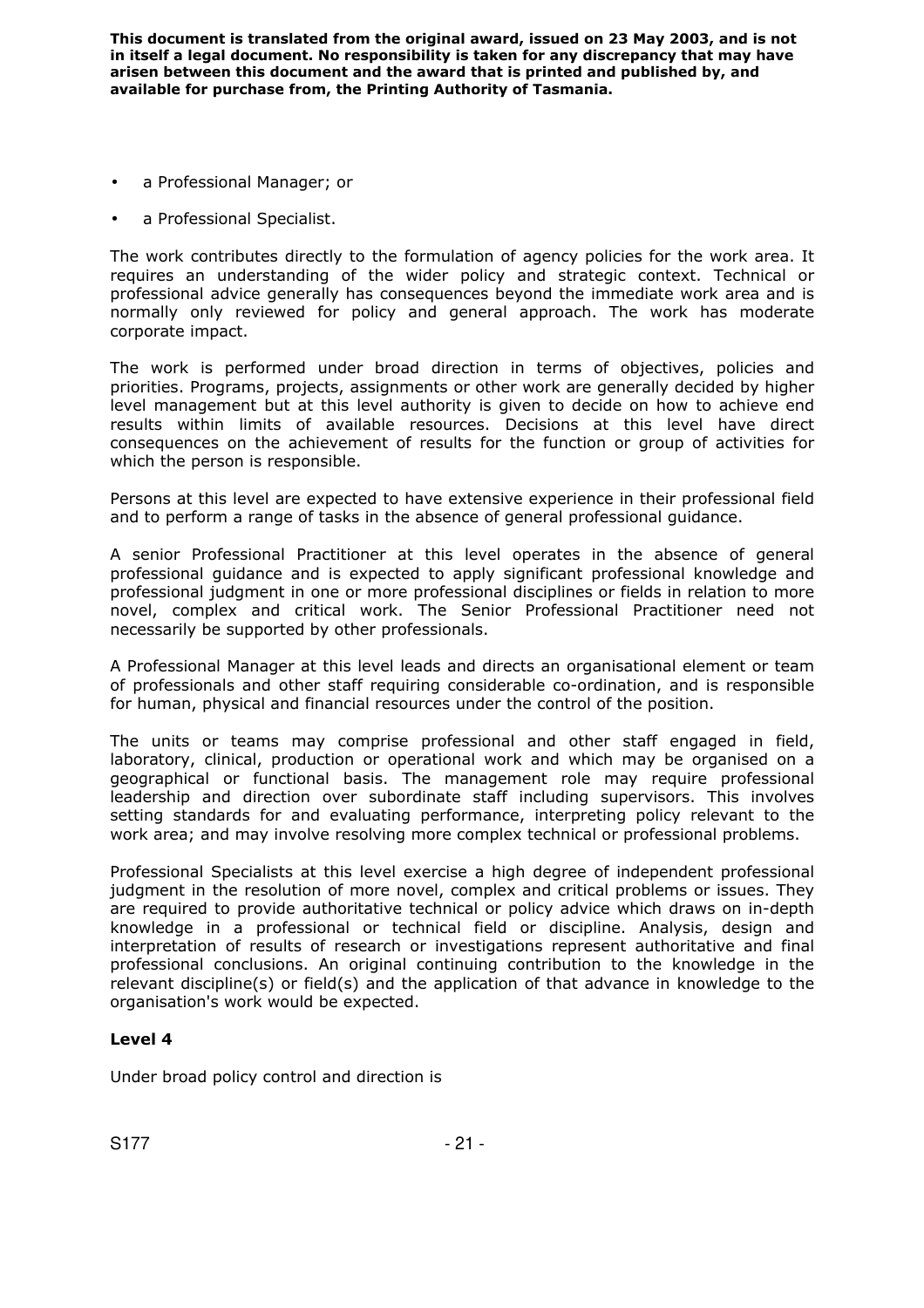- a Professional Manager; or
- a Professional Specialist.

The work contributes directly to the formulation of agency policies for the work area. It requires an understanding of the wider policy and strategic context. Technical or professional advice generally has consequences beyond the immediate work area and is normally only reviewed for policy and general approach. The work has moderate corporate impact.

The work is performed under broad direction in terms of objectives, policies and priorities. Programs, projects, assignments or other work are generally decided by higher level management but at this level authority is given to decide on how to achieve end results within limits of available resources. Decisions at this level have direct consequences on the achievement of results for the function or group of activities for which the person is responsible.

Persons at this level are expected to have extensive experience in their professional field and to perform a range of tasks in the absence of general professional guidance.

A senior Professional Practitioner at this level operates in the absence of general professional guidance and is expected to apply significant professional knowledge and professional judgment in one or more professional disciplines or fields in relation to more novel, complex and critical work. The Senior Professional Practitioner need not necessarily be supported by other professionals.

A Professional Manager at this level leads and directs an organisational element or team of professionals and other staff requiring considerable co-ordination, and is responsible for human, physical and financial resources under the control of the position.

The units or teams may comprise professional and other staff engaged in field, laboratory, clinical, production or operational work and which may be organised on a geographical or functional basis. The management role may require professional leadership and direction over subordinate staff including supervisors. This involves setting standards for and evaluating performance, interpreting policy relevant to the work area; and may involve resolving more complex technical or professional problems.

Professional Specialists at this level exercise a high degree of independent professional judgment in the resolution of more novel, complex and critical problems or issues. They are required to provide authoritative technical or policy advice which draws on in-depth knowledge in a professional or technical field or discipline. Analysis, design and interpretation of results of research or investigations represent authoritative and final professional conclusions. An original continuing contribution to the knowledge in the relevant discipline(s) or field(s) and the application of that advance in knowledge to the organisation's work would be expected.

**Level 4**

Under broad policy control and direction is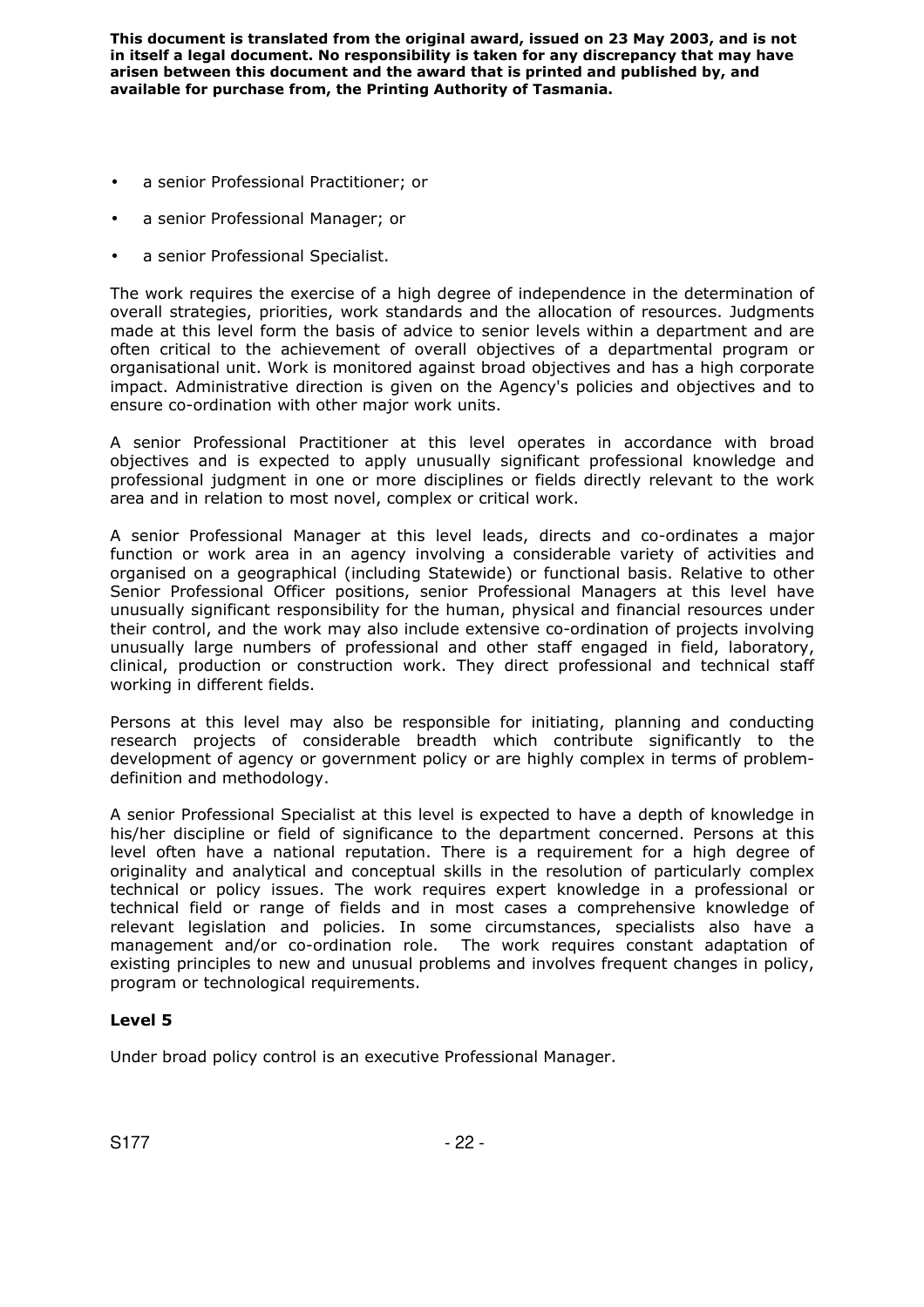- a senior Professional Practitioner; or
- a senior Professional Manager; or
- a senior Professional Specialist.

The work requires the exercise of a high degree of independence in the determination of overall strategies, priorities, work standards and the allocation of resources. Judgments made at this level form the basis of advice to senior levels within a department and are often critical to the achievement of overall objectives of a departmental program or organisational unit. Work is monitored against broad objectives and has a high corporate impact. Administrative direction is given on the Agency's policies and objectives and to ensure co-ordination with other major work units.

A senior Professional Practitioner at this level operates in accordance with broad objectives and is expected to apply unusually significant professional knowledge and professional judgment in one or more disciplines or fields directly relevant to the work area and in relation to most novel, complex or critical work.

A senior Professional Manager at this level leads, directs and co-ordinates a major function or work area in an agency involving a considerable variety of activities and organised on a geographical (including Statewide) or functional basis. Relative to other Senior Professional Officer positions, senior Professional Managers at this level have unusually significant responsibility for the human, physical and financial resources under their control, and the work may also include extensive co-ordination of projects involving unusually large numbers of professional and other staff engaged in field, laboratory, clinical, production or construction work. They direct professional and technical staff working in different fields.

Persons at this level may also be responsible for initiating, planning and conducting research projects of considerable breadth which contribute significantly to the development of agency or government policy or are highly complex in terms of problem-definition and methodology.

A senior Professional Specialist at this level is expected to have a depth of knowledge in his/her discipline or field of significance to the department concerned. Persons at this level often have a national reputation. There is a requirement for a high degree of originality and analytical and conceptual skills in the resolution of particularly complex technical or policy issues. The work requires expert knowledge in a professional or technical field or range of fields and in most cases a comprehensive knowledge of relevant legislation and policies. In some circumstances, specialists also have a management and/or co-ordination role. The work requires constant adaptation of existing principles to new and unusual problems and involves frequent changes in policy, program or technological requirements.

**Level 5**

Under broad policy control is an executive Professional Manager.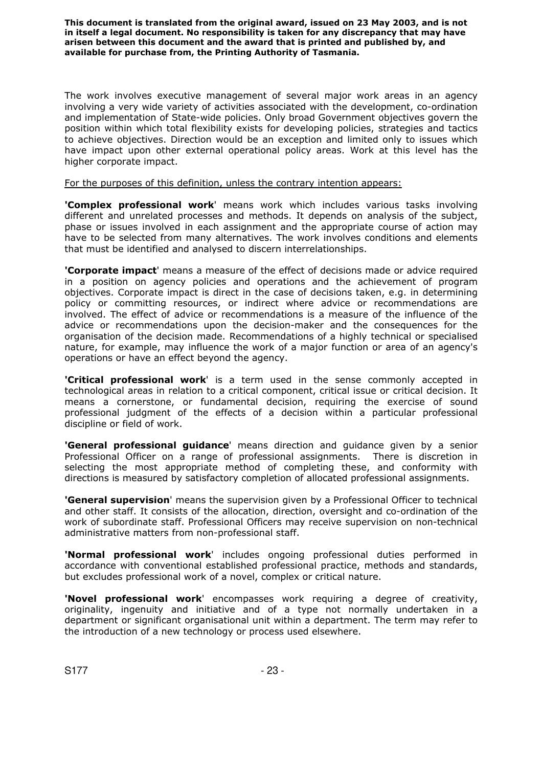The work involves executive management of several major work areas in an agency involving a very wide variety of activities associated with the development, co-ordination and implementation of State-wide policies. Only broad Government objectives govern the position within which total flexibility exists for developing policies, strategies and tactics to achieve objectives. Direction would be an exception and limited only to issues which have impact upon other external operational policy areas. Work at this level has the higher corporate impact.

<u>For the purposes of this definition, unless the contrary intention appears:</u>

**'Complex professional work**' means work which includes various tasks involving different and unrelated processes and methods. It depends on analysis of the subject, phase or issues involved in each assignment and the appropriate course of action may have to be selected from many alternatives. The work involves conditions and elements that must be identified and analysed to discern interrelationships.

**'Corporate impact**' means a measure of the effect of decisions made or advice required in a position on agency policies and operations and the achievement of program objectives. Corporate impact is direct in the case of decisions taken, e.g. in determining policy or committing resources, or indirect where advice or recommendations are involved. The effect of advice or recommendations is a measure of the influence of the advice or recommendations upon the decision-maker and the consequences for the organisation of the decision made. Recommendations of a highly technical or specialised nature, for example, may influence the work of a major function or area of an agency's operations or have an effect beyond the agency.

**'Critical professional work**' is a term used in the sense commonly accepted in technological areas in relation to a critical component, critical issue or critical decision. It means a cornerstone, or fundamental decision, requiring the exercise of sound professional judgment of the effects of a decision within a particular professional discipline or field of work.

**'General professional guidance**' means direction and guidance given by a senior Professional Officer on a range of professional assignments. There is discretion in selecting the most appropriate method of completing these, and conformity with directions is measured by satisfactory completion of allocated professional assignments.

**'General supervision**' means the supervision given by a Professional Officer to technical and other staff. It consists of the allocation, direction, oversight and co-ordination of the work of subordinate staff. Professional Officers may receive supervision on non-technical administrative matters from non-professional staff.

**'Normal professional work**' includes ongoing professional duties performed in accordance with conventional established professional practice, methods and standards, but excludes professional work of a novel, complex or critical nature.

**'Novel professional work**' encompasses work requiring a degree of creativity, originality, ingenuity and initiative and of a type not normally undertaken in a department or significant organisational unit within a department. The term may refer to the introduction of a new technology or process used elsewhere.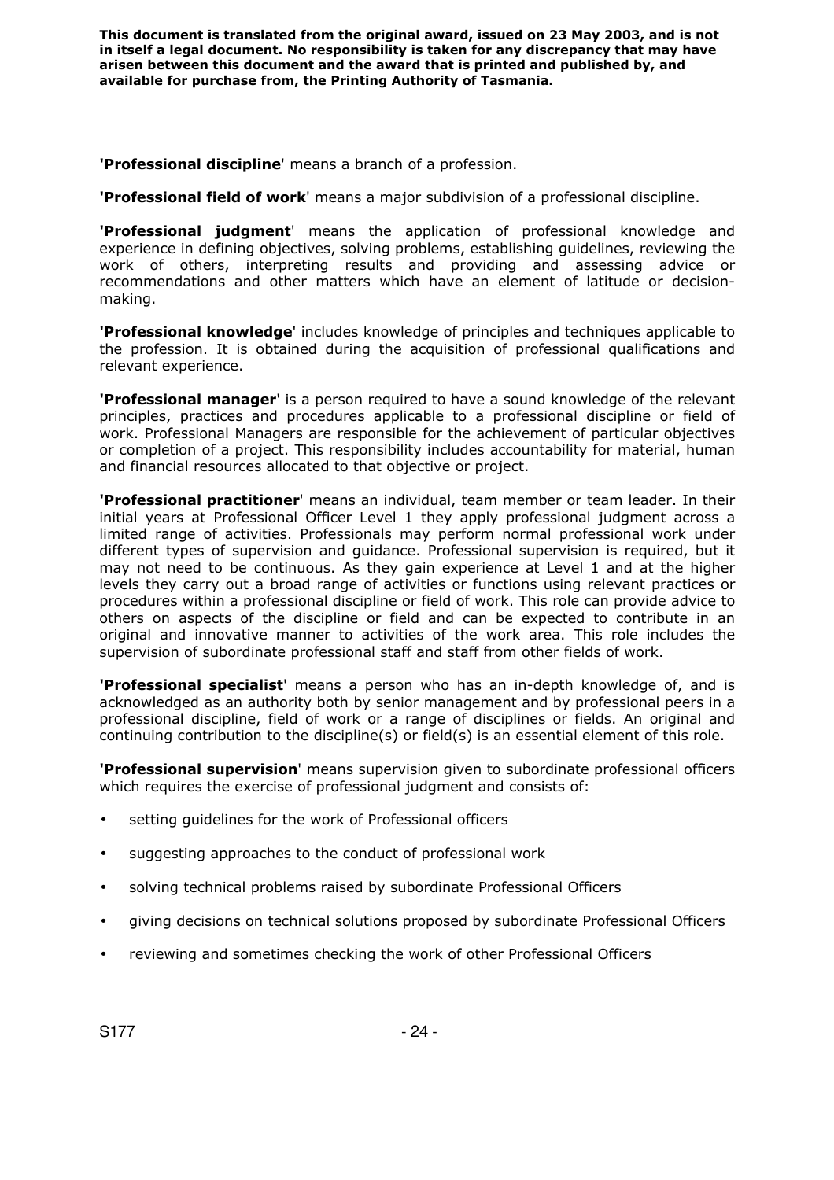**'Professional discipline**' means a branch of a profession.

**'Professional field of work**' means a major subdivision of a professional discipline.

**'Professional judgment**' means the application of professional knowledge and experience in defining objectives, solving problems, establishing guidelines, reviewing the work of others, interpreting results and providing and assessing advice or recommendations and other matters which have an element of latitude or decision-making.

**'Professional knowledge**' includes knowledge of principles and techniques applicable to the profession. It is obtained during the acquisition of professional qualifications and relevant experience.

**'Professional manager**' is a person required to have a sound knowledge of the relevant principles, practices and procedures applicable to a professional discipline or field of work. Professional Managers are responsible for the achievement of particular objectives or completion of a project. This responsibility includes accountability for material, human and financial resources allocated to that objective or project.

**'Professional practitioner**' means an individual, team member or team leader. In their initial years at Professional Officer Level 1 they apply professional judgment across a limited range of activities. Professionals may perform normal professional work under different types of supervision and guidance. Professional supervision is required, but it may not need to be continuous. As they gain experience at Level 1 and at the higher levels they carry out a broad range of activities or functions using relevant practices or procedures within a professional discipline or field of work. This role can provide advice to others on aspects of the discipline or field and can be expected to contribute in an original and innovative manner to activities of the work area. This role includes the supervision of subordinate professional staff and staff from other fields of work.

**'Professional specialist**' means a person who has an in-depth knowledge of, and is acknowledged as an authority both by senior management and by professional peers in a professional discipline, field of work or a range of disciplines or fields. An original and continuing contribution to the discipline(s) or field(s) is an essential element of this role.

**'Professional supervision**' means supervision given to subordinate professional officers which requires the exercise of professional judgment and consists of:

- setting guidelines for the work of Professional officers
- suggesting approaches to the conduct of professional work
- solving technical problems raised by subordinate Professional Officers
- giving decisions on technical solutions proposed by subordinate Professional Officers
- reviewing and sometimes checking the work of other Professional Officers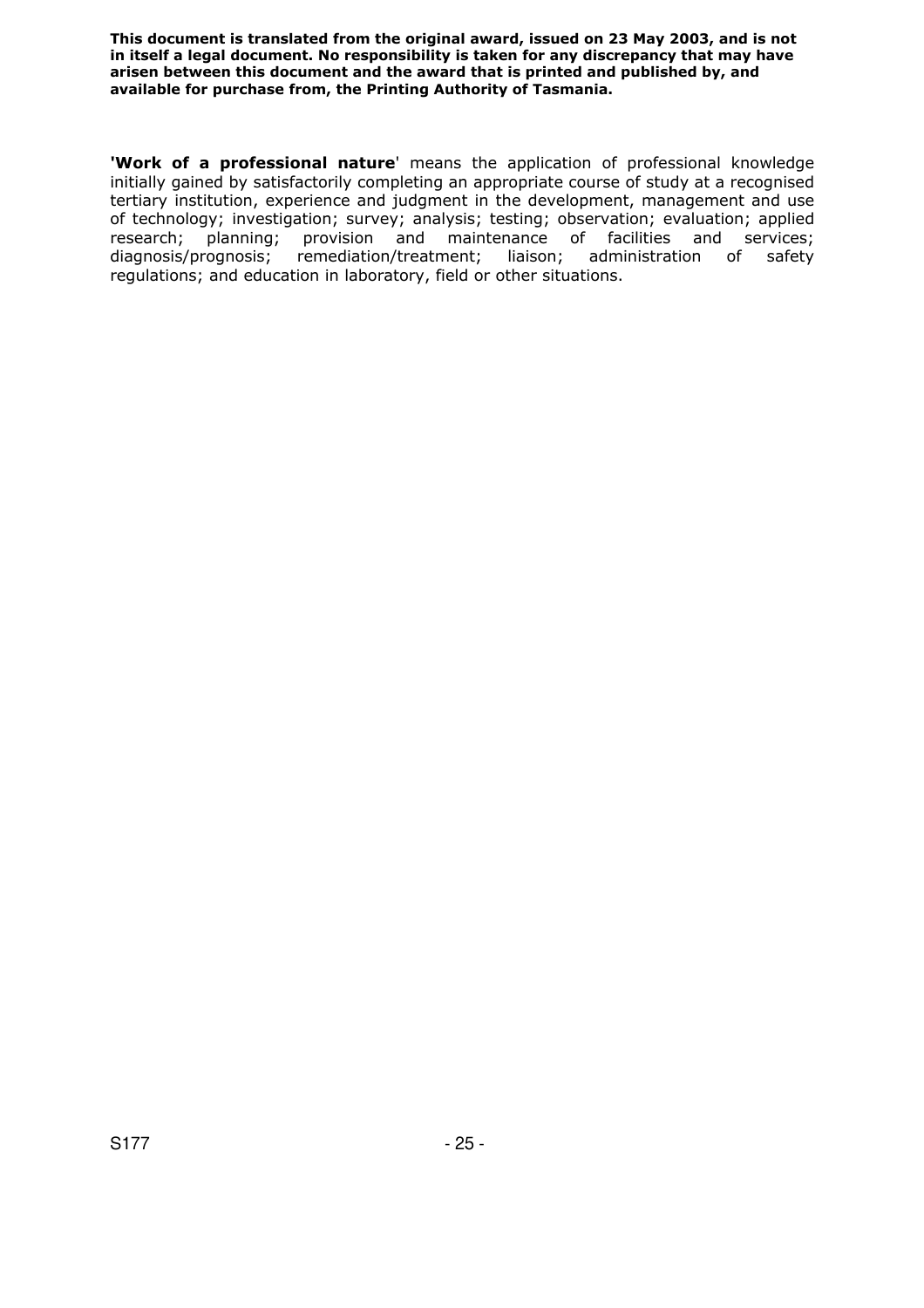**This document is translated from the original award, issued on 23 May 2003, and is not in itself a legal document. No responsibility is taken for any discrepancy that may have arisen between this document and the award that is printed and published by, and available for purchase from, the Printing Authority of Tasmania.**

**'Work of a professional nature**' means the application of professional knowledge initially gained by satisfactorily completing an appropriate course of study at a recognised tertiary institution, experience and judgment in the development, management and use of technology; investigation; survey; analysis; testing; observation; evaluation; applied research; planning; provision and maintenance of facilities and services; diagnosis/prognosis; remediation/treatment; liaison; administration of safety regulations; and education in laboratory, field or other situations.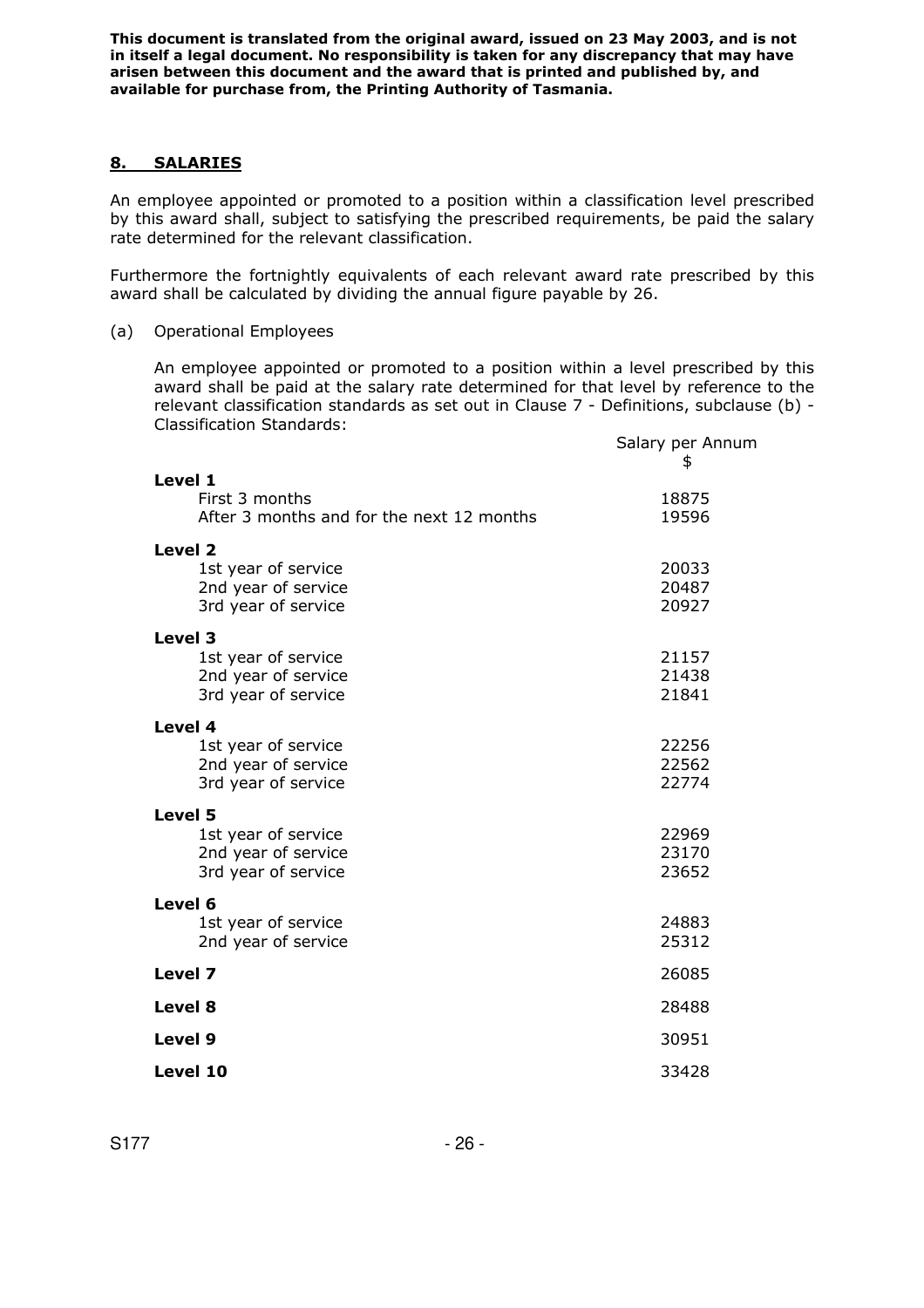**This document is translated from the original award, issued on 23 May 2003, and is not in itself a legal document. No responsibility is taken for any discrepancy that may have arisen between this document and the award that is printed and published by, and available for purchase from, the Printing Authority of Tasmania.**

## 8. SALARIES

An employee appointed or promoted to a position within a classification level prescribed by this award shall, subject to satisfying the prescribed requirements, be paid the salary rate determined for the relevant classification.

Furthermore the fortnightly equivalents of each relevant award rate prescribed by this award shall be calculated by dividing the annual figure payable by 26.

(a) Operational Employees

An employee appointed or promoted to a position within a level prescribed by this award shall be paid at the salary rate determined for that level by reference to the relevant classification standards as set out in Clause 7 - Definitions, subclause (b) - Classification Standards:

| | Salary per Annum $ |
|---|---|
| **Level 1** | |
| First 3 months | 18875 |
| After 3 months and for the next 12 months | 19596 |
| **Level 2** | |
| 1st year of service | 20033 |
| 2nd year of service | 20487 |
| 3rd year of service | 20927 |
| **Level 3** | |
| 1st year of service | 21157 |
| 2nd year of service | 21438 |
| 3rd year of service | 21841 |
| **Level 4** | |
| 1st year of service | 22256 |
| 2nd year of service | 22562 |
| 3rd year of service | 22774 |
| **Level 5** | |
| 1st year of service | 22969 |
| 2nd year of service | 23170 |
| 3rd year of service | 23652 |
| **Level 6** | |
| 1st year of service | 24883 |
| 2nd year of service | 25312 |
| **Level 7** | 26085 |
| **Level 8** | 28488 |
| **Level 9** | 30951 |
| **Level 10** | 33428 |

S177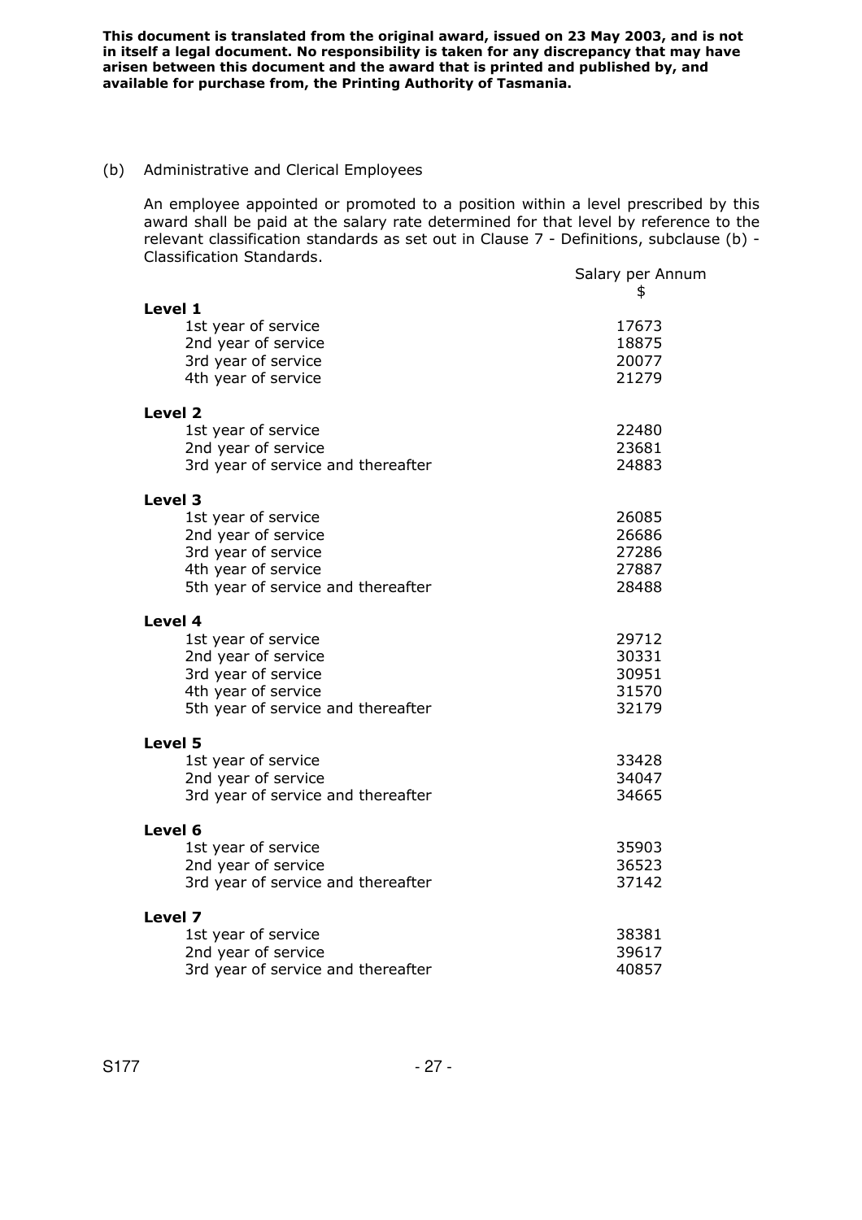**This document is translated from the original award, issued on 23 May 2003, and is not in itself a legal document. No responsibility is taken for any discrepancy that may have arisen between this document and the award that is printed and published by, and available for purchase from, the Printing Authority of Tasmania.**

(b) Administrative and Clerical Employees

An employee appointed or promoted to a position within a level prescribed by this award shall be paid at the salary rate determined for that level by reference to the relevant classification standards as set out in Clause 7 - Definitions, subclause (b) - Classification Standards.

| | Salary per Annum $ |
|---|---|
| **Level 1** | |
| 1st year of service | 17673 |
| 2nd year of service | 18875 |
| 3rd year of service | 20077 |
| 4th year of service | 21279 |
| **Level 2** | |
| 1st year of service | 22480 |
| 2nd year of service | 23681 |
| 3rd year of service and thereafter | 24883 |
| **Level 3** | |
| 1st year of service | 26085 |
| 2nd year of service | 26686 |
| 3rd year of service | 27286 |
| 4th year of service | 27887 |
| 5th year of service and thereafter | 28488 |
| **Level 4** | |
| 1st year of service | 29712 |
| 2nd year of service | 30331 |
| 3rd year of service | 30951 |
| 4th year of service | 31570 |
| 5th year of service and thereafter | 32179 |
| **Level 5** | |
| 1st year of service | 33428 |
| 2nd year of service | 34047 |
| 3rd year of service and thereafter | 34665 |
| **Level 6** | |
| 1st year of service | 35903 |
| 2nd year of service | 36523 |
| 3rd year of service and thereafter | 37142 |
| **Level 7** | |
| 1st year of service | 38381 |
| 2nd year of service | 39617 |
| 3rd year of service and thereafter | 40857 |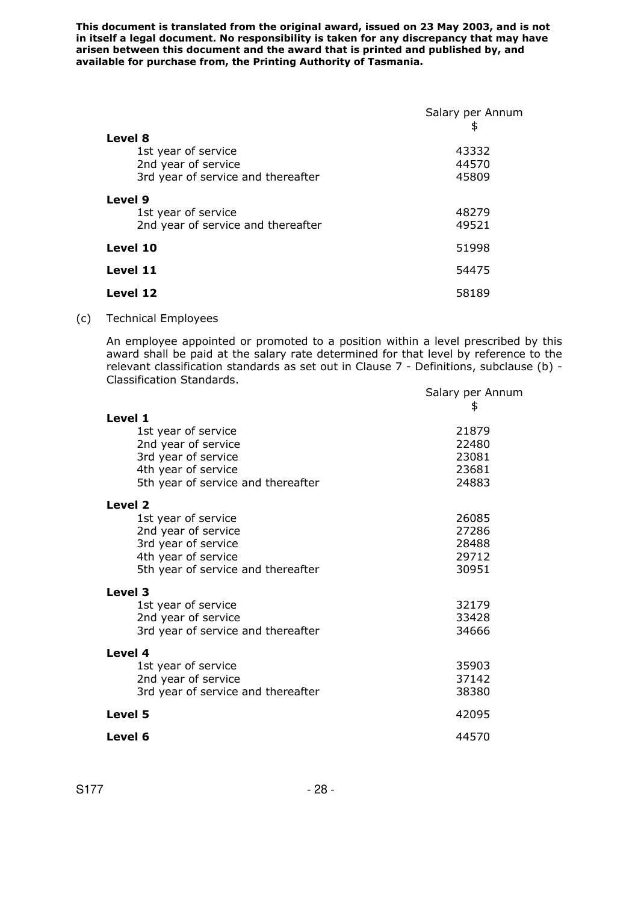**This document is translated from the original award, issued on 23 May 2003, and is not in itself a legal document. No responsibility is taken for any discrepancy that may have arisen between this document and the award that is printed and published by, and available for purchase from, the Printing Authority of Tasmania.**

| | Salary per Annum $ |
|---|---|
| **Level 8** | |
| 1st year of service | 43332 |
| 2nd year of service | 44570 |
| 3rd year of service and thereafter | 45809 |
| **Level 9** | |
| 1st year of service | 48279 |
| 2nd year of service and thereafter | 49521 |
| **Level 10** | 51998 |
| **Level 11** | 54475 |
| **Level 12** | 58189 |

(c) Technical Employees

An employee appointed or promoted to a position within a level prescribed by this award shall be paid at the salary rate determined for that level by reference to the relevant classification standards as set out in Clause 7 - Definitions, subclause (b) - Classification Standards.

| | Salary per Annum $ |
|---|---|
| **Level 1** | |
| 1st year of service | 21879 |
| 2nd year of service | 22480 |
| 3rd year of service | 23081 |
| 4th year of service | 23681 |
| 5th year of service and thereafter | 24883 |
| **Level 2** | |
| 1st year of service | 26085 |
| 2nd year of service | 27286 |
| 3rd year of service | 28488 |
| 4th year of service | 29712 |
| 5th year of service and thereafter | 30951 |
| **Level 3** | |
| 1st year of service | 32179 |
| 2nd year of service | 33428 |
| 3rd year of service and thereafter | 34666 |
| **Level 4** | |
| 1st year of service | 35903 |
| 2nd year of service | 37142 |
| 3rd year of service and thereafter | 38380 |
| **Level 5** | 42095 |
| **Level 6** | 44570 |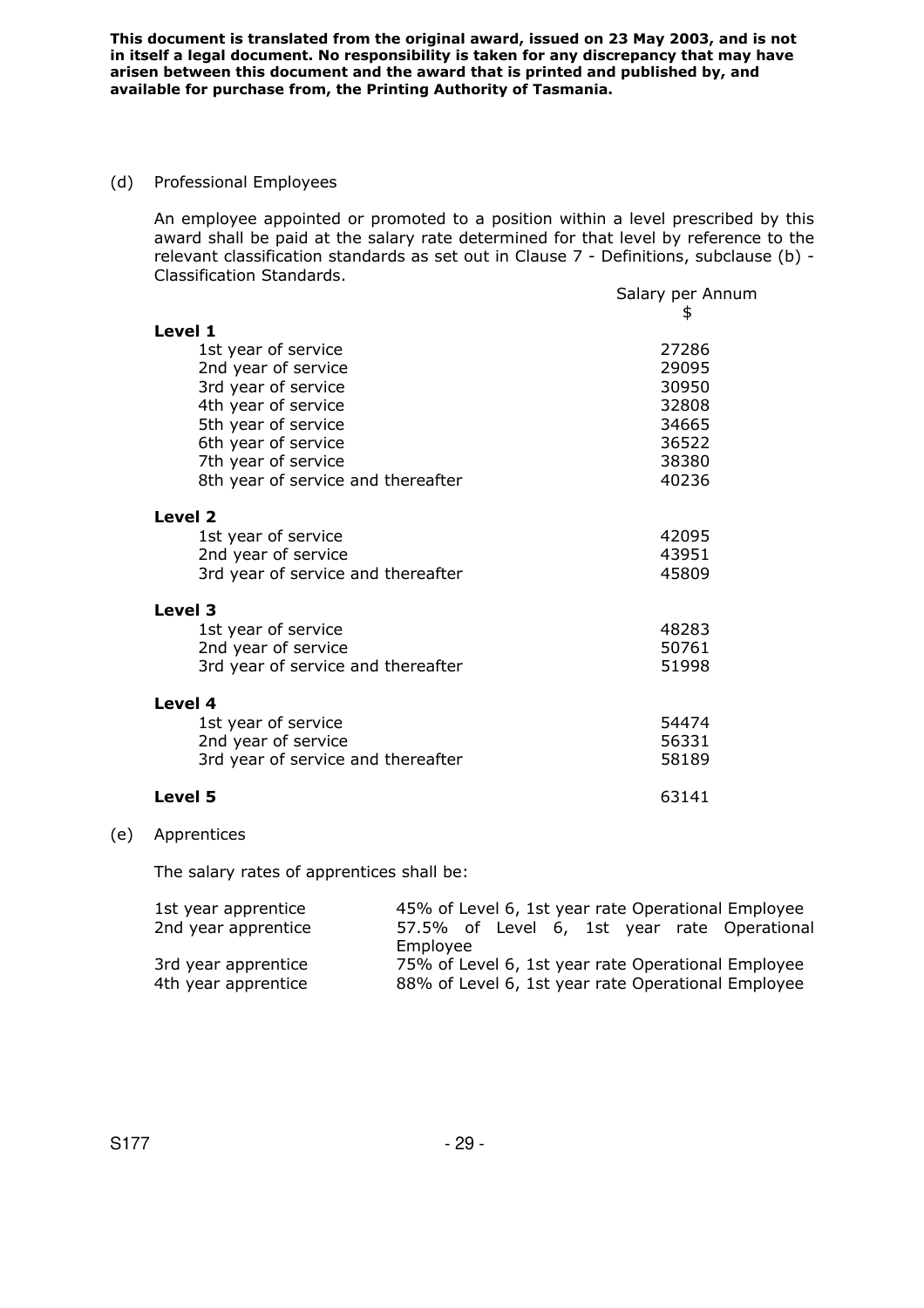**This document is translated from the original award, issued on 23 May 2003, and is not in itself a legal document. No responsibility is taken for any discrepancy that may have arisen between this document and the award that is printed and published by, and available for purchase from, the Printing Authority of Tasmania.**

(d) Professional Employees

An employee appointed or promoted to a position within a level prescribed by this award shall be paid at the salary rate determined for that level by reference to the relevant classification standards as set out in Clause 7 - Definitions, subclause (b) - Classification Standards.

| | Salary per Annum $ |
|---|---|
| **Level 1** | |
| 1st year of service | 27286 |
| 2nd year of service | 29095 |
| 3rd year of service | 30950 |
| 4th year of service | 32808 |
| 5th year of service | 34665 |
| 6th year of service | 36522 |
| 7th year of service | 38380 |
| 8th year of service and thereafter | 40236 |
| **Level 2** | |
| 1st year of service | 42095 |
| 2nd year of service | 43951 |
| 3rd year of service and thereafter | 45809 |
| **Level 3** | |
| 1st year of service | 48283 |
| 2nd year of service | 50761 |
| 3rd year of service and thereafter | 51998 |
| **Level 4** | |
| 1st year of service | 54474 |
| 2nd year of service | 56331 |
| 3rd year of service and thereafter | 58189 |
| **Level 5** | 63141 |

(e) Apprentices

The salary rates of apprentices shall be:

| | |
|---|---|
| 1st year apprentice | 45% of Level 6, 1st year rate Operational Employee |
| 2nd year apprentice | 57.5% of Level 6, 1st year rate Operational Employee |
| 3rd year apprentice | 75% of Level 6, 1st year rate Operational Employee |
| 4th year apprentice | 88% of Level 6, 1st year rate Operational Employee |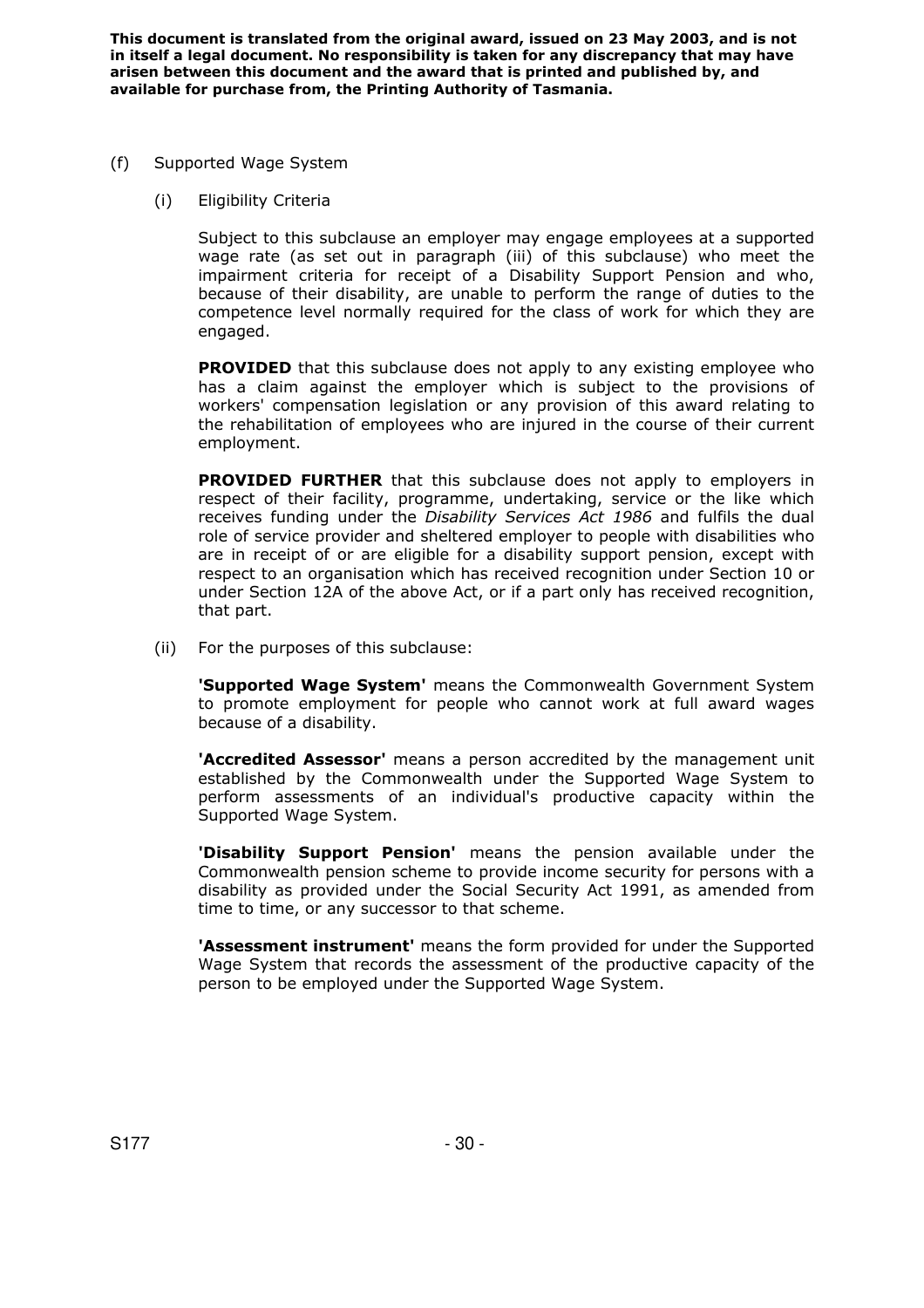**This document is translated from the original award, issued on 23 May 2003, and is not in itself a legal document. No responsibility is taken for any discrepancy that may have arisen between this document and the award that is printed and published by, and available for purchase from, the Printing Authority of Tasmania.**

(f) Supported Wage System

(i) Eligibility Criteria

Subject to this subclause an employer may engage employees at a supported wage rate (as set out in paragraph (iii) of this subclause) who meet the impairment criteria for receipt of a Disability Support Pension and who, because of their disability, are unable to perform the range of duties to the competence level normally required for the class of work for which they are engaged.

**PROVIDED** that this subclause does not apply to any existing employee who has a claim against the employer which is subject to the provisions of workers' compensation legislation or any provision of this award relating to the rehabilitation of employees who are injured in the course of their current employment.

**PROVIDED FURTHER** that this subclause does not apply to employers in respect of their facility, programme, undertaking, service or the like which receives funding under the *Disability Services Act 1986* and fulfils the dual role of service provider and sheltered employer to people with disabilities who are in receipt of or are eligible for a disability support pension, except with respect to an organisation which has received recognition under Section 10 or under Section 12A of the above Act, or if a part only has received recognition, that part.

(ii) For the purposes of this subclause:

**'Supported Wage System'** means the Commonwealth Government System to promote employment for people who cannot work at full award wages because of a disability.

**'Accredited Assessor'** means a person accredited by the management unit established by the Commonwealth under the Supported Wage System to perform assessments of an individual's productive capacity within the Supported Wage System.

**'Disability Support Pension'** means the pension available under the Commonwealth pension scheme to provide income security for persons with a disability as provided under the Social Security Act 1991, as amended from time to time, or any successor to that scheme.

**'Assessment instrument'** means the form provided for under the Supported Wage System that records the assessment of the productive capacity of the person to be employed under the Supported Wage System.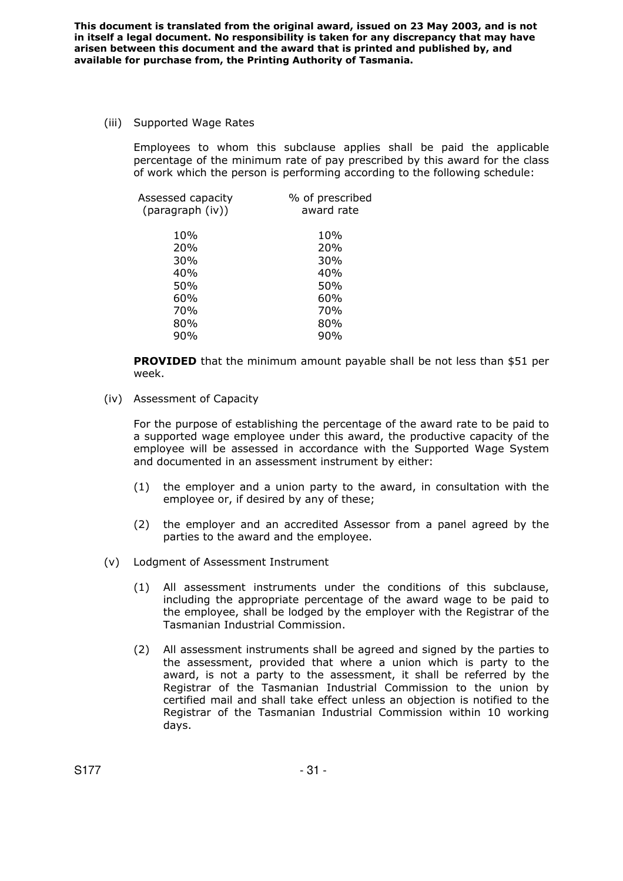(iii) Supported Wage Rates

Employees to whom this subclause applies shall be paid the applicable percentage of the minimum rate of pay prescribed by this award for the class of work which the person is performing according to the following schedule:

| Assessed capacity (paragraph (iv)) | % of prescribed award rate |
|---|---|
| 10% | 10% |
| 20% | 20% |
| 30% | 30% |
| 40% | 40% |
| 50% | 50% |
| 60% | 60% |
| 70% | 70% |
| 80% | 80% |
| 90% | 90% |

**PROVIDED** that the minimum amount payable shall be not less than $51 per week.

(iv) Assessment of Capacity

For the purpose of establishing the percentage of the award rate to be paid to a supported wage employee under this award, the productive capacity of the employee will be assessed in accordance with the Supported Wage System and documented in an assessment instrument by either:

(1) the employer and a union party to the award, in consultation with the employee or, if desired by any of these;

(2) the employer and an accredited Assessor from a panel agreed by the parties to the award and the employee.

(v) Lodgment of Assessment Instrument

(1) All assessment instruments under the conditions of this subclause, including the appropriate percentage of the award wage to be paid to the employee, shall be lodged by the employer with the Registrar of the Tasmanian Industrial Commission.

(2) All assessment instruments shall be agreed and signed by the parties to the assessment, provided that where a union which is party to the award, is not a party to the assessment, it shall be referred by the Registrar of the Tasmanian Industrial Commission to the union by certified mail and shall take effect unless an objection is notified to the Registrar of the Tasmanian Industrial Commission within 10 working days.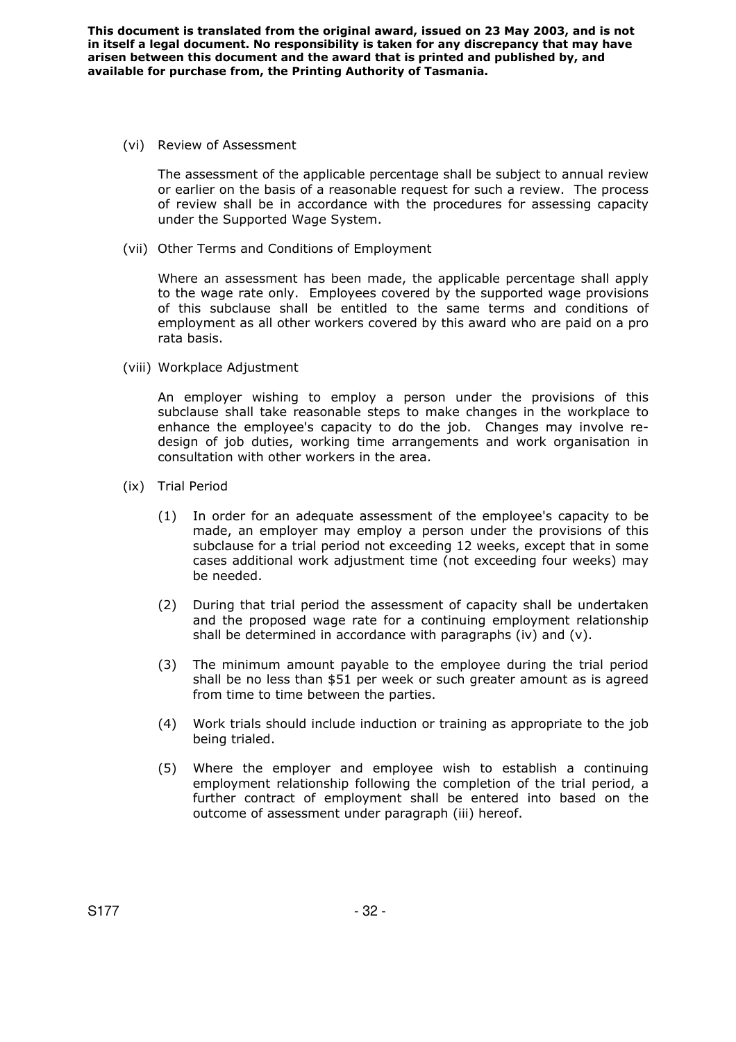(vi) Review of Assessment

The assessment of the applicable percentage shall be subject to annual review or earlier on the basis of a reasonable request for such a review. The process of review shall be in accordance with the procedures for assessing capacity under the Supported Wage System.

(vii) Other Terms and Conditions of Employment

Where an assessment has been made, the applicable percentage shall apply to the wage rate only. Employees covered by the supported wage provisions of this subclause shall be entitled to the same terms and conditions of employment as all other workers covered by this award who are paid on a pro rata basis.

(viii) Workplace Adjustment

An employer wishing to employ a person under the provisions of this subclause shall take reasonable steps to make changes in the workplace to enhance the employee's capacity to do the job. Changes may involve re-design of job duties, working time arrangements and work organisation in consultation with other workers in the area.

(ix) Trial Period

(1) In order for an adequate assessment of the employee's capacity to be made, an employer may employ a person under the provisions of this subclause for a trial period not exceeding 12 weeks, except that in some cases additional work adjustment time (not exceeding four weeks) may be needed.

(2) During that trial period the assessment of capacity shall be undertaken and the proposed wage rate for a continuing employment relationship shall be determined in accordance with paragraphs (iv) and (v).

(3) The minimum amount payable to the employee during the trial period shall be no less than $51 per week or such greater amount as is agreed from time to time between the parties.

(4) Work trials should include induction or training as appropriate to the job being trialed.

(5) Where the employer and employee wish to establish a continuing employment relationship following the completion of the trial period, a further contract of employment shall be entered into based on the outcome of assessment under paragraph (iii) hereof.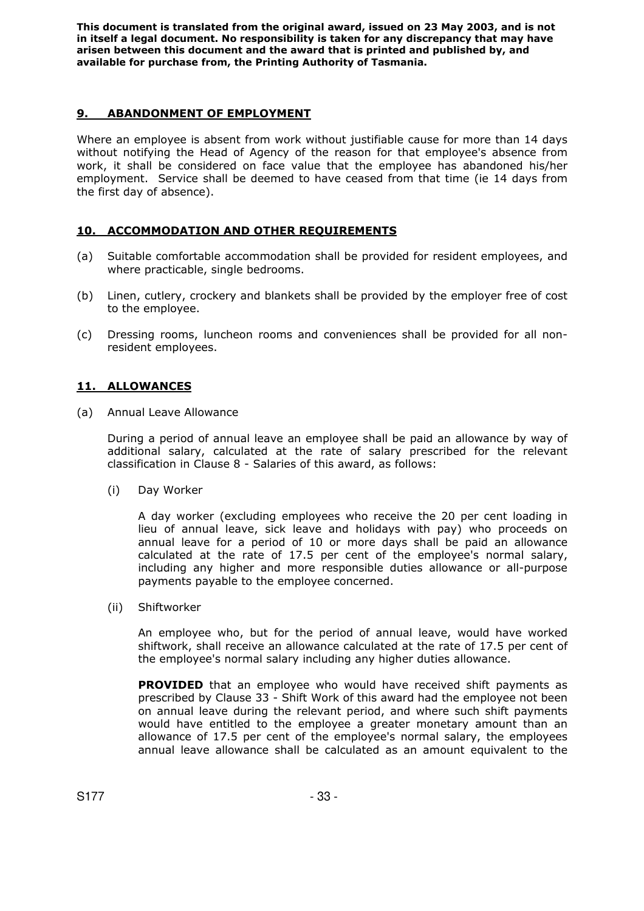**This document is translated from the original award, issued on 23 May 2003, and is not in itself a legal document. No responsibility is taken for any discrepancy that may have arisen between this document and the award that is printed and published by, and available for purchase from, the Printing Authority of Tasmania.**

## 9. ABANDONMENT OF EMPLOYMENT

Where an employee is absent from work without justifiable cause for more than 14 days without notifying the Head of Agency of the reason for that employee's absence from work, it shall be considered on face value that the employee has abandoned his/her employment. Service shall be deemed to have ceased from that time (ie 14 days from the first day of absence).

## 10. ACCOMMODATION AND OTHER REQUIREMENTS

(a) Suitable comfortable accommodation shall be provided for resident employees, and where practicable, single bedrooms.

(b) Linen, cutlery, crockery and blankets shall be provided by the employer free of cost to the employee.

(c) Dressing rooms, luncheon rooms and conveniences shall be provided for all non-resident employees.

## 11. ALLOWANCES

(a) Annual Leave Allowance

During a period of annual leave an employee shall be paid an allowance by way of additional salary, calculated at the rate of salary prescribed for the relevant classification in Clause 8 - Salaries of this award, as follows:

(i) Day Worker

A day worker (excluding employees who receive the 20 per cent loading in lieu of annual leave, sick leave and holidays with pay) who proceeds on annual leave for a period of 10 or more days shall be paid an allowance calculated at the rate of 17.5 per cent of the employee's normal salary, including any higher and more responsible duties allowance or all-purpose payments payable to the employee concerned.

(ii) Shiftworker

An employee who, but for the period of annual leave, would have worked shiftwork, shall receive an allowance calculated at the rate of 17.5 per cent of the employee's normal salary including any higher duties allowance.

**PROVIDED** that an employee who would have received shift payments as prescribed by Clause 33 - Shift Work of this award had the employee not been on annual leave during the relevant period, and where such shift payments would have entitled to the employee a greater monetary amount than an allowance of 17.5 per cent of the employee's normal salary, the employees annual leave allowance shall be calculated as an amount equivalent to the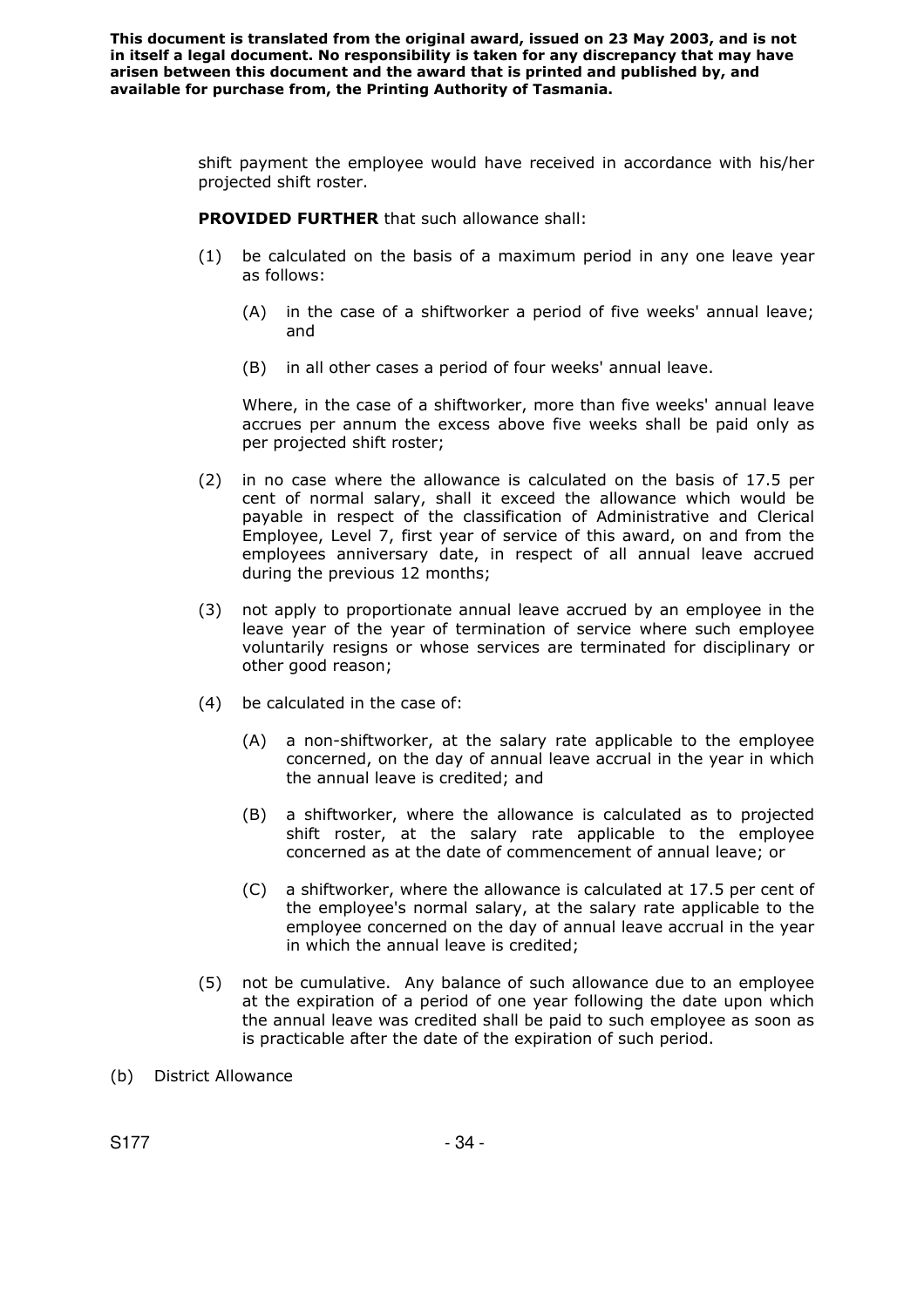shift payment the employee would have received in accordance with his/her projected shift roster.

**PROVIDED FURTHER** that such allowance shall:

(1) be calculated on the basis of a maximum period in any one leave year as follows:

 (A) in the case of a shiftworker a period of five weeks' annual leave; and

 (B) in all other cases a period of four weeks' annual leave.

 Where, in the case of a shiftworker, more than five weeks' annual leave accrues per annum the excess above five weeks shall be paid only as per projected shift roster;

(2) in no case where the allowance is calculated on the basis of 17.5 per cent of normal salary, shall it exceed the allowance which would be payable in respect of the classification of Administrative and Clerical Employee, Level 7, first year of service of this award, on and from the employees anniversary date, in respect of all annual leave accrued during the previous 12 months;

(3) not apply to proportionate annual leave accrued by an employee in the leave year of the year of termination of service where such employee voluntarily resigns or whose services are terminated for disciplinary or other good reason;

(4) be calculated in the case of:

 (A) a non-shiftworker, at the salary rate applicable to the employee concerned, on the day of annual leave accrual in the year in which the annual leave is credited; and

 (B) a shiftworker, where the allowance is calculated as to projected shift roster, at the salary rate applicable to the employee concerned as at the date of commencement of annual leave; or

 (C) a shiftworker, where the allowance is calculated at 17.5 per cent of the employee's normal salary, at the salary rate applicable to the employee concerned on the day of annual leave accrual in the year in which the annual leave is credited;

(5) not be cumulative. Any balance of such allowance due to an employee at the expiration of a period of one year following the date upon which the annual leave was credited shall be paid to such employee as soon as is practicable after the date of the expiration of such period.

(b) District Allowance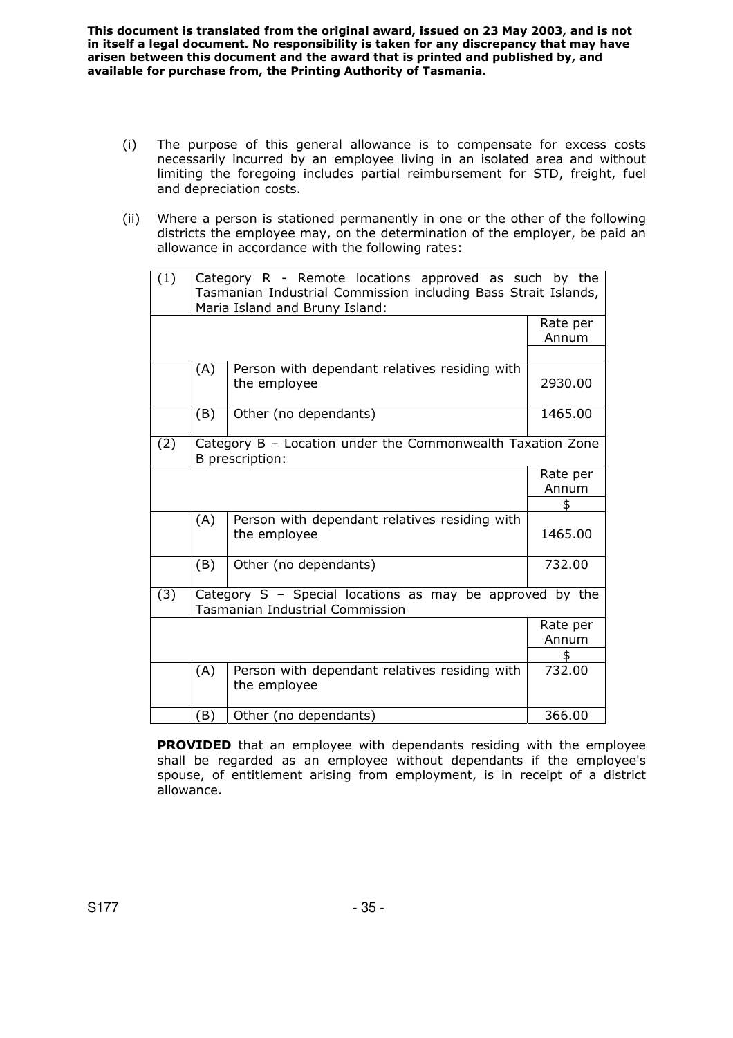**This document is translated from the original award, issued on 23 May 2003, and is not in itself a legal document. No responsibility is taken for any discrepancy that may have arisen between this document and the award that is printed and published by, and available for purchase from, the Printing Authority of Tasmania.**

(i) The purpose of this general allowance is to compensate for excess costs necessarily incurred by an employee living in an isolated area and without limiting the foregoing includes partial reimbursement for STD, freight, fuel and depreciation costs.

(ii) Where a person is stationed permanently in one or the other of the following districts the employee may, on the determination of the employer, be paid an allowance in accordance with the following rates:

| | | | |
|---|---|---|---|
| (1) | Category R - Remote locations approved as such by the Tasmanian Industrial Commission including Bass Strait Islands, Maria Island and Bruny Island: | | |
| | | | Rate per Annum |
| | (A) | Person with dependant relatives residing with the employee | 2930.00 |
| | (B) | Other (no dependants) | 1465.00 |
| (2) | Category B – Location under the Commonwealth Taxation Zone B prescription: | | |
| | | | Rate per Annum $ |
| | (A) | Person with dependant relatives residing with the employee | 1465.00 |
| | (B) | Other (no dependants) | 732.00 |
| (3) | Category S – Special locations as may be approved by the Tasmanian Industrial Commission | | |
| | | | Rate per Annum $ |
| | (A) | Person with dependant relatives residing with the employee | 732.00 |
| | (B) | Other (no dependants) | 366.00 |

**PROVIDED** that an employee with dependants residing with the employee shall be regarded as an employee without dependants if the employee's spouse, of entitlement arising from employment, is in receipt of a district allowance.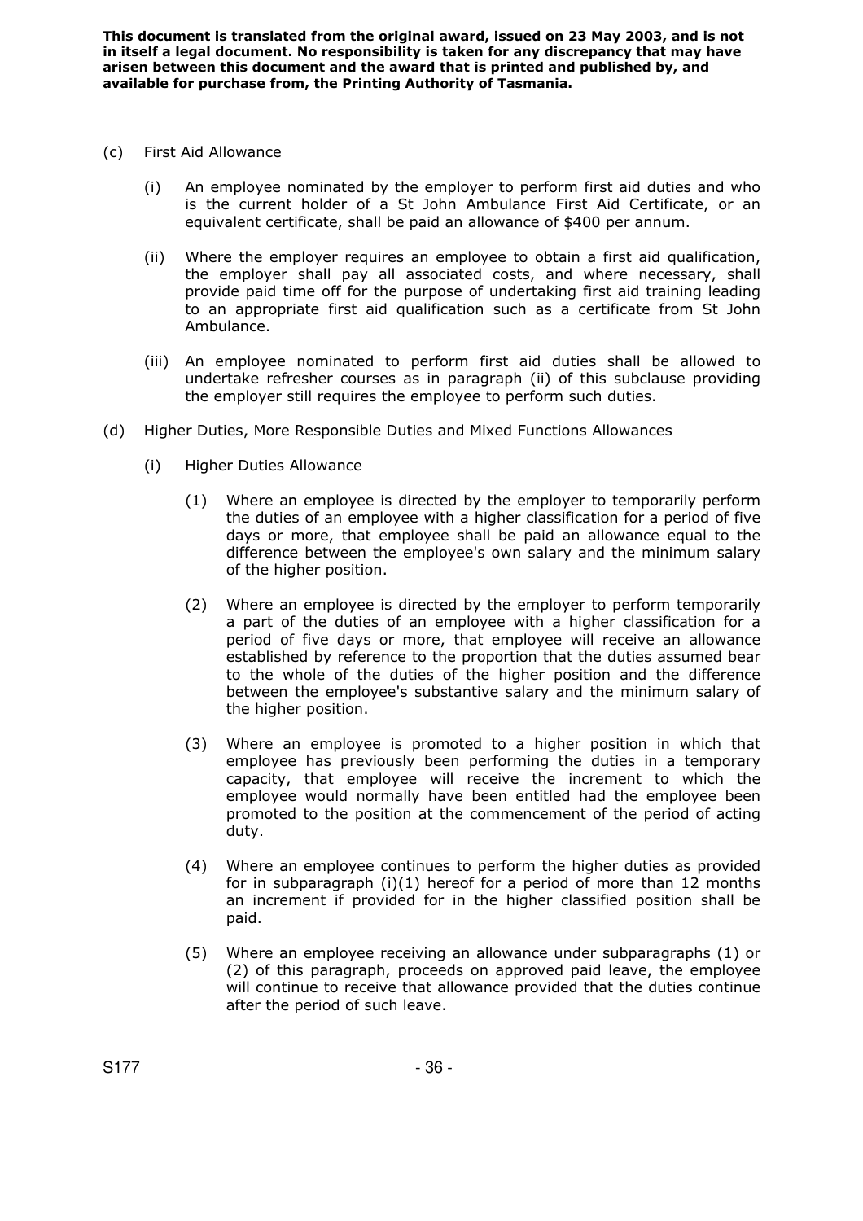(c) First Aid Allowance

(i) An employee nominated by the employer to perform first aid duties and who is the current holder of a St John Ambulance First Aid Certificate, or an equivalent certificate, shall be paid an allowance of $400 per annum.

(ii) Where the employer requires an employee to obtain a first aid qualification, the employer shall pay all associated costs, and where necessary, shall provide paid time off for the purpose of undertaking first aid training leading to an appropriate first aid qualification such as a certificate from St John Ambulance.

(iii) An employee nominated to perform first aid duties shall be allowed to undertake refresher courses as in paragraph (ii) of this subclause providing the employer still requires the employee to perform such duties.

(d) Higher Duties, More Responsible Duties and Mixed Functions Allowances

(i) Higher Duties Allowance

(1) Where an employee is directed by the employer to temporarily perform the duties of an employee with a higher classification for a period of five days or more, that employee shall be paid an allowance equal to the difference between the employee's own salary and the minimum salary of the higher position.

(2) Where an employee is directed by the employer to perform temporarily a part of the duties of an employee with a higher classification for a period of five days or more, that employee will receive an allowance established by reference to the proportion that the duties assumed bear to the whole of the duties of the higher position and the difference between the employee's substantive salary and the minimum salary of the higher position.

(3) Where an employee is promoted to a higher position in which that employee has previously been performing the duties in a temporary capacity, that employee will receive the increment to which the employee would normally have been entitled had the employee been promoted to the position at the commencement of the period of acting duty.

(4) Where an employee continues to perform the higher duties as provided for in subparagraph (i)(1) hereof for a period of more than 12 months an increment if provided for in the higher classified position shall be paid.

(5) Where an employee receiving an allowance under subparagraphs (1) or (2) of this paragraph, proceeds on approved paid leave, the employee will continue to receive that allowance provided that the duties continue after the period of such leave.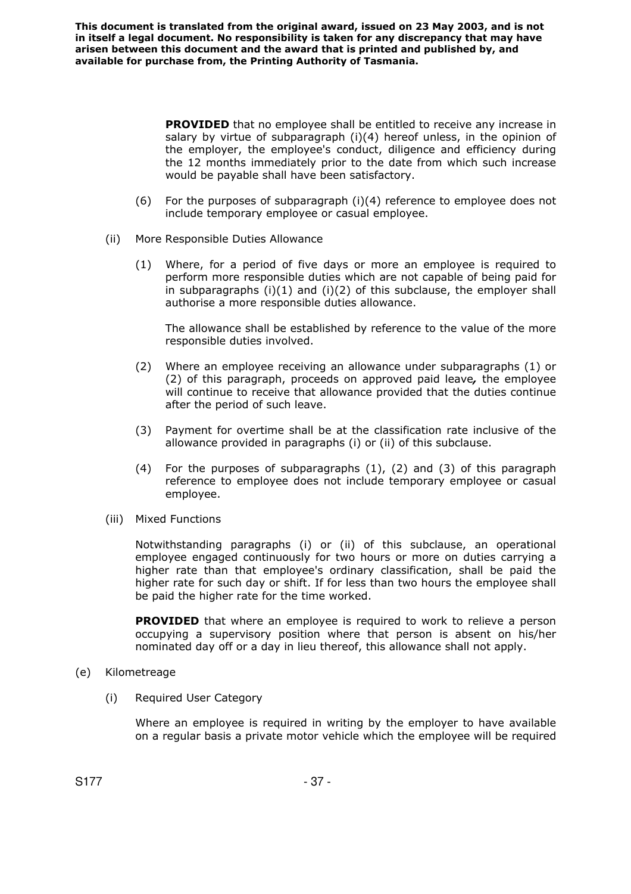**PROVIDED** that no employee shall be entitled to receive any increase in salary by virtue of subparagraph (i)(4) hereof unless, in the opinion of the employer, the employee's conduct, diligence and efficiency during the 12 months immediately prior to the date from which such increase would be payable shall have been satisfactory.

(6) For the purposes of subparagraph (i)(4) reference to employee does not include temporary employee or casual employee.

(ii) More Responsible Duties Allowance

(1) Where, for a period of five days or more an employee is required to perform more responsible duties which are not capable of being paid for in subparagraphs (i)(1) and (i)(2) of this subclause, the employer shall authorise a more responsible duties allowance.

The allowance shall be established by reference to the value of the more responsible duties involved.

(2) Where an employee receiving an allowance under subparagraphs (1) or (2) of this paragraph, proceeds on approved paid leave*,* the employee will continue to receive that allowance provided that the duties continue after the period of such leave.

(3) Payment for overtime shall be at the classification rate inclusive of the allowance provided in paragraphs (i) or (ii) of this subclause.

(4) For the purposes of subparagraphs (1), (2) and (3) of this paragraph reference to employee does not include temporary employee or casual employee.

(iii) Mixed Functions

Notwithstanding paragraphs (i) or (ii) of this subclause, an operational employee engaged continuously for two hours or more on duties carrying a higher rate than that employee's ordinary classification, shall be paid the higher rate for such day or shift. If for less than two hours the employee shall be paid the higher rate for the time worked.

**PROVIDED** that where an employee is required to work to relieve a person occupying a supervisory position where that person is absent on his/her nominated day off or a day in lieu thereof, this allowance shall not apply.

(e) Kilometreage

(i) Required User Category

Where an employee is required in writing by the employer to have available on a regular basis a private motor vehicle which the employee will be required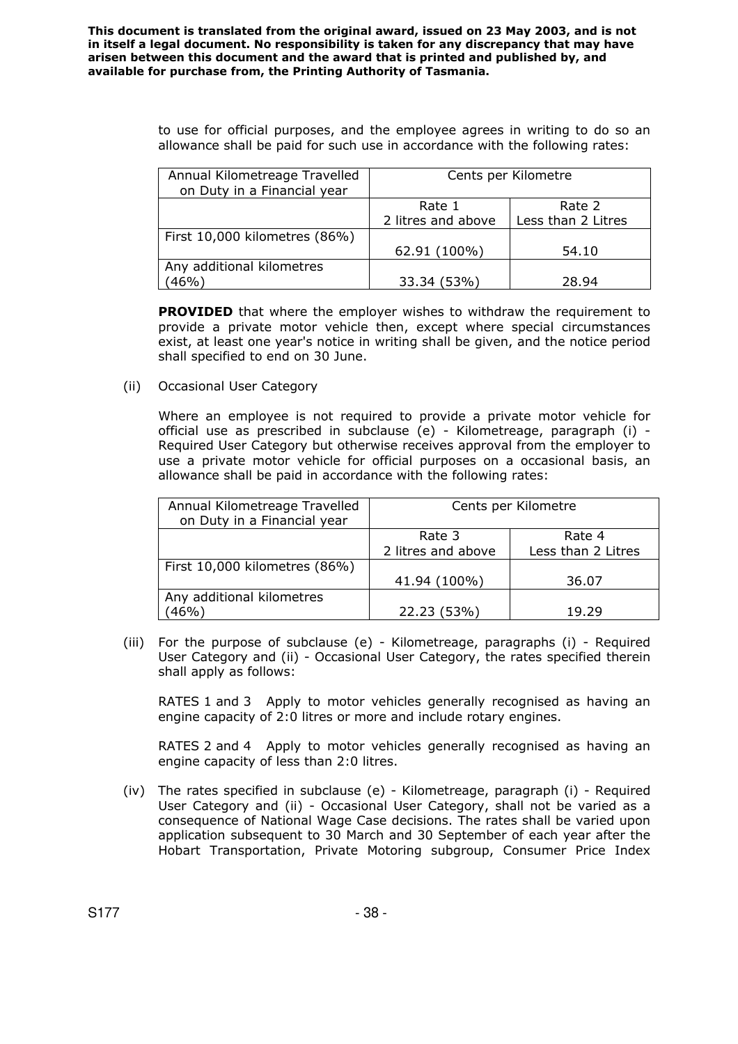**This document is translated from the original award, issued on 23 May 2003, and is not in itself a legal document. No responsibility is taken for any discrepancy that may have arisen between this document and the award that is printed and published by, and available for purchase from, the Printing Authority of Tasmania.**

to use for official purposes, and the employee agrees in writing to do so an allowance shall be paid for such use in accordance with the following rates:

| Annual Kilometreage Travelled on Duty in a Financial year | Cents per Kilometre | |
|---|---|---|
| | Rate 1<br>2 litres and above | Rate 2<br>Less than 2 Litres |
| First 10,000 kilometres (86%) | 62.91 (100%) | 54.10 |
| Any additional kilometres (46%) | 33.34 (53%) | 28.94 |

**PROVIDED** that where the employer wishes to withdraw the requirement to provide a private motor vehicle then, except where special circumstances exist, at least one year's notice in writing shall be given, and the notice period shall specified to end on 30 June.

(ii) Occasional User Category

Where an employee is not required to provide a private motor vehicle for official use as prescribed in subclause (e) - Kilometreage, paragraph (i) - Required User Category but otherwise receives approval from the employer to use a private motor vehicle for official purposes on a occasional basis, an allowance shall be paid in accordance with the following rates:

| Annual Kilometreage Travelled on Duty in a Financial year | Cents per Kilometre | |
|---|---|---|
| | Rate 3<br>2 litres and above | Rate 4<br>Less than 2 Litres |
| First 10,000 kilometres (86%) | 41.94 (100%) | 36.07 |
| Any additional kilometres (46%) | 22.23 (53%) | 19.29 |

(iii) For the purpose of subclause (e) - Kilometreage, paragraphs (i) - Required User Category and (ii) - Occasional User Category, the rates specified therein shall apply as follows:

RATES 1 and 3 Apply to motor vehicles generally recognised as having an engine capacity of 2:0 litres or more and include rotary engines.

RATES 2 and 4 Apply to motor vehicles generally recognised as having an engine capacity of less than 2:0 litres.

(iv) The rates specified in subclause (e) - Kilometreage, paragraph (i) - Required User Category and (ii) - Occasional User Category, shall not be varied as a consequence of National Wage Case decisions. The rates shall be varied upon application subsequent to 30 March and 30 September of each year after the Hobart Transportation, Private Motoring subgroup, Consumer Price Index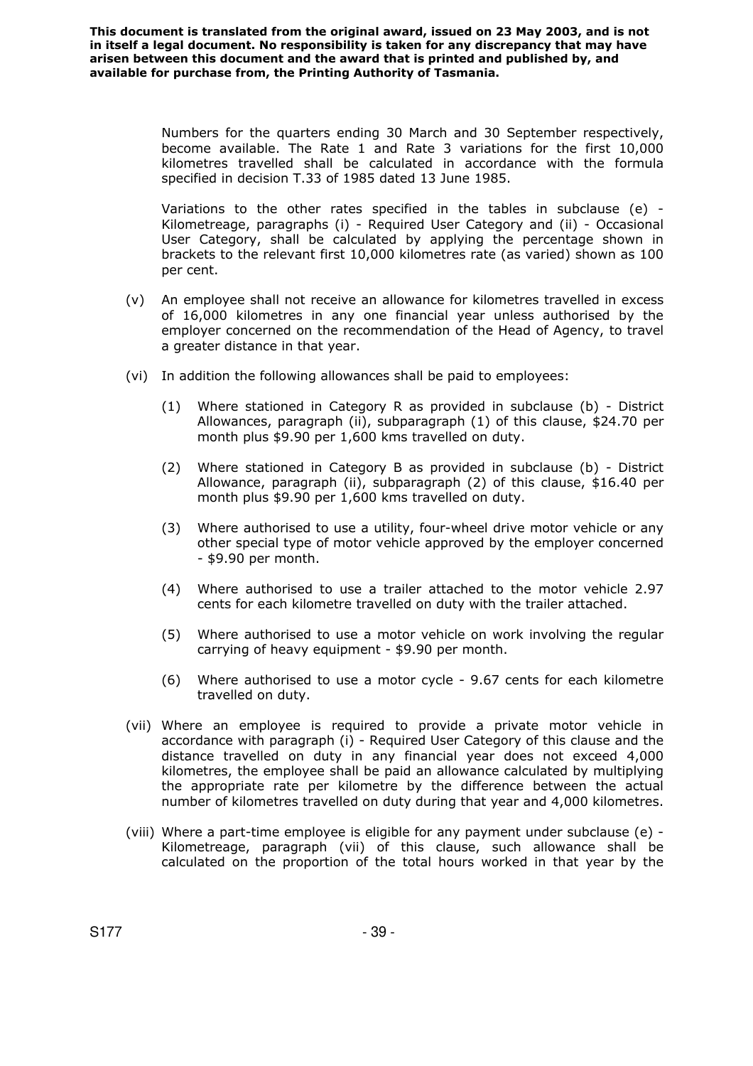Numbers for the quarters ending 30 March and 30 September respectively, become available. The Rate 1 and Rate 3 variations for the first 10,000 kilometres travelled shall be calculated in accordance with the formula specified in decision T.33 of 1985 dated 13 June 1985.

Variations to the other rates specified in the tables in subclause (e) - Kilometreage, paragraphs (i) - Required User Category and (ii) - Occasional User Category, shall be calculated by applying the percentage shown in brackets to the relevant first 10,000 kilometres rate (as varied) shown as 100 per cent.

(v) An employee shall not receive an allowance for kilometres travelled in excess of 16,000 kilometres in any one financial year unless authorised by the employer concerned on the recommendation of the Head of Agency, to travel a greater distance in that year.

(vi) In addition the following allowances shall be paid to employees:

(1) Where stationed in Category R as provided in subclause (b) - District Allowances, paragraph (ii), subparagraph (1) of this clause, $24.70 per month plus $9.90 per 1,600 kms travelled on duty.

(2) Where stationed in Category B as provided in subclause (b) - District Allowance, paragraph (ii), subparagraph (2) of this clause, $16.40 per month plus $9.90 per 1,600 kms travelled on duty.

(3) Where authorised to use a utility, four-wheel drive motor vehicle or any other special type of motor vehicle approved by the employer concerned - $9.90 per month.

(4) Where authorised to use a trailer attached to the motor vehicle 2.97 cents for each kilometre travelled on duty with the trailer attached.

(5) Where authorised to use a motor vehicle on work involving the regular carrying of heavy equipment - $9.90 per month.

(6) Where authorised to use a motor cycle - 9.67 cents for each kilometre travelled on duty.

(vii) Where an employee is required to provide a private motor vehicle in accordance with paragraph (i) - Required User Category of this clause and the distance travelled on duty in any financial year does not exceed 4,000 kilometres, the employee shall be paid an allowance calculated by multiplying the appropriate rate per kilometre by the difference between the actual number of kilometres travelled on duty during that year and 4,000 kilometres.

(viii) Where a part-time employee is eligible for any payment under subclause (e) - Kilometreage, paragraph (vii) of this clause, such allowance shall be calculated on the proportion of the total hours worked in that year by the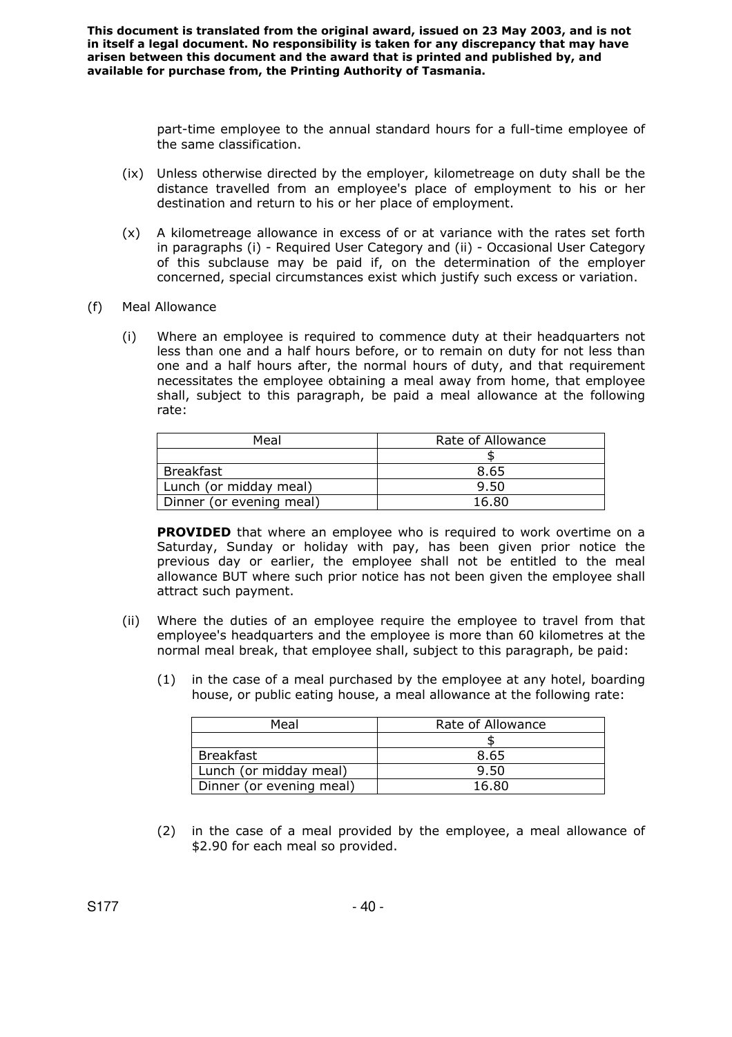part-time employee to the annual standard hours for a full-time employee of the same classification.

(ix) Unless otherwise directed by the employer, kilometreage on duty shall be the distance travelled from an employee's place of employment to his or her destination and return to his or her place of employment.

(x) A kilometreage allowance in excess of or at variance with the rates set forth in paragraphs (i) - Required User Category and (ii) - Occasional User Category of this subclause may be paid if, on the determination of the employer concerned, special circumstances exist which justify such excess or variation.

(f) Meal Allowance

(i) Where an employee is required to commence duty at their headquarters not less than one and a half hours before, or to remain on duty for not less than one and a half hours after, the normal hours of duty, and that requirement necessitates the employee obtaining a meal away from home, that employee shall, subject to this paragraph, be paid a meal allowance at the following rate:

| Meal | Rate of Allowance |
|---|---|
| | $ |
| Breakfast | 8.65 |
| Lunch (or midday meal) | 9.50 |
| Dinner (or evening meal) | 16.80 |

**PROVIDED** that where an employee who is required to work overtime on a Saturday, Sunday or holiday with pay, has been given prior notice the previous day or earlier, the employee shall not be entitled to the meal allowance BUT where such prior notice has not been given the employee shall attract such payment.

(ii) Where the duties of an employee require the employee to travel from that employee's headquarters and the employee is more than 60 kilometres at the normal meal break, that employee shall, subject to this paragraph, be paid:

(1) in the case of a meal purchased by the employee at any hotel, boarding house, or public eating house, a meal allowance at the following rate:

| Meal | Rate of Allowance |
|---|---|
| | $ |
| Breakfast | 8.65 |
| Lunch (or midday meal) | 9.50 |
| Dinner (or evening meal) | 16.80 |

(2) in the case of a meal provided by the employee, a meal allowance of $2.90 for each meal so provided.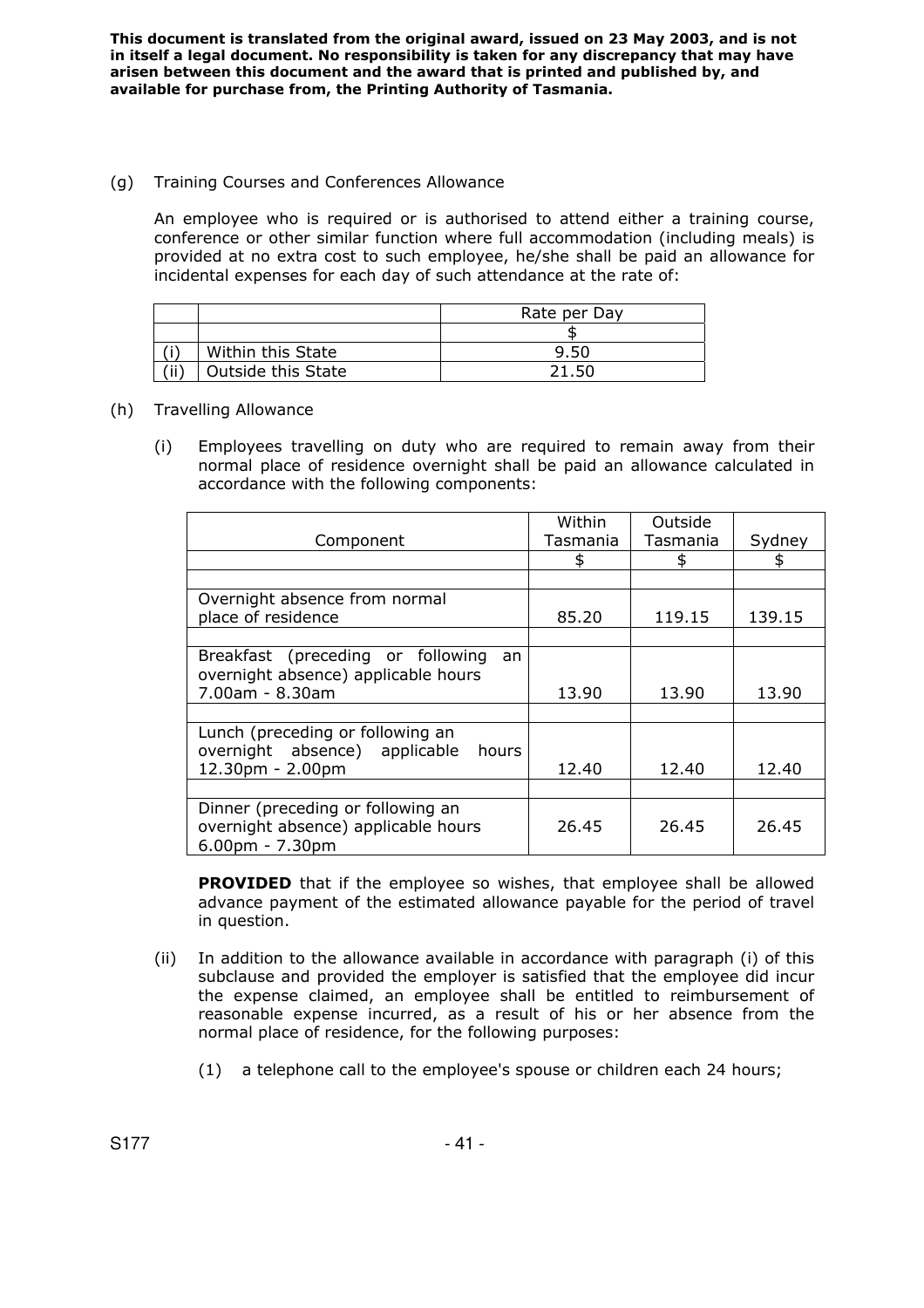**This document is translated from the original award, issued on 23 May 2003, and is not in itself a legal document. No responsibility is taken for any discrepancy that may have arisen between this document and the award that is printed and published by, and available for purchase from, the Printing Authority of Tasmania.**

(g) Training Courses and Conferences Allowance

An employee who is required or is authorised to attend either a training course, conference or other similar function where full accommodation (including meals) is provided at no extra cost to such employee, he/she shall be paid an allowance for incidental expenses for each day of such attendance at the rate of:

| | | Rate per Day |
|---|---|---|
| | | $ |
| (i) | Within this State | 9.50 |
| (ii) | Outside this State | 21.50 |

(h) Travelling Allowance

(i) Employees travelling on duty who are required to remain away from their normal place of residence overnight shall be paid an allowance calculated in accordance with the following components:

| Component | Within Tasmania | Outside Tasmania | Sydney |
|---|---|---|---|
| | $ | $ | $ |
| Overnight absence from normal place of residence | 85.20 | 119.15 | 139.15 |
| Breakfast (preceding or following an overnight absence) applicable hours 7.00am - 8.30am | 13.90 | 13.90 | 13.90 |
| Lunch (preceding or following an overnight absence) applicable hours 12.30pm - 2.00pm | 12.40 | 12.40 | 12.40 |
| Dinner (preceding or following an overnight absence) applicable hours 6.00pm - 7.30pm | 26.45 | 26.45 | 26.45 |

**PROVIDED** that if the employee so wishes, that employee shall be allowed advance payment of the estimated allowance payable for the period of travel in question.

(ii) In addition to the allowance available in accordance with paragraph (i) of this subclause and provided the employer is satisfied that the employee did incur the expense claimed, an employee shall be entitled to reimbursement of reasonable expense incurred, as a result of his or her absence from the normal place of residence, for the following purposes:

(1) a telephone call to the employee's spouse or children each 24 hours;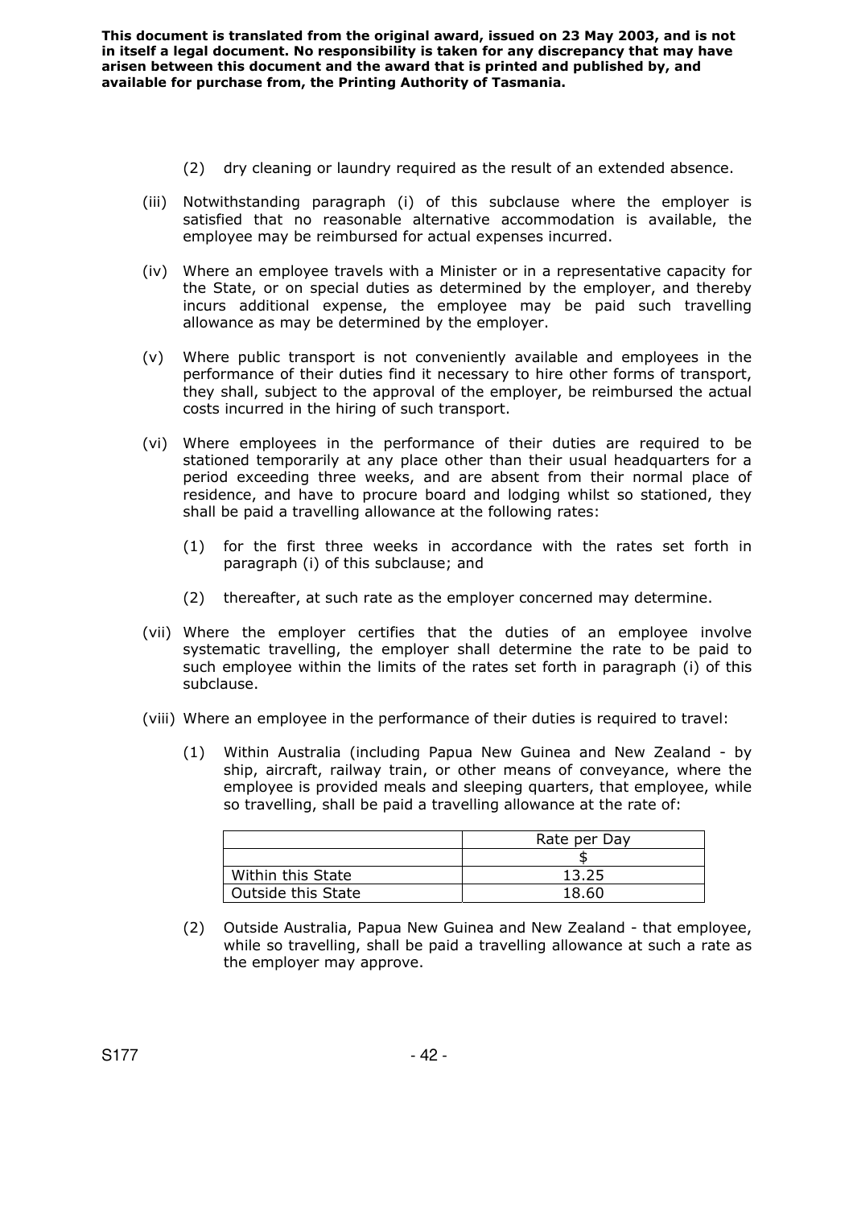(2) dry cleaning or laundry required as the result of an extended absence.

(iii) Notwithstanding paragraph (i) of this subclause where the employer is satisfied that no reasonable alternative accommodation is available, the employee may be reimbursed for actual expenses incurred.

(iv) Where an employee travels with a Minister or in a representative capacity for the State, or on special duties as determined by the employer, and thereby incurs additional expense, the employee may be paid such travelling allowance as may be determined by the employer.

(v) Where public transport is not conveniently available and employees in the performance of their duties find it necessary to hire other forms of transport, they shall, subject to the approval of the employer, be reimbursed the actual costs incurred in the hiring of such transport.

(vi) Where employees in the performance of their duties are required to be stationed temporarily at any place other than their usual headquarters for a period exceeding three weeks, and are absent from their normal place of residence, and have to procure board and lodging whilst so stationed, they shall be paid a travelling allowance at the following rates:

(1) for the first three weeks in accordance with the rates set forth in paragraph (i) of this subclause; and

(2) thereafter, at such rate as the employer concerned may determine.

(vii) Where the employer certifies that the duties of an employee involve systematic travelling, the employer shall determine the rate to be paid to such employee within the limits of the rates set forth in paragraph (i) of this subclause.

(viii) Where an employee in the performance of their duties is required to travel:

(1) Within Australia (including Papua New Guinea and New Zealand - by ship, aircraft, railway train, or other means of conveyance, where the employee is provided meals and sleeping quarters, that employee, while so travelling, shall be paid a travelling allowance at the rate of:

| | Rate per Day |
|---|---|
| | $ |
| Within this State | 13.25 |
| Outside this State | 18.60 |

(2) Outside Australia, Papua New Guinea and New Zealand - that employee, while so travelling, shall be paid a travelling allowance at such a rate as the employer may approve.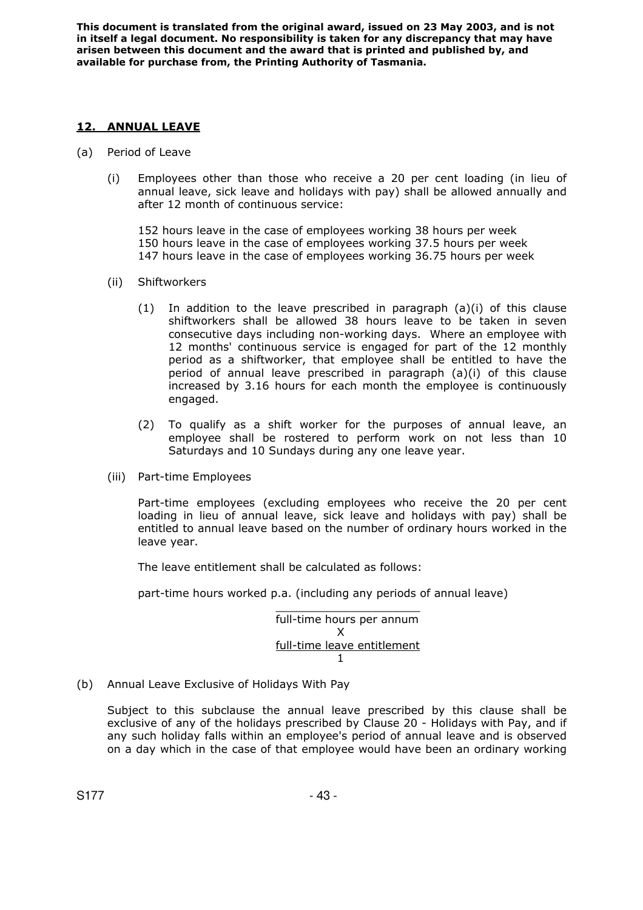**This document is translated from the original award, issued on 23 May 2003, and is not in itself a legal document. No responsibility is taken for any discrepancy that may have arisen between this document and the award that is printed and published by, and available for purchase from, the Printing Authority of Tasmania.**

## 12. ANNUAL LEAVE

(a) Period of Leave

(i) Employees other than those who receive a 20 per cent loading (in lieu of annual leave, sick leave and holidays with pay) shall be allowed annually and after 12 month of continuous service:

152 hours leave in the case of employees working 38 hours per week
150 hours leave in the case of employees working 37.5 hours per week
147 hours leave in the case of employees working 36.75 hours per week

(ii) Shiftworkers

(1) In addition to the leave prescribed in paragraph (a)(i) of this clause shiftworkers shall be allowed 38 hours leave to be taken in seven consecutive days including non-working days. Where an employee with 12 months' continuous service is engaged for part of the 12 monthly period as a shiftworker, that employee shall be entitled to have the period of annual leave prescribed in paragraph (a)(i) of this clause increased by 3.16 hours for each month the employee is continuously engaged.

(2) To qualify as a shift worker for the purposes of annual leave, an employee shall be rostered to perform work on not less than 10 Saturdays and 10 Sundays during any one leave year.

(iii) Part-time Employees

Part-time employees (excluding employees who receive the 20 per cent loading in lieu of annual leave, sick leave and holidays with pay) shall be entitled to annual leave based on the number of ordinary hours worked in the leave year.

The leave entitlement shall be calculated as follows:

$$\frac{\text{part-time hours worked p.a. (including any periods of annual leave)}}{\text{full-time hours per annum}} \times \frac{\text{full-time leave entitlement}}{1}$$

(b) Annual Leave Exclusive of Holidays With Pay

Subject to this subclause the annual leave prescribed by this clause shall be exclusive of any of the holidays prescribed by Clause 20 - Holidays with Pay, and if any such holiday falls within an employee's period of annual leave and is observed on a day which in the case of that employee would have been an ordinary working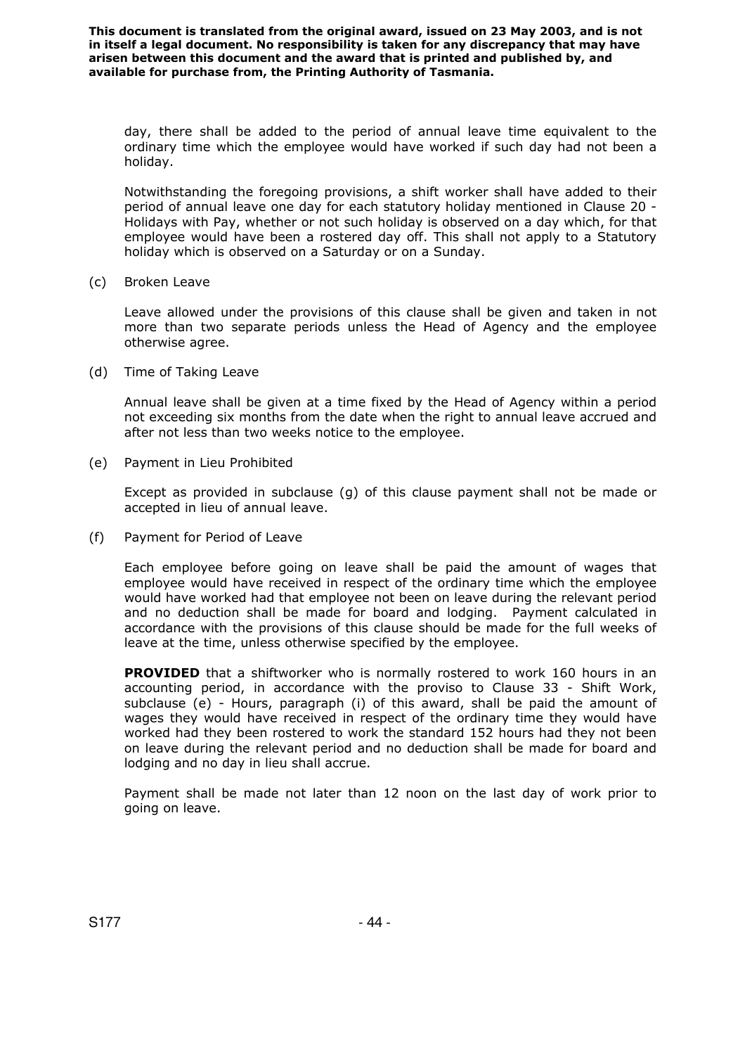day, there shall be added to the period of annual leave time equivalent to the ordinary time which the employee would have worked if such day had not been a holiday.

Notwithstanding the foregoing provisions, a shift worker shall have added to their period of annual leave one day for each statutory holiday mentioned in Clause 20 - Holidays with Pay, whether or not such holiday is observed on a day which, for that employee would have been a rostered day off. This shall not apply to a Statutory holiday which is observed on a Saturday or on a Sunday.

(c) Broken Leave

Leave allowed under the provisions of this clause shall be given and taken in not more than two separate periods unless the Head of Agency and the employee otherwise agree.

(d) Time of Taking Leave

Annual leave shall be given at a time fixed by the Head of Agency within a period not exceeding six months from the date when the right to annual leave accrued and after not less than two weeks notice to the employee.

(e) Payment in Lieu Prohibited

Except as provided in subclause (g) of this clause payment shall not be made or accepted in lieu of annual leave.

(f) Payment for Period of Leave

Each employee before going on leave shall be paid the amount of wages that employee would have received in respect of the ordinary time which the employee would have worked had that employee not been on leave during the relevant period and no deduction shall be made for board and lodging. Payment calculated in accordance with the provisions of this clause should be made for the full weeks of leave at the time, unless otherwise specified by the employee.

**PROVIDED** that a shiftworker who is normally rostered to work 160 hours in an accounting period, in accordance with the proviso to Clause 33 - Shift Work, subclause (e) - Hours, paragraph (i) of this award, shall be paid the amount of wages they would have received in respect of the ordinary time they would have worked had they been rostered to work the standard 152 hours had they not been on leave during the relevant period and no deduction shall be made for board and lodging and no day in lieu shall accrue.

Payment shall be made not later than 12 noon on the last day of work prior to going on leave.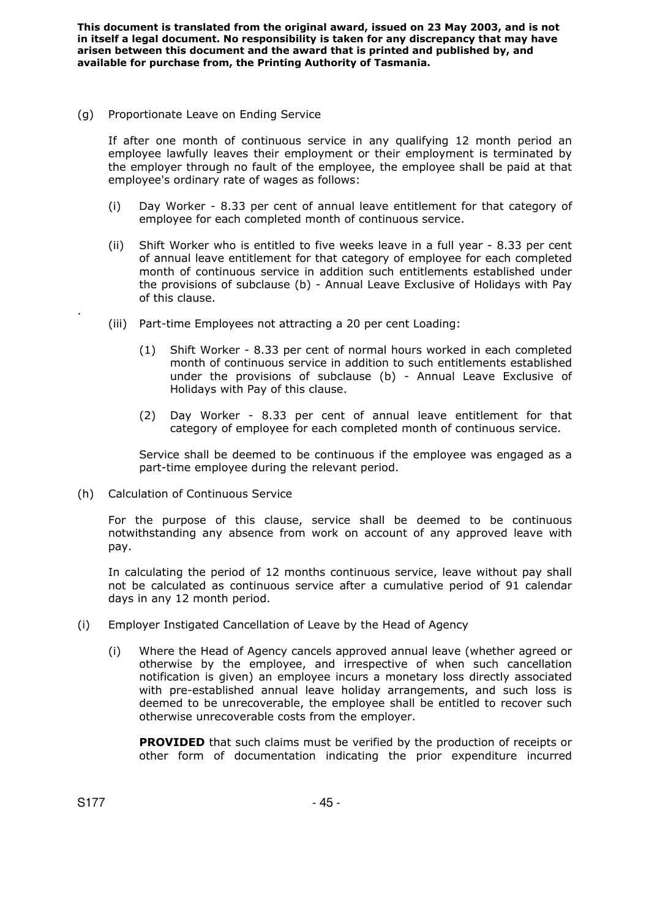(g) Proportionate Leave on Ending Service

If after one month of continuous service in any qualifying 12 month period an employee lawfully leaves their employment or their employment is terminated by the employer through no fault of the employee, the employee shall be paid at that employee's ordinary rate of wages as follows:

(i) Day Worker - 8.33 per cent of annual leave entitlement for that category of employee for each completed month of continuous service.

(ii) Shift Worker who is entitled to five weeks leave in a full year - 8.33 per cent of annual leave entitlement for that category of employee for each completed month of continuous service in addition such entitlements established under the provisions of subclause (b) - Annual Leave Exclusive of Holidays with Pay of this clause.

(iii) Part-time Employees not attracting a 20 per cent Loading:

(1) Shift Worker - 8.33 per cent of normal hours worked in each completed month of continuous service in addition to such entitlements established under the provisions of subclause (b) - Annual Leave Exclusive of Holidays with Pay of this clause.

(2) Day Worker - 8.33 per cent of annual leave entitlement for that category of employee for each completed month of continuous service.

Service shall be deemed to be continuous if the employee was engaged as a part-time employee during the relevant period.

(h) Calculation of Continuous Service

For the purpose of this clause, service shall be deemed to be continuous notwithstanding any absence from work on account of any approved leave with pay.

In calculating the period of 12 months continuous service, leave without pay shall not be calculated as continuous service after a cumulative period of 91 calendar days in any 12 month period.

(i) Employer Instigated Cancellation of Leave by the Head of Agency

(i) Where the Head of Agency cancels approved annual leave (whether agreed or otherwise by the employee, and irrespective of when such cancellation notification is given) an employee incurs a monetary loss directly associated with pre-established annual leave holiday arrangements, and such loss is deemed to be unrecoverable, the employee shall be entitled to recover such otherwise unrecoverable costs from the employer.

**PROVIDED** that such claims must be verified by the production of receipts or other form of documentation indicating the prior expenditure incurred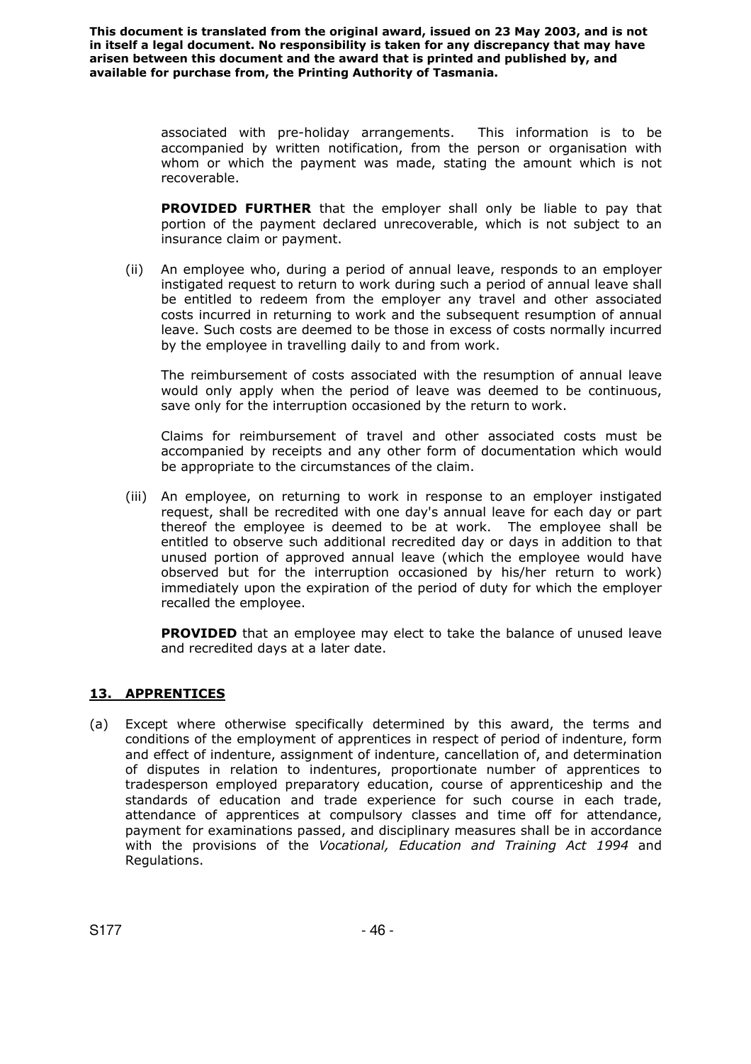associated with pre-holiday arrangements. This information is to be accompanied by written notification, from the person or organisation with whom or which the payment was made, stating the amount which is not recoverable.

**PROVIDED FURTHER** that the employer shall only be liable to pay that portion of the payment declared unrecoverable, which is not subject to an insurance claim or payment.

(ii) An employee who, during a period of annual leave, responds to an employer instigated request to return to work during such a period of annual leave shall be entitled to redeem from the employer any travel and other associated costs incurred in returning to work and the subsequent resumption of annual leave. Such costs are deemed to be those in excess of costs normally incurred by the employee in travelling daily to and from work.

The reimbursement of costs associated with the resumption of annual leave would only apply when the period of leave was deemed to be continuous, save only for the interruption occasioned by the return to work.

Claims for reimbursement of travel and other associated costs must be accompanied by receipts and any other form of documentation which would be appropriate to the circumstances of the claim.

(iii) An employee, on returning to work in response to an employer instigated request, shall be recredited with one day's annual leave for each day or part thereof the employee is deemed to be at work. The employee shall be entitled to observe such additional recredited day or days in addition to that unused portion of approved annual leave (which the employee would have observed but for the interruption occasioned by his/her return to work) immediately upon the expiration of the period of duty for which the employer recalled the employee.

**PROVIDED** that an employee may elect to take the balance of unused leave and recredited days at a later date.

## 13. APPRENTICES

(a) Except where otherwise specifically determined by this award, the terms and conditions of the employment of apprentices in respect of period of indenture, form and effect of indenture, assignment of indenture, cancellation of, and determination of disputes in relation to indentures, proportionate number of apprentices to tradesperson employed preparatory education, course of apprenticeship and the standards of education and trade experience for such course in each trade, attendance of apprentices at compulsory classes and time off for attendance, payment for examinations passed, and disciplinary measures shall be in accordance with the provisions of the *Vocational, Education and Training Act 1994* and Regulations.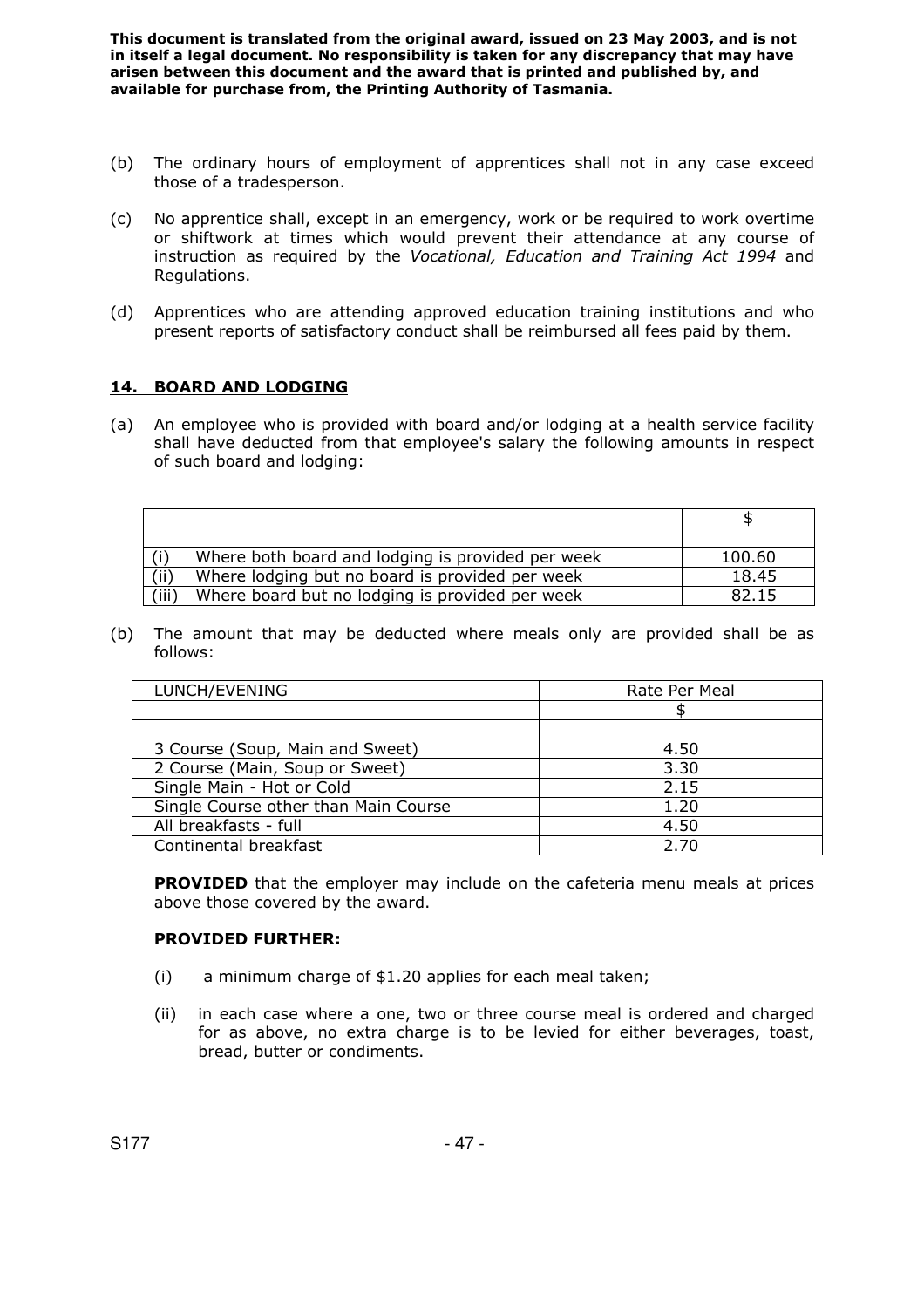(b) The ordinary hours of employment of apprentices shall not in any case exceed those of a tradesperson.

(c) No apprentice shall, except in an emergency, work or be required to work overtime or shiftwork at times which would prevent their attendance at any course of instruction as required by the *Vocational, Education and Training Act 1994* and Regulations.

(d) Apprentices who are attending approved education training institutions and who present reports of satisfactory conduct shall be reimbursed all fees paid by them.

## 14. BOARD AND LODGING

(a) An employee who is provided with board and/or lodging at a health service facility shall have deducted from that employee's salary the following amounts in respect of such board and lodging:

| | $ |
|---|---|
| | |
| (i) Where both board and lodging is provided per week | 100.60 |
| (ii) Where lodging but no board is provided per week | 18.45 |
| (iii) Where board but no lodging is provided per week | 82.15 |

(b) The amount that may be deducted where meals only are provided shall be as follows:

| LUNCH/EVENING | Rate Per Meal |
|---|---|
| | $ |
| | |
| 3 Course (Soup, Main and Sweet) | 4.50 |
| 2 Course (Main, Soup or Sweet) | 3.30 |
| Single Main - Hot or Cold | 2.15 |
| Single Course other than Main Course | 1.20 |
| All breakfasts - full | 4.50 |
| Continental breakfast | 2.70 |

**PROVIDED** that the employer may include on the cafeteria menu meals at prices above those covered by the award.

**PROVIDED FURTHER:**

(i) a minimum charge of $1.20 applies for each meal taken;

(ii) in each case where a one, two or three course meal is ordered and charged for as above, no extra charge is to be levied for either beverages, toast, bread, butter or condiments.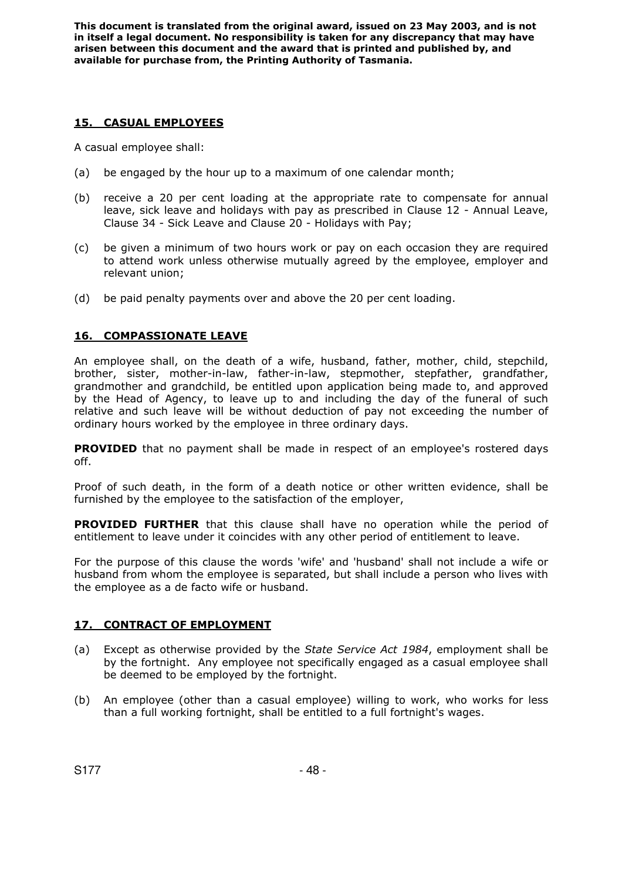**This document is translated from the original award, issued on 23 May 2003, and is not in itself a legal document. No responsibility is taken for any discrepancy that may have arisen between this document and the award that is printed and published by, and available for purchase from, the Printing Authority of Tasmania.**

## 15. CASUAL EMPLOYEES

A casual employee shall:

(a) be engaged by the hour up to a maximum of one calendar month;

(b) receive a 20 per cent loading at the appropriate rate to compensate for annual leave, sick leave and holidays with pay as prescribed in Clause 12 - Annual Leave, Clause 34 - Sick Leave and Clause 20 - Holidays with Pay;

(c) be given a minimum of two hours work or pay on each occasion they are required to attend work unless otherwise mutually agreed by the employee, employer and relevant union;

(d) be paid penalty payments over and above the 20 per cent loading.

## 16. COMPASSIONATE LEAVE

An employee shall, on the death of a wife, husband, father, mother, child, stepchild, brother, sister, mother-in-law, father-in-law, stepmother, stepfather, grandfather, grandmother and grandchild, be entitled upon application being made to, and approved by the Head of Agency, to leave up to and including the day of the funeral of such relative and such leave will be without deduction of pay not exceeding the number of ordinary hours worked by the employee in three ordinary days.

**PROVIDED** that no payment shall be made in respect of an employee's rostered days off.

Proof of such death, in the form of a death notice or other written evidence, shall be furnished by the employee to the satisfaction of the employer,

**PROVIDED FURTHER** that this clause shall have no operation while the period of entitlement to leave under it coincides with any other period of entitlement to leave.

For the purpose of this clause the words 'wife' and 'husband' shall not include a wife or husband from whom the employee is separated, but shall include a person who lives with the employee as a de facto wife or husband.

## 17. CONTRACT OF EMPLOYMENT

(a) Except as otherwise provided by the *State Service Act 1984*, employment shall be by the fortnight. Any employee not specifically engaged as a casual employee shall be deemed to be employed by the fortnight.

(b) An employee (other than a casual employee) willing to work, who works for less than a full working fortnight, shall be entitled to a full fortnight's wages.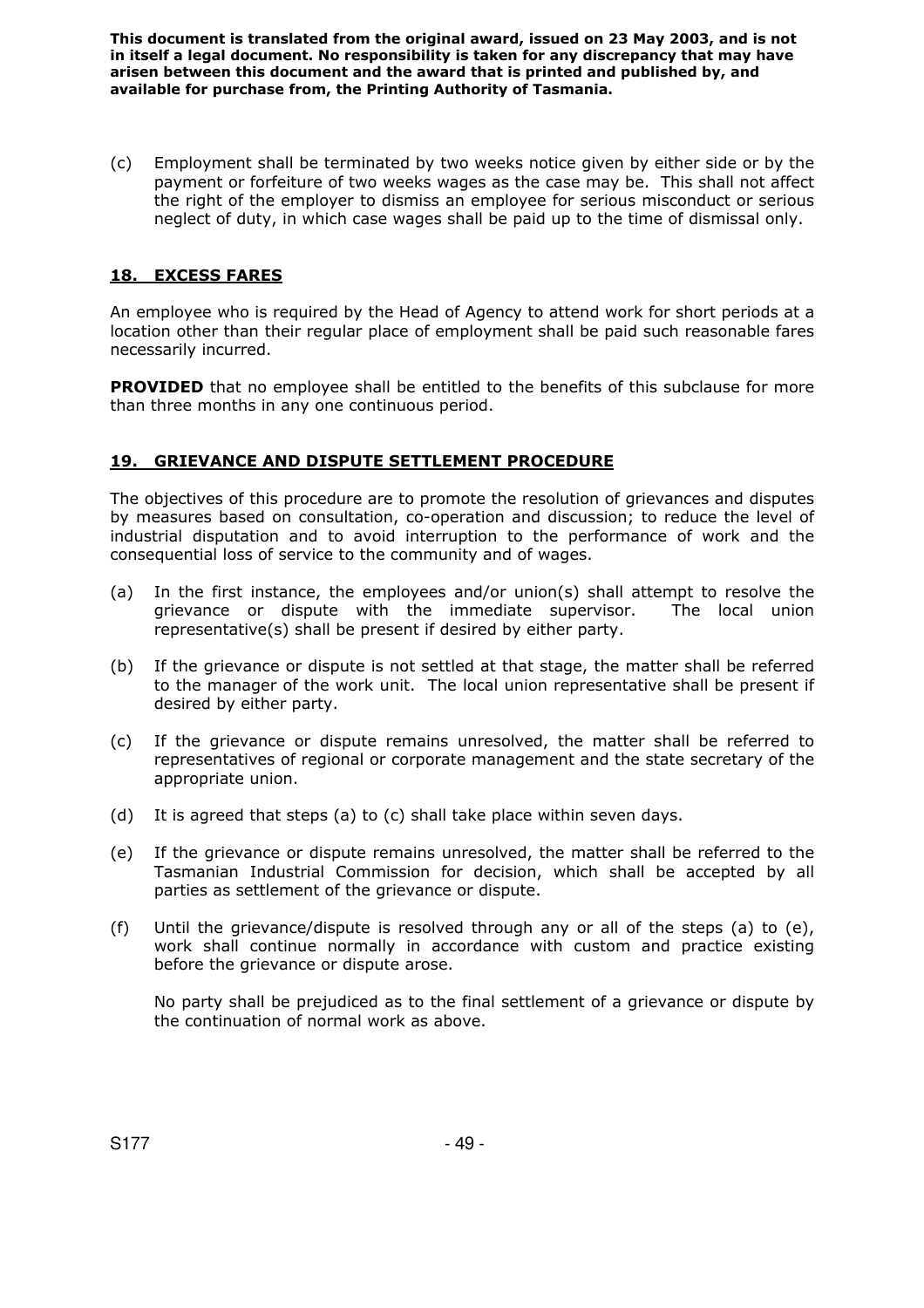(c) Employment shall be terminated by two weeks notice given by either side or by the payment or forfeiture of two weeks wages as the case may be. This shall not affect the right of the employer to dismiss an employee for serious misconduct or serious neglect of duty, in which case wages shall be paid up to the time of dismissal only.

## 18. EXCESS FARES

An employee who is required by the Head of Agency to attend work for short periods at a location other than their regular place of employment shall be paid such reasonable fares necessarily incurred.

**PROVIDED** that no employee shall be entitled to the benefits of this subclause for more than three months in any one continuous period.

## 19. GRIEVANCE AND DISPUTE SETTLEMENT PROCEDURE

The objectives of this procedure are to promote the resolution of grievances and disputes by measures based on consultation, co-operation and discussion; to reduce the level of industrial disputation and to avoid interruption to the performance of work and the consequential loss of service to the community and of wages.

(a) In the first instance, the employees and/or union(s) shall attempt to resolve the grievance or dispute with the immediate supervisor. The local union representative(s) shall be present if desired by either party.

(b) If the grievance or dispute is not settled at that stage, the matter shall be referred to the manager of the work unit. The local union representative shall be present if desired by either party.

(c) If the grievance or dispute remains unresolved, the matter shall be referred to representatives of regional or corporate management and the state secretary of the appropriate union.

(d) It is agreed that steps (a) to (c) shall take place within seven days.

(e) If the grievance or dispute remains unresolved, the matter shall be referred to the Tasmanian Industrial Commission for decision, which shall be accepted by all parties as settlement of the grievance or dispute.

(f) Until the grievance/dispute is resolved through any or all of the steps (a) to (e), work shall continue normally in accordance with custom and practice existing before the grievance or dispute arose.

No party shall be prejudiced as to the final settlement of a grievance or dispute by the continuation of normal work as above.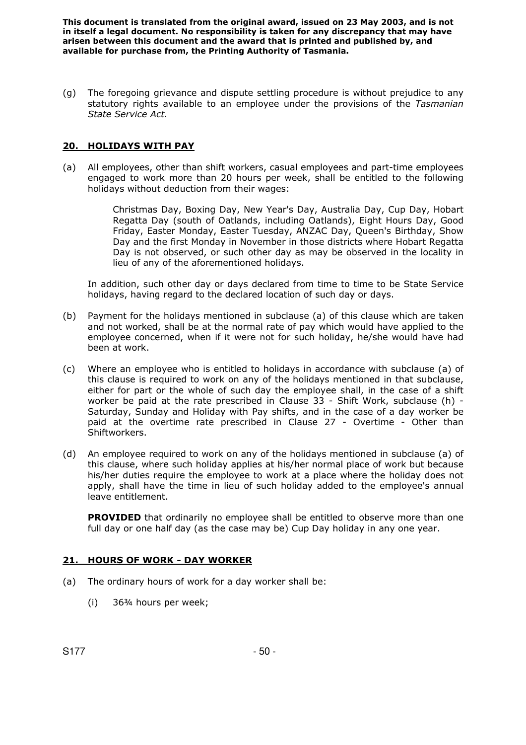(g) The foregoing grievance and dispute settling procedure is without prejudice to any statutory rights available to an employee under the provisions of the *Tasmanian State Service Act.*

## 20. HOLIDAYS WITH PAY

(a) All employees, other than shift workers, casual employees and part-time employees engaged to work more than 20 hours per week, shall be entitled to the following holidays without deduction from their wages:

> Christmas Day, Boxing Day, New Year's Day, Australia Day, Cup Day, Hobart Regatta Day (south of Oatlands, including Oatlands), Eight Hours Day, Good Friday, Easter Monday, Easter Tuesday, ANZAC Day, Queen's Birthday, Show Day and the first Monday in November in those districts where Hobart Regatta Day is not observed, or such other day as may be observed in the locality in lieu of any of the aforementioned holidays.

In addition, such other day or days declared from time to time to be State Service holidays, having regard to the declared location of such day or days.

(b) Payment for the holidays mentioned in subclause (a) of this clause which are taken and not worked, shall be at the normal rate of pay which would have applied to the employee concerned, when if it were not for such holiday, he/she would have had been at work.

(c) Where an employee who is entitled to holidays in accordance with subclause (a) of this clause is required to work on any of the holidays mentioned in that subclause, either for part or the whole of such day the employee shall, in the case of a shift worker be paid at the rate prescribed in Clause 33 - Shift Work, subclause (h) - Saturday, Sunday and Holiday with Pay shifts, and in the case of a day worker be paid at the overtime rate prescribed in Clause 27 - Overtime - Other than Shiftworkers.

(d) An employee required to work on any of the holidays mentioned in subclause (a) of this clause, where such holiday applies at his/her normal place of work but because his/her duties require the employee to work at a place where the holiday does not apply, shall have the time in lieu of such holiday added to the employee's annual leave entitlement.

**PROVIDED** that ordinarily no employee shall be entitled to observe more than one full day or one half day (as the case may be) Cup Day holiday in any one year.

## 21. HOURS OF WORK - DAY WORKER

(a) The ordinary hours of work for a day worker shall be:

(i) 36¾ hours per week;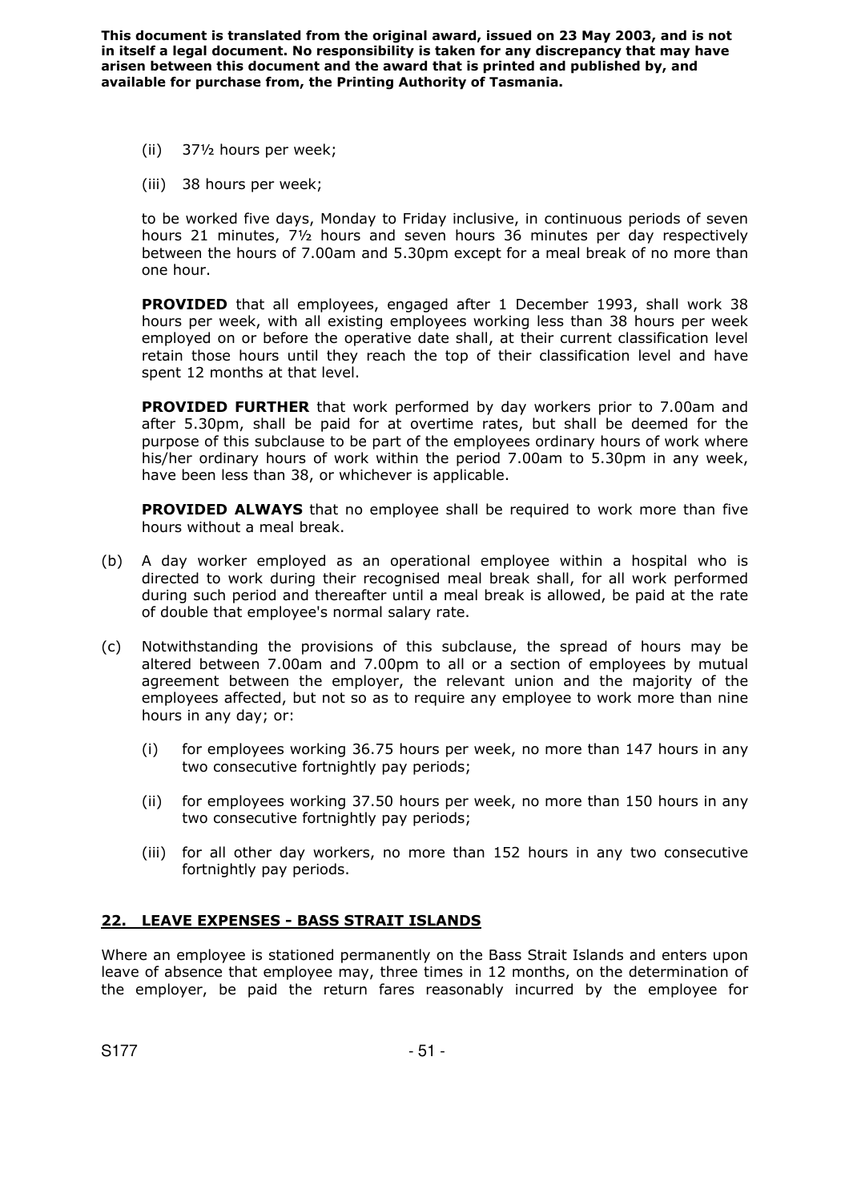(ii) 37½ hours per week;

(iii) 38 hours per week;

to be worked five days, Monday to Friday inclusive, in continuous periods of seven hours 21 minutes, 7½ hours and seven hours 36 minutes per day respectively between the hours of 7.00am and 5.30pm except for a meal break of no more than one hour.

**PROVIDED** that all employees, engaged after 1 December 1993, shall work 38 hours per week, with all existing employees working less than 38 hours per week employed on or before the operative date shall, at their current classification level retain those hours until they reach the top of their classification level and have spent 12 months at that level.

**PROVIDED FURTHER** that work performed by day workers prior to 7.00am and after 5.30pm, shall be paid for at overtime rates, but shall be deemed for the purpose of this subclause to be part of the employees ordinary hours of work where his/her ordinary hours of work within the period 7.00am to 5.30pm in any week, have been less than 38, or whichever is applicable.

**PROVIDED ALWAYS** that no employee shall be required to work more than five hours without a meal break.

(b) A day worker employed as an operational employee within a hospital who is directed to work during their recognised meal break shall, for all work performed during such period and thereafter until a meal break is allowed, be paid at the rate of double that employee's normal salary rate.

(c) Notwithstanding the provisions of this subclause, the spread of hours may be altered between 7.00am and 7.00pm to all or a section of employees by mutual agreement between the employer, the relevant union and the majority of the employees affected, but not so as to require any employee to work more than nine hours in any day; or:

(i) for employees working 36.75 hours per week, no more than 147 hours in any two consecutive fortnightly pay periods;

(ii) for employees working 37.50 hours per week, no more than 150 hours in any two consecutive fortnightly pay periods;

(iii) for all other day workers, no more than 152 hours in any two consecutive fortnightly pay periods.

## 22. LEAVE EXPENSES - BASS STRAIT ISLANDS

Where an employee is stationed permanently on the Bass Strait Islands and enters upon leave of absence that employee may, three times in 12 months, on the determination of the employer, be paid the return fares reasonably incurred by the employee for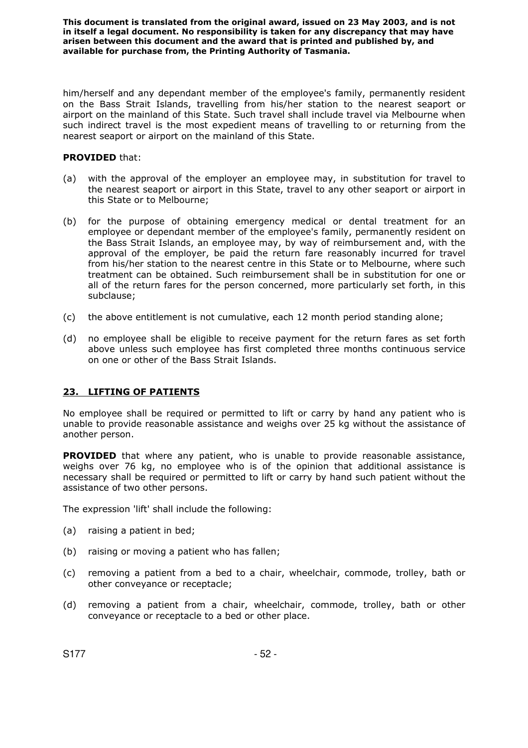him/herself and any dependant member of the employee's family, permanently resident on the Bass Strait Islands, travelling from his/her station to the nearest seaport or airport on the mainland of this State. Such travel shall include travel via Melbourne when such indirect travel is the most expedient means of travelling to or returning from the nearest seaport or airport on the mainland of this State.

**PROVIDED** that:

(a) with the approval of the employer an employee may, in substitution for travel to the nearest seaport or airport in this State, travel to any other seaport or airport in this State or to Melbourne;

(b) for the purpose of obtaining emergency medical or dental treatment for an employee or dependant member of the employee's family, permanently resident on the Bass Strait Islands, an employee may, by way of reimbursement and, with the approval of the employer, be paid the return fare reasonably incurred for travel from his/her station to the nearest centre in this State or to Melbourne, where such treatment can be obtained. Such reimbursement shall be in substitution for one or all of the return fares for the person concerned, more particularly set forth, in this subclause;

(c) the above entitlement is not cumulative, each 12 month period standing alone;

(d) no employee shall be eligible to receive payment for the return fares as set forth above unless such employee has first completed three months continuous service on one or other of the Bass Strait Islands.

## 23. LIFTING OF PATIENTS

No employee shall be required or permitted to lift or carry by hand any patient who is unable to provide reasonable assistance and weighs over 25 kg without the assistance of another person.

**PROVIDED** that where any patient, who is unable to provide reasonable assistance, weighs over 76 kg, no employee who is of the opinion that additional assistance is necessary shall be required or permitted to lift or carry by hand such patient without the assistance of two other persons.

The expression 'lift' shall include the following:

(a) raising a patient in bed;

(b) raising or moving a patient who has fallen;

(c) removing a patient from a bed to a chair, wheelchair, commode, trolley, bath or other conveyance or receptacle;

(d) removing a patient from a chair, wheelchair, commode, trolley, bath or other conveyance or receptacle to a bed or other place.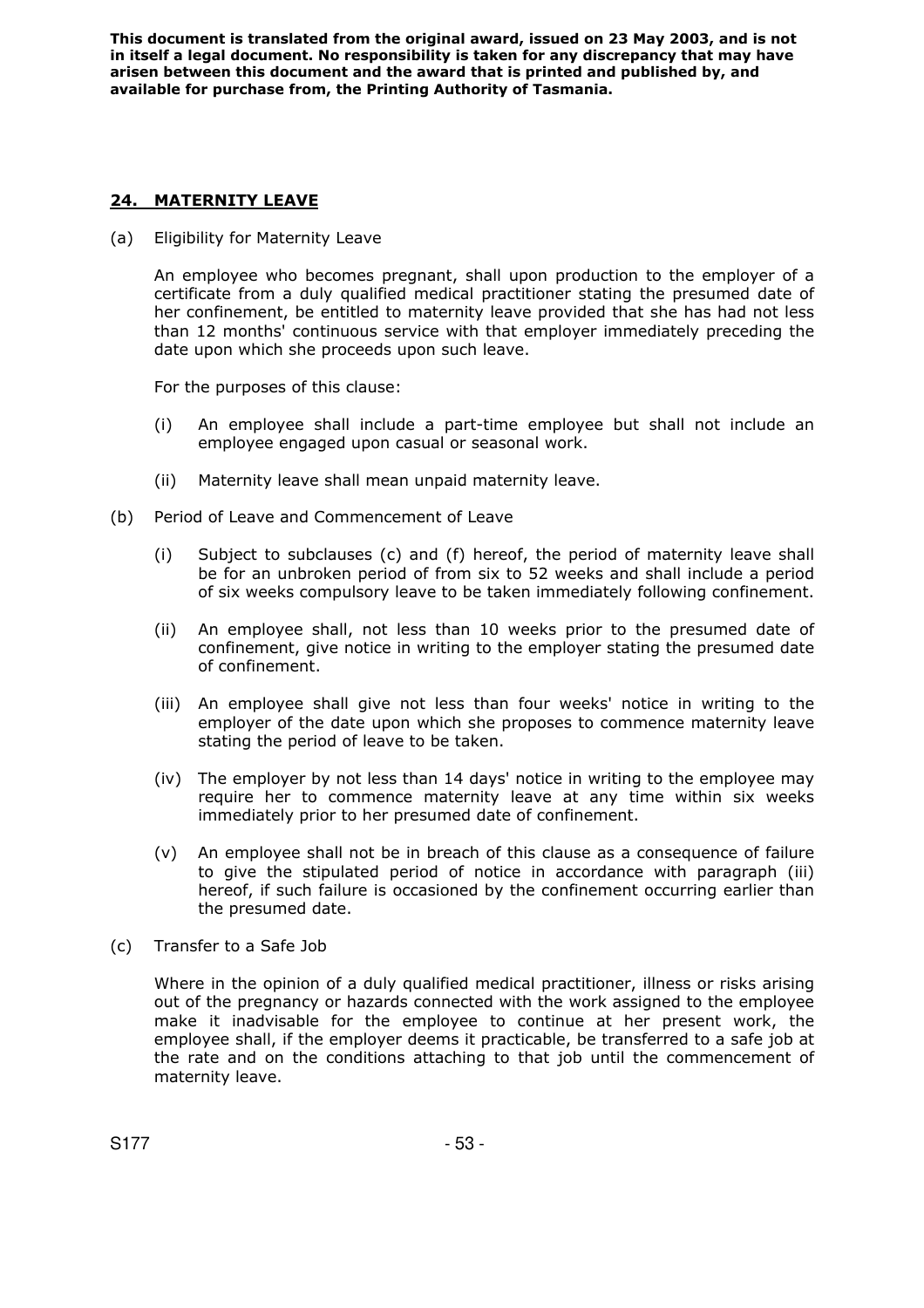This document is translated from the original award, issued on 23 May 2003, and is not in itself a legal document. No responsibility is taken for any discrepancy that may have arisen between this document and the award that is printed and published by, and available for purchase from, the Printing Authority of Tasmania.

## 24. MATERNITY LEAVE

(a) Eligibility for Maternity Leave

An employee who becomes pregnant, shall upon production to the employer of a certificate from a duly qualified medical practitioner stating the presumed date of her confinement, be entitled to maternity leave provided that she has had not less than 12 months' continuous service with that employer immediately preceding the date upon which she proceeds upon such leave.

For the purposes of this clause:

(i) An employee shall include a part-time employee but shall not include an employee engaged upon casual or seasonal work.

(ii) Maternity leave shall mean unpaid maternity leave.

(b) Period of Leave and Commencement of Leave

(i) Subject to subclauses (c) and (f) hereof, the period of maternity leave shall be for an unbroken period of from six to 52 weeks and shall include a period of six weeks compulsory leave to be taken immediately following confinement.

(ii) An employee shall, not less than 10 weeks prior to the presumed date of confinement, give notice in writing to the employer stating the presumed date of confinement.

(iii) An employee shall give not less than four weeks' notice in writing to the employer of the date upon which she proposes to commence maternity leave stating the period of leave to be taken.

(iv) The employer by not less than 14 days' notice in writing to the employee may require her to commence maternity leave at any time within six weeks immediately prior to her presumed date of confinement.

(v) An employee shall not be in breach of this clause as a consequence of failure to give the stipulated period of notice in accordance with paragraph (iii) hereof, if such failure is occasioned by the confinement occurring earlier than the presumed date.

(c) Transfer to a Safe Job

Where in the opinion of a duly qualified medical practitioner, illness or risks arising out of the pregnancy or hazards connected with the work assigned to the employee make it inadvisable for the employee to continue at her present work, the employee shall, if the employer deems it practicable, be transferred to a safe job at the rate and on the conditions attaching to that job until the commencement of maternity leave.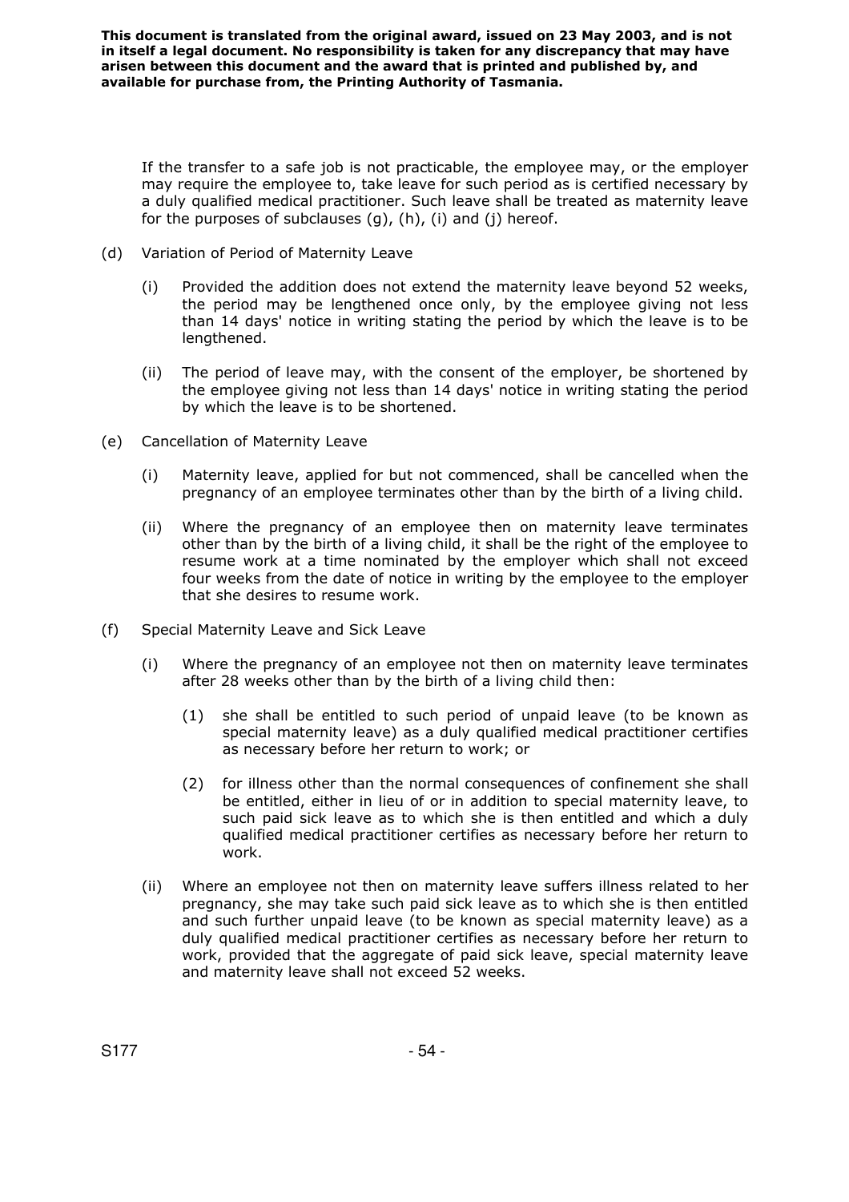This document is translated from the original award, issued on 23 May 2003, and is not in itself a legal document. No responsibility is taken for any discrepancy that may have arisen between this document and the award that is printed and published by, and available for purchase from, the Printing Authority of Tasmania.

If the transfer to a safe job is not practicable, the employee may, or the employer may require the employee to, take leave for such period as is certified necessary by a duly qualified medical practitioner. Such leave shall be treated as maternity leave for the purposes of subclauses (g), (h), (i) and (j) hereof.

(d) Variation of Period of Maternity Leave

(i) Provided the addition does not extend the maternity leave beyond 52 weeks, the period may be lengthened once only, by the employee giving not less than 14 days' notice in writing stating the period by which the leave is to be lengthened.

(ii) The period of leave may, with the consent of the employer, be shortened by the employee giving not less than 14 days' notice in writing stating the period by which the leave is to be shortened.

(e) Cancellation of Maternity Leave

(i) Maternity leave, applied for but not commenced, shall be cancelled when the pregnancy of an employee terminates other than by the birth of a living child.

(ii) Where the pregnancy of an employee then on maternity leave terminates other than by the birth of a living child, it shall be the right of the employee to resume work at a time nominated by the employer which shall not exceed four weeks from the date of notice in writing by the employee to the employer that she desires to resume work.

(f) Special Maternity Leave and Sick Leave

(i) Where the pregnancy of an employee not then on maternity leave terminates after 28 weeks other than by the birth of a living child then:

(1) she shall be entitled to such period of unpaid leave (to be known as special maternity leave) as a duly qualified medical practitioner certifies as necessary before her return to work; or

(2) for illness other than the normal consequences of confinement she shall be entitled, either in lieu of or in addition to special maternity leave, to such paid sick leave as to which she is then entitled and which a duly qualified medical practitioner certifies as necessary before her return to work.

(ii) Where an employee not then on maternity leave suffers illness related to her pregnancy, she may take such paid sick leave as to which she is then entitled and such further unpaid leave (to be known as special maternity leave) as a duly qualified medical practitioner certifies as necessary before her return to work, provided that the aggregate of paid sick leave, special maternity leave and maternity leave shall not exceed 52 weeks.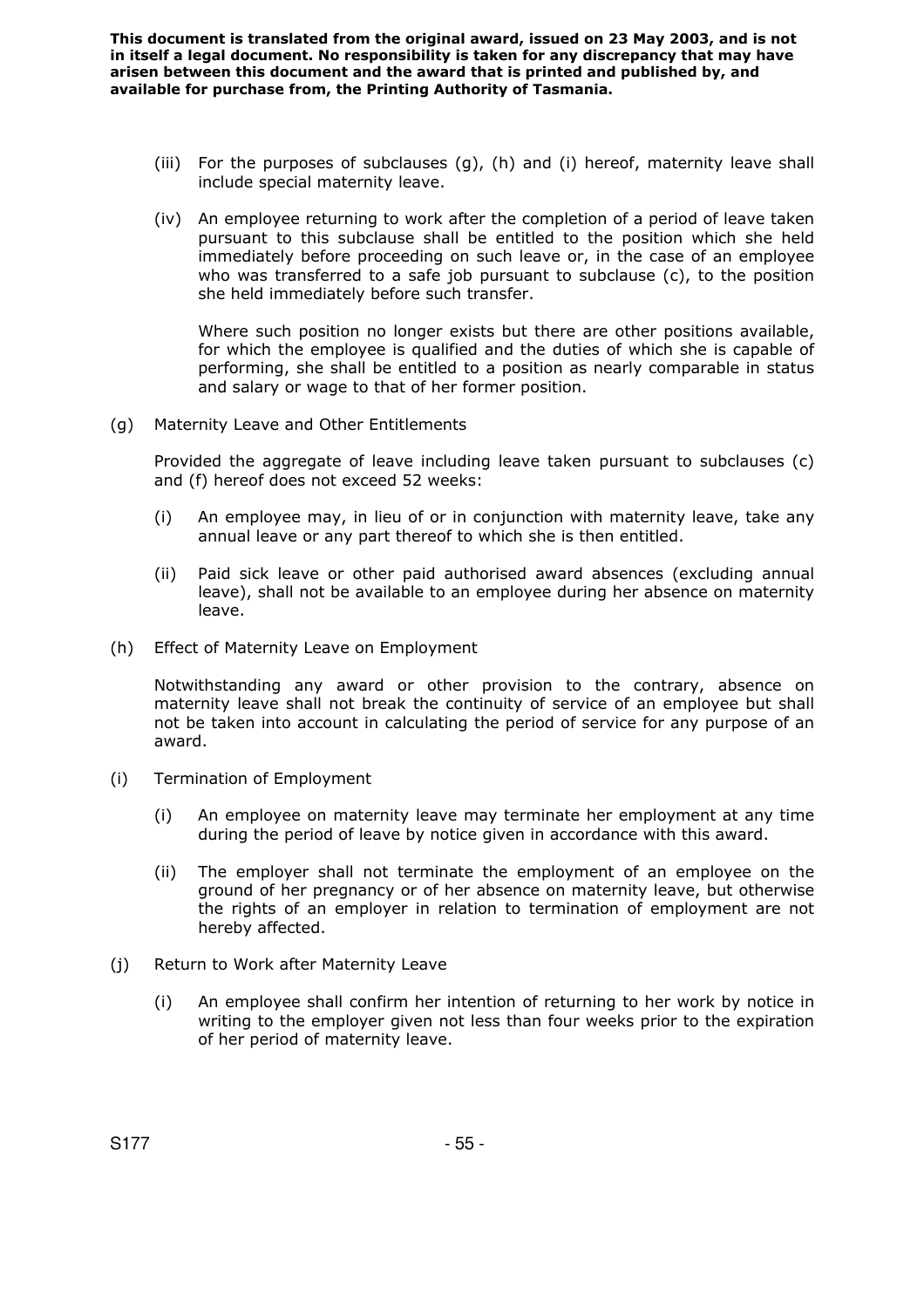(iii) For the purposes of subclauses (g), (h) and (i) hereof, maternity leave shall include special maternity leave.

(iv) An employee returning to work after the completion of a period of leave taken pursuant to this subclause shall be entitled to the position which she held immediately before proceeding on such leave or, in the case of an employee who was transferred to a safe job pursuant to subclause (c), to the position she held immediately before such transfer.

Where such position no longer exists but there are other positions available, for which the employee is qualified and the duties of which she is capable of performing, she shall be entitled to a position as nearly comparable in status and salary or wage to that of her former position.

(g) Maternity Leave and Other Entitlements

Provided the aggregate of leave including leave taken pursuant to subclauses (c) and (f) hereof does not exceed 52 weeks:

(i) An employee may, in lieu of or in conjunction with maternity leave, take any annual leave or any part thereof to which she is then entitled.

(ii) Paid sick leave or other paid authorised award absences (excluding annual leave), shall not be available to an employee during her absence on maternity leave.

(h) Effect of Maternity Leave on Employment

Notwithstanding any award or other provision to the contrary, absence on maternity leave shall not break the continuity of service of an employee but shall not be taken into account in calculating the period of service for any purpose of an award.

(i) Termination of Employment

(i) An employee on maternity leave may terminate her employment at any time during the period of leave by notice given in accordance with this award.

(ii) The employer shall not terminate the employment of an employee on the ground of her pregnancy or of her absence on maternity leave, but otherwise the rights of an employer in relation to termination of employment are not hereby affected.

(j) Return to Work after Maternity Leave

(i) An employee shall confirm her intention of returning to her work by notice in writing to the employer given not less than four weeks prior to the expiration of her period of maternity leave.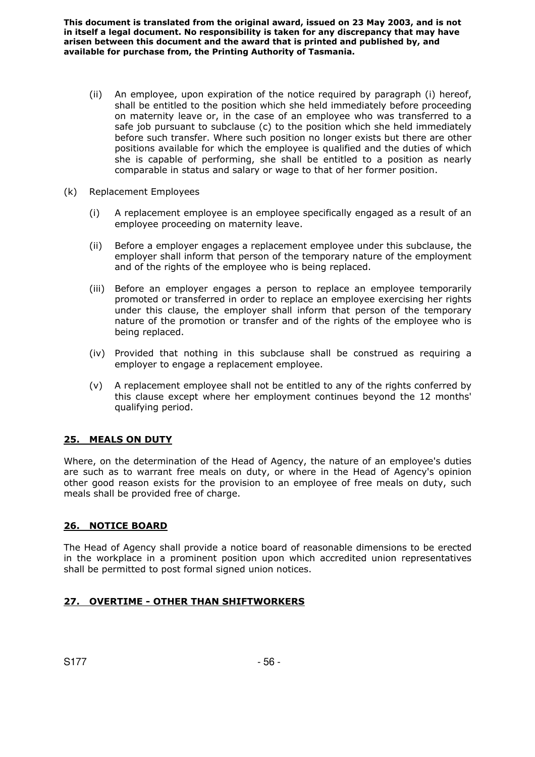(ii) An employee, upon expiration of the notice required by paragraph (i) hereof, shall be entitled to the position which she held immediately before proceeding on maternity leave or, in the case of an employee who was transferred to a safe job pursuant to subclause (c) to the position which she held immediately before such transfer. Where such position no longer exists but there are other positions available for which the employee is qualified and the duties of which she is capable of performing, she shall be entitled to a position as nearly comparable in status and salary or wage to that of her former position.

(k) Replacement Employees

(i) A replacement employee is an employee specifically engaged as a result of an employee proceeding on maternity leave.

(ii) Before a employer engages a replacement employee under this subclause, the employer shall inform that person of the temporary nature of the employment and of the rights of the employee who is being replaced.

(iii) Before an employer engages a person to replace an employee temporarily promoted or transferred in order to replace an employee exercising her rights under this clause, the employer shall inform that person of the temporary nature of the promotion or transfer and of the rights of the employee who is being replaced.

(iv) Provided that nothing in this subclause shall be construed as requiring a employer to engage a replacement employee.

(v) A replacement employee shall not be entitled to any of the rights conferred by this clause except where her employment continues beyond the 12 months' qualifying period.

## 25. MEALS ON DUTY

Where, on the determination of the Head of Agency, the nature of an employee's duties are such as to warrant free meals on duty, or where in the Head of Agency's opinion other good reason exists for the provision to an employee of free meals on duty, such meals shall be provided free of charge.

## 26. NOTICE BOARD

The Head of Agency shall provide a notice board of reasonable dimensions to be erected in the workplace in a prominent position upon which accredited union representatives shall be permitted to post formal signed union notices.

## 27. OVERTIME - OTHER THAN SHIFTWORKERS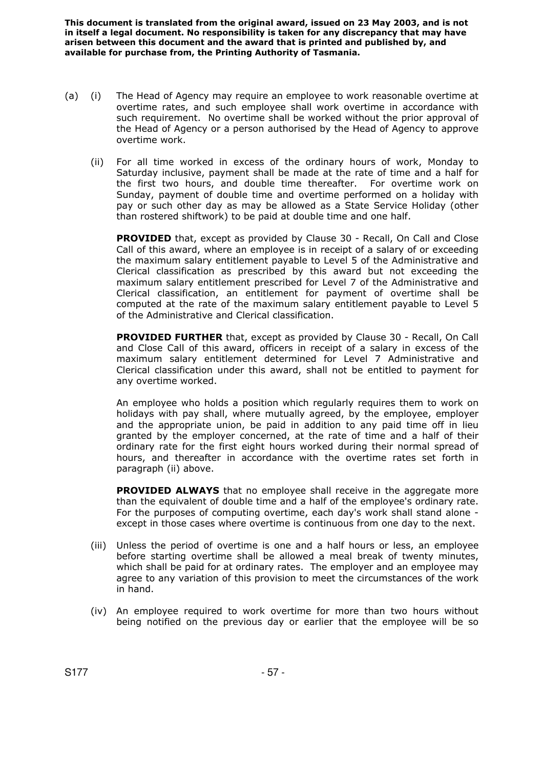**This document is translated from the original award, issued on 23 May 2003, and is not in itself a legal document. No responsibility is taken for any discrepancy that may have arisen between this document and the award that is printed and published by, and available for purchase from, the Printing Authority of Tasmania.**

(a) (i) The Head of Agency may require an employee to work reasonable overtime at overtime rates, and such employee shall work overtime in accordance with such requirement. No overtime shall be worked without the prior approval of the Head of Agency or a person authorised by the Head of Agency to approve overtime work.

(ii) For all time worked in excess of the ordinary hours of work, Monday to Saturday inclusive, payment shall be made at the rate of time and a half for the first two hours, and double time thereafter. For overtime work on Sunday, payment of double time and overtime performed on a holiday with pay or such other day as may be allowed as a State Service Holiday (other than rostered shiftwork) to be paid at double time and one half.

**PROVIDED** that, except as provided by Clause 30 - Recall, On Call and Close Call of this award, where an employee is in receipt of a salary of or exceeding the maximum salary entitlement payable to Level 5 of the Administrative and Clerical classification as prescribed by this award but not exceeding the maximum salary entitlement prescribed for Level 7 of the Administrative and Clerical classification, an entitlement for payment of overtime shall be computed at the rate of the maximum salary entitlement payable to Level 5 of the Administrative and Clerical classification.

**PROVIDED FURTHER** that, except as provided by Clause 30 - Recall, On Call and Close Call of this award, officers in receipt of a salary in excess of the maximum salary entitlement determined for Level 7 Administrative and Clerical classification under this award, shall not be entitled to payment for any overtime worked.

An employee who holds a position which regularly requires them to work on holidays with pay shall, where mutually agreed, by the employee, employer and the appropriate union, be paid in addition to any paid time off in lieu granted by the employer concerned, at the rate of time and a half of their ordinary rate for the first eight hours worked during their normal spread of hours, and thereafter in accordance with the overtime rates set forth in paragraph (ii) above.

**PROVIDED ALWAYS** that no employee shall receive in the aggregate more than the equivalent of double time and a half of the employee's ordinary rate. For the purposes of computing overtime, each day's work shall stand alone - except in those cases where overtime is continuous from one day to the next.

(iii) Unless the period of overtime is one and a half hours or less, an employee before starting overtime shall be allowed a meal break of twenty minutes, which shall be paid for at ordinary rates. The employer and an employee may agree to any variation of this provision to meet the circumstances of the work in hand.

(iv) An employee required to work overtime for more than two hours without being notified on the previous day or earlier that the employee will be so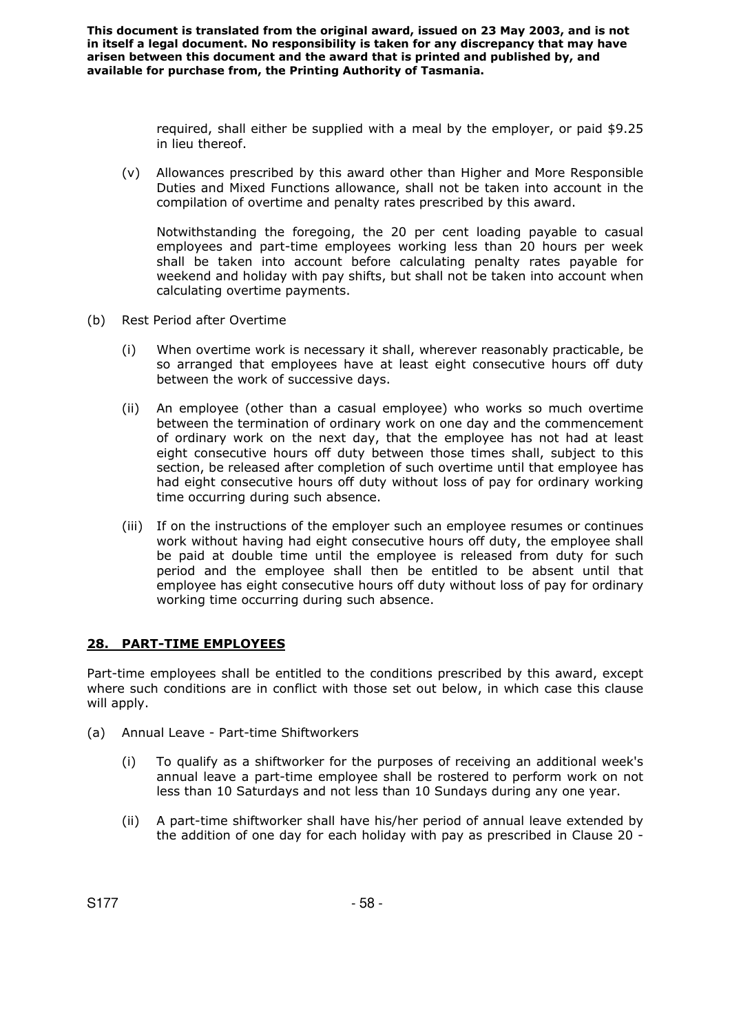required, shall either be supplied with a meal by the employer, or paid $9.25 in lieu thereof.

(v) Allowances prescribed by this award other than Higher and More Responsible Duties and Mixed Functions allowance, shall not be taken into account in the compilation of overtime and penalty rates prescribed by this award.

Notwithstanding the foregoing, the 20 per cent loading payable to casual employees and part-time employees working less than 20 hours per week shall be taken into account before calculating penalty rates payable for weekend and holiday with pay shifts, but shall not be taken into account when calculating overtime payments.

(b) Rest Period after Overtime

(i) When overtime work is necessary it shall, wherever reasonably practicable, be so arranged that employees have at least eight consecutive hours off duty between the work of successive days.

(ii) An employee (other than a casual employee) who works so much overtime between the termination of ordinary work on one day and the commencement of ordinary work on the next day, that the employee has not had at least eight consecutive hours off duty between those times shall, subject to this section, be released after completion of such overtime until that employee has had eight consecutive hours off duty without loss of pay for ordinary working time occurring during such absence.

(iii) If on the instructions of the employer such an employee resumes or continues work without having had eight consecutive hours off duty, the employee shall be paid at double time until the employee is released from duty for such period and the employee shall then be entitled to be absent until that employee has eight consecutive hours off duty without loss of pay for ordinary working time occurring during such absence.

## 28. PART-TIME EMPLOYEES

Part-time employees shall be entitled to the conditions prescribed by this award, except where such conditions are in conflict with those set out below, in which case this clause will apply.

(a) Annual Leave - Part-time Shiftworkers

(i) To qualify as a shiftworker for the purposes of receiving an additional week's annual leave a part-time employee shall be rostered to perform work on not less than 10 Saturdays and not less than 10 Sundays during any one year.

(ii) A part-time shiftworker shall have his/her period of annual leave extended by the addition of one day for each holiday with pay as prescribed in Clause 20 -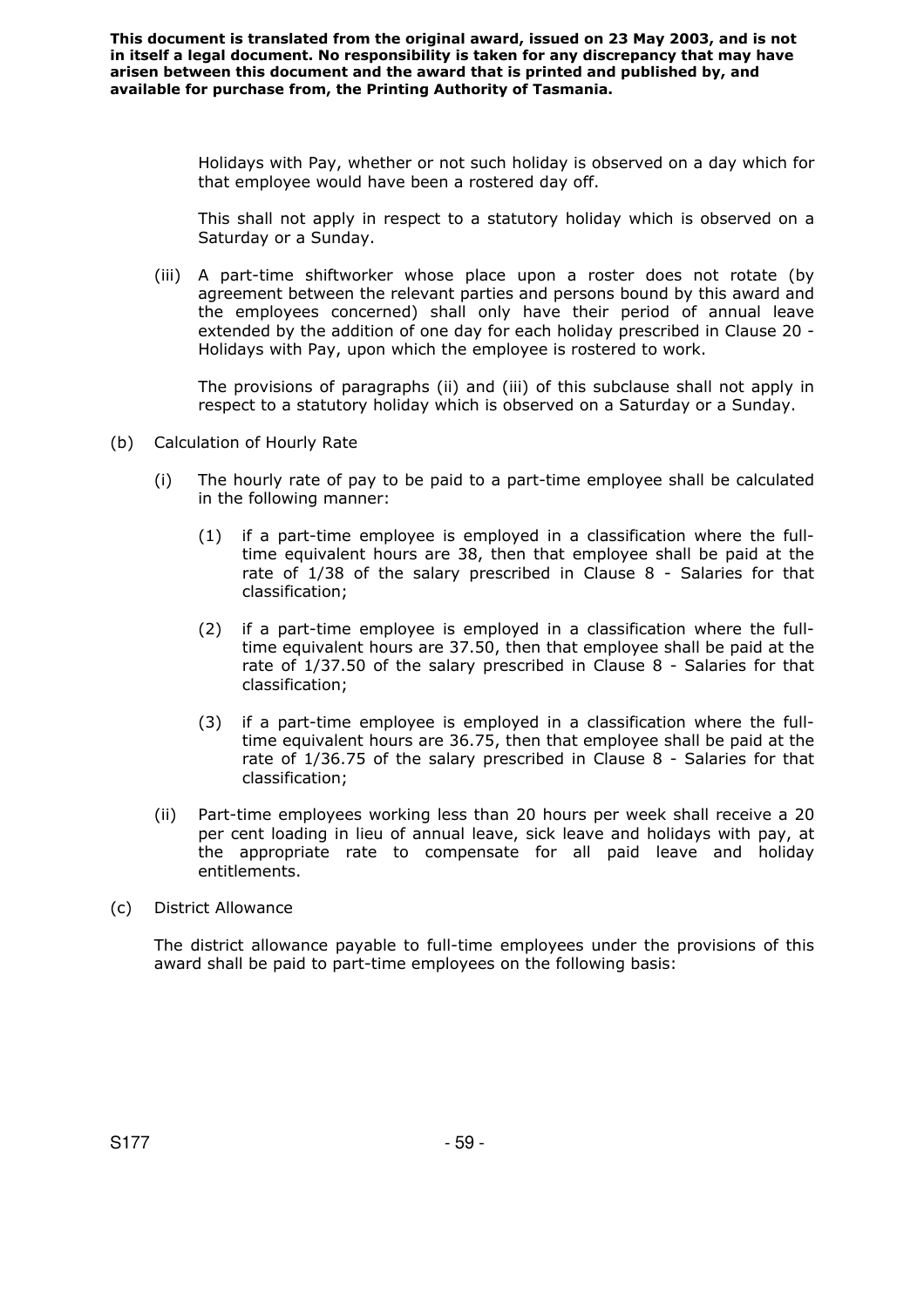Holidays with Pay, whether or not such holiday is observed on a day which for that employee would have been a rostered day off.

This shall not apply in respect to a statutory holiday which is observed on a Saturday or a Sunday.

(iii) A part-time shiftworker whose place upon a roster does not rotate (by agreement between the relevant parties and persons bound by this award and the employees concerned) shall only have their period of annual leave extended by the addition of one day for each holiday prescribed in Clause 20 - Holidays with Pay, upon which the employee is rostered to work.

The provisions of paragraphs (ii) and (iii) of this subclause shall not apply in respect to a statutory holiday which is observed on a Saturday or a Sunday.

(b) Calculation of Hourly Rate

(i) The hourly rate of pay to be paid to a part-time employee shall be calculated in the following manner:

(1) if a part-time employee is employed in a classification where the full-time equivalent hours are 38, then that employee shall be paid at the rate of 1/38 of the salary prescribed in Clause 8 - Salaries for that classification;

(2) if a part-time employee is employed in a classification where the full-time equivalent hours are 37.50, then that employee shall be paid at the rate of 1/37.50 of the salary prescribed in Clause 8 - Salaries for that classification;

(3) if a part-time employee is employed in a classification where the full-time equivalent hours are 36.75, then that employee shall be paid at the rate of 1/36.75 of the salary prescribed in Clause 8 - Salaries for that classification;

(ii) Part-time employees working less than 20 hours per week shall receive a 20 per cent loading in lieu of annual leave, sick leave and holidays with pay, at the appropriate rate to compensate for all paid leave and holiday entitlements.

(c) District Allowance

The district allowance payable to full-time employees under the provisions of this award shall be paid to part-time employees on the following basis: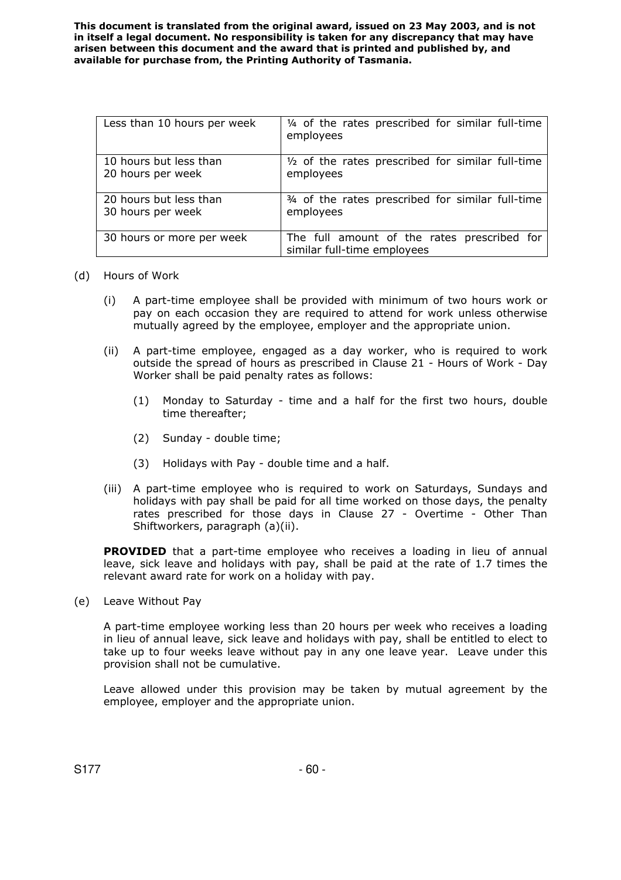| Less than 10 hours per week | ¼ of the rates prescribed for similar full-time employees |
| --- | --- |
| 10 hours but less than 20 hours per week | ½ of the rates prescribed for similar full-time employees |
| 20 hours but less than 30 hours per week | ¾ of the rates prescribed for similar full-time employees |
| 30 hours or more per week | The full amount of the rates prescribed for similar full-time employees |

(d) Hours of Work

(i) A part-time employee shall be provided with minimum of two hours work or pay on each occasion they are required to attend for work unless otherwise mutually agreed by the employee, employer and the appropriate union.

(ii) A part-time employee, engaged as a day worker, who is required to work outside the spread of hours as prescribed in Clause 21 - Hours of Work - Day Worker shall be paid penalty rates as follows:

(1) Monday to Saturday - time and a half for the first two hours, double time thereafter;

(2) Sunday - double time;

(3) Holidays with Pay - double time and a half.

(iii) A part-time employee who is required to work on Saturdays, Sundays and holidays with pay shall be paid for all time worked on those days, the penalty rates prescribed for those days in Clause 27 - Overtime - Other Than Shiftworkers, paragraph (a)(ii).

**PROVIDED** that a part-time employee who receives a loading in lieu of annual leave, sick leave and holidays with pay, shall be paid at the rate of 1.7 times the relevant award rate for work on a holiday with pay.

(e) Leave Without Pay

A part-time employee working less than 20 hours per week who receives a loading in lieu of annual leave, sick leave and holidays with pay, shall be entitled to elect to take up to four weeks leave without pay in any one leave year. Leave under this provision shall not be cumulative.

Leave allowed under this provision may be taken by mutual agreement by the employee, employer and the appropriate union.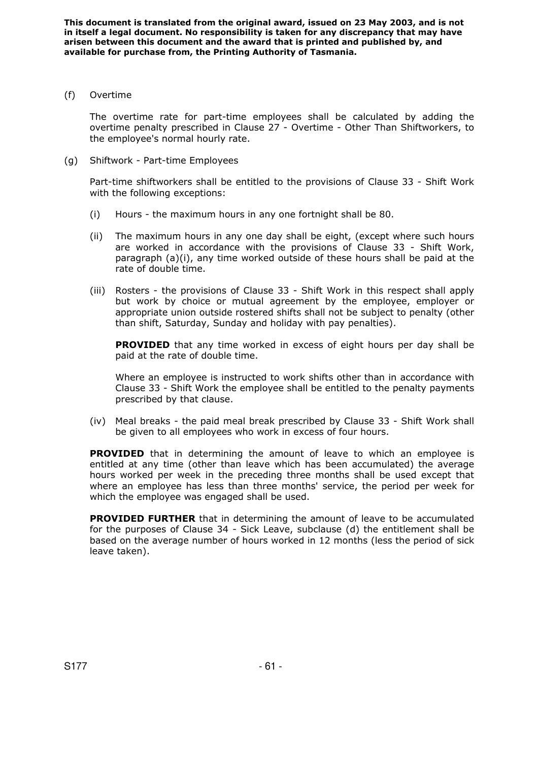(f) Overtime

The overtime rate for part-time employees shall be calculated by adding the overtime penalty prescribed in Clause 27 - Overtime - Other Than Shiftworkers, to the employee's normal hourly rate.

(g) Shiftwork - Part-time Employees

Part-time shiftworkers shall be entitled to the provisions of Clause 33 - Shift Work with the following exceptions:

(i) Hours - the maximum hours in any one fortnight shall be 80.

(ii) The maximum hours in any one day shall be eight, (except where such hours are worked in accordance with the provisions of Clause 33 - Shift Work, paragraph (a)(i), any time worked outside of these hours shall be paid at the rate of double time.

(iii) Rosters - the provisions of Clause 33 - Shift Work in this respect shall apply but work by choice or mutual agreement by the employee, employer or appropriate union outside rostered shifts shall not be subject to penalty (other than shift, Saturday, Sunday and holiday with pay penalties).

**PROVIDED** that any time worked in excess of eight hours per day shall be paid at the rate of double time.

Where an employee is instructed to work shifts other than in accordance with Clause 33 - Shift Work the employee shall be entitled to the penalty payments prescribed by that clause.

(iv) Meal breaks - the paid meal break prescribed by Clause 33 - Shift Work shall be given to all employees who work in excess of four hours.

**PROVIDED** that in determining the amount of leave to which an employee is entitled at any time (other than leave which has been accumulated) the average hours worked per week in the preceding three months shall be used except that where an employee has less than three months' service, the period per week for which the employee was engaged shall be used.

**PROVIDED FURTHER** that in determining the amount of leave to be accumulated for the purposes of Clause 34 - Sick Leave, subclause (d) the entitlement shall be based on the average number of hours worked in 12 months (less the period of sick leave taken).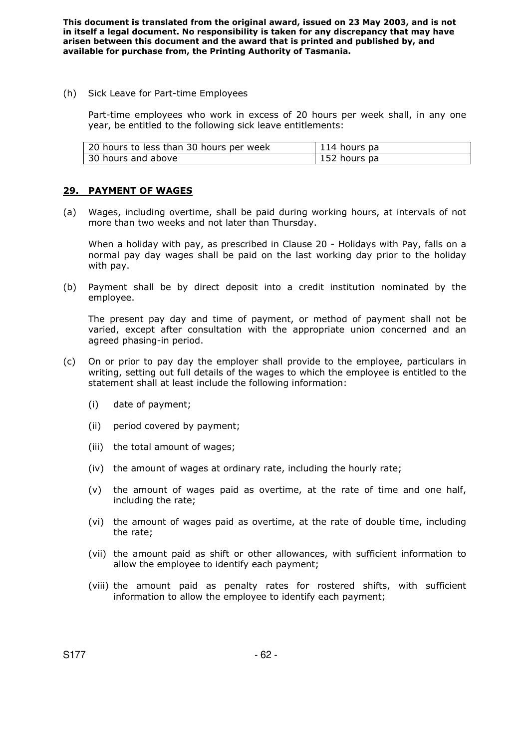**This document is translated from the original award, issued on 23 May 2003, and is not in itself a legal document. No responsibility is taken for any discrepancy that may have arisen between this document and the award that is printed and published by, and available for purchase from, the Printing Authority of Tasmania.**

(h) Sick Leave for Part-time Employees

Part-time employees who work in excess of 20 hours per week shall, in any one year, be entitled to the following sick leave entitlements:

| | |
|---|---|
| 20 hours to less than 30 hours per week | 114 hours pa |
| 30 hours and above | 152 hours pa |

## 29. PAYMENT OF WAGES

(a) Wages, including overtime, shall be paid during working hours, at intervals of not more than two weeks and not later than Thursday.

When a holiday with pay, as prescribed in Clause 20 - Holidays with Pay, falls on a normal pay day wages shall be paid on the last working day prior to the holiday with pay.

(b) Payment shall be by direct deposit into a credit institution nominated by the employee.

The present pay day and time of payment, or method of payment shall not be varied, except after consultation with the appropriate union concerned and an agreed phasing-in period.

(c) On or prior to pay day the employer shall provide to the employee, particulars in writing, setting out full details of the wages to which the employee is entitled to the statement shall at least include the following information:

(i) date of payment;

(ii) period covered by payment;

(iii) the total amount of wages;

(iv) the amount of wages at ordinary rate, including the hourly rate;

(v) the amount of wages paid as overtime, at the rate of time and one half, including the rate;

(vi) the amount of wages paid as overtime, at the rate of double time, including the rate;

(vii) the amount paid as shift or other allowances, with sufficient information to allow the employee to identify each payment;

(viii) the amount paid as penalty rates for rostered shifts, with sufficient information to allow the employee to identify each payment;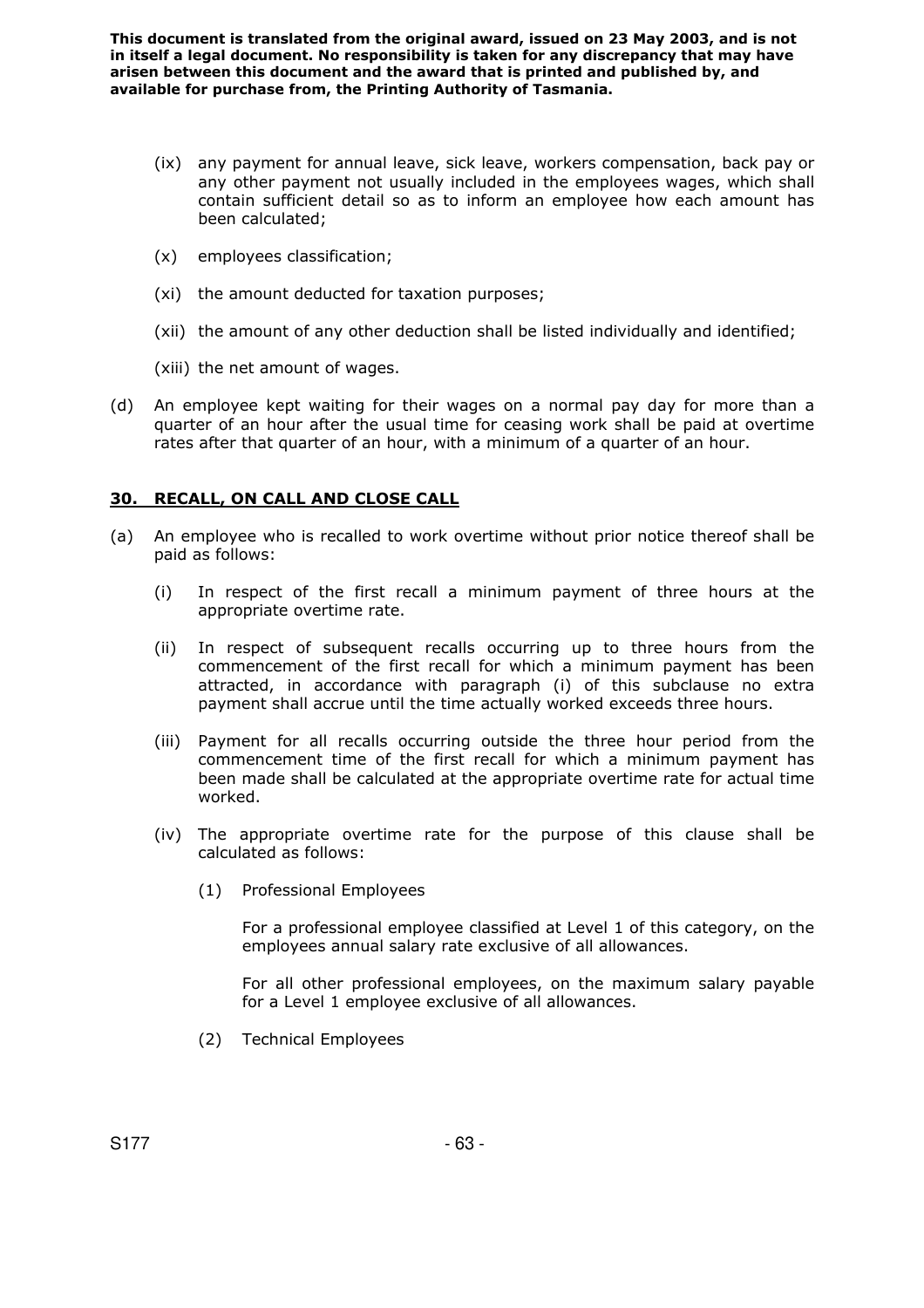**This document is translated from the original award, issued on 23 May 2003, and is not in itself a legal document. No responsibility is taken for any discrepancy that may have arisen between this document and the award that is printed and published by, and available for purchase from, the Printing Authority of Tasmania.**

(ix) any payment for annual leave, sick leave, workers compensation, back pay or any other payment not usually included in the employees wages, which shall contain sufficient detail so as to inform an employee how each amount has been calculated;

(x) employees classification;

(xi) the amount deducted for taxation purposes;

(xii) the amount of any other deduction shall be listed individually and identified;

(xiii) the net amount of wages.

(d) An employee kept waiting for their wages on a normal pay day for more than a quarter of an hour after the usual time for ceasing work shall be paid at overtime rates after that quarter of an hour, with a minimum of a quarter of an hour.

## 30. RECALL, ON CALL AND CLOSE CALL

(a) An employee who is recalled to work overtime without prior notice thereof shall be paid as follows:

(i) In respect of the first recall a minimum payment of three hours at the appropriate overtime rate.

(ii) In respect of subsequent recalls occurring up to three hours from the commencement of the first recall for which a minimum payment has been attracted, in accordance with paragraph (i) of this subclause no extra payment shall accrue until the time actually worked exceeds three hours.

(iii) Payment for all recalls occurring outside the three hour period from the commencement time of the first recall for which a minimum payment has been made shall be calculated at the appropriate overtime rate for actual time worked.

(iv) The appropriate overtime rate for the purpose of this clause shall be calculated as follows:

(1) Professional Employees

For a professional employee classified at Level 1 of this category, on the employees annual salary rate exclusive of all allowances.

For all other professional employees, on the maximum salary payable for a Level 1 employee exclusive of all allowances.

(2) Technical Employees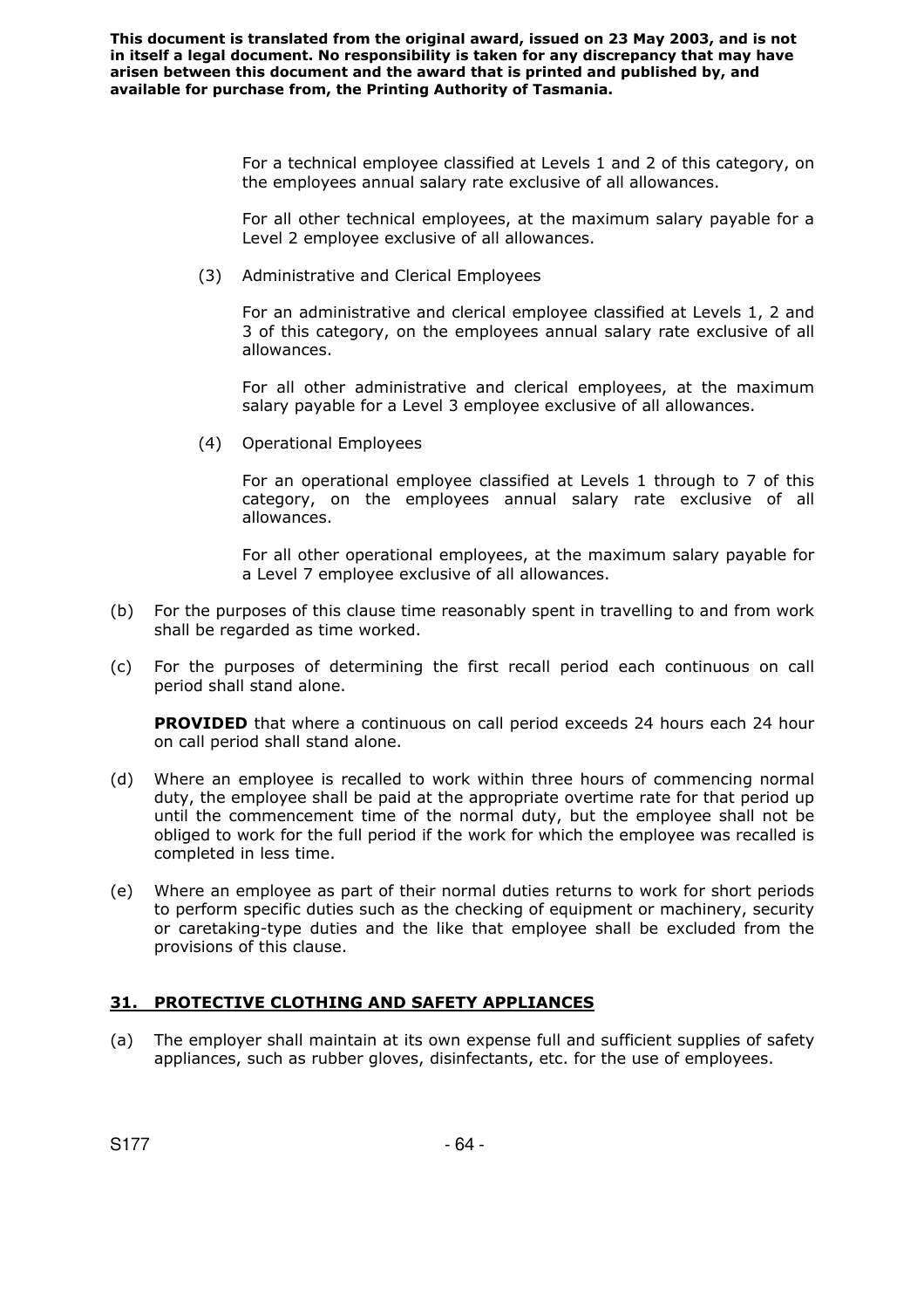For a technical employee classified at Levels 1 and 2 of this category, on the employees annual salary rate exclusive of all allowances.

For all other technical employees, at the maximum salary payable for a Level 2 employee exclusive of all allowances.

(3) Administrative and Clerical Employees

For an administrative and clerical employee classified at Levels 1, 2 and 3 of this category, on the employees annual salary rate exclusive of all allowances.

For all other administrative and clerical employees, at the maximum salary payable for a Level 3 employee exclusive of all allowances.

(4) Operational Employees

For an operational employee classified at Levels 1 through to 7 of this category, on the employees annual salary rate exclusive of all allowances.

For all other operational employees, at the maximum salary payable for a Level 7 employee exclusive of all allowances.

(b) For the purposes of this clause time reasonably spent in travelling to and from work shall be regarded as time worked.

(c) For the purposes of determining the first recall period each continuous on call period shall stand alone.

**PROVIDED** that where a continuous on call period exceeds 24 hours each 24 hour on call period shall stand alone.

(d) Where an employee is recalled to work within three hours of commencing normal duty, the employee shall be paid at the appropriate overtime rate for that period up until the commencement time of the normal duty, but the employee shall not be obliged to work for the full period if the work for which the employee was recalled is completed in less time.

(e) Where an employee as part of their normal duties returns to work for short periods to perform specific duties such as the checking of equipment or machinery, security or caretaking-type duties and the like that employee shall be excluded from the provisions of this clause.

## 31. PROTECTIVE CLOTHING AND SAFETY APPLIANCES

(a) The employer shall maintain at its own expense full and sufficient supplies of safety appliances, such as rubber gloves, disinfectants, etc. for the use of employees.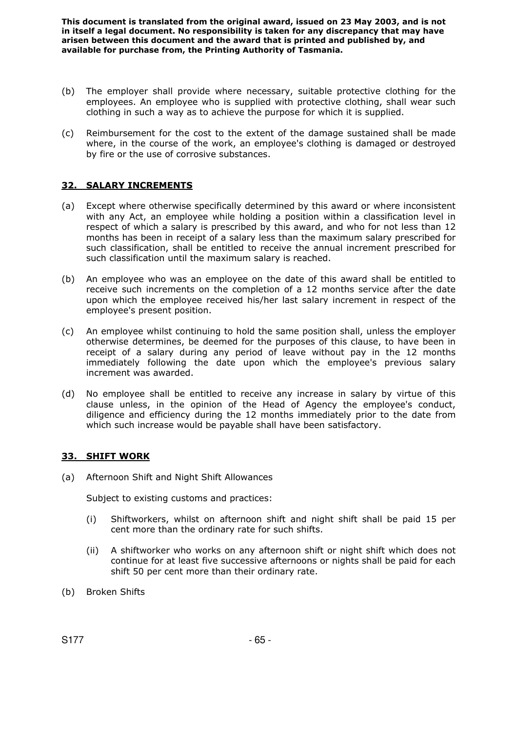(b) The employer shall provide where necessary, suitable protective clothing for the employees. An employee who is supplied with protective clothing, shall wear such clothing in such a way as to achieve the purpose for which it is supplied.

(c) Reimbursement for the cost to the extent of the damage sustained shall be made where, in the course of the work, an employee's clothing is damaged or destroyed by fire or the use of corrosive substances.

## 32. SALARY INCREMENTS

(a) Except where otherwise specifically determined by this award or where inconsistent with any Act, an employee while holding a position within a classification level in respect of which a salary is prescribed by this award, and who for not less than 12 months has been in receipt of a salary less than the maximum salary prescribed for such classification, shall be entitled to receive the annual increment prescribed for such classification until the maximum salary is reached.

(b) An employee who was an employee on the date of this award shall be entitled to receive such increments on the completion of a 12 months service after the date upon which the employee received his/her last salary increment in respect of the employee's present position.

(c) An employee whilst continuing to hold the same position shall, unless the employer otherwise determines, be deemed for the purposes of this clause, to have been in receipt of a salary during any period of leave without pay in the 12 months immediately following the date upon which the employee's previous salary increment was awarded.

(d) No employee shall be entitled to receive any increase in salary by virtue of this clause unless, in the opinion of the Head of Agency the employee's conduct, diligence and efficiency during the 12 months immediately prior to the date from which such increase would be payable shall have been satisfactory.

## 33. SHIFT WORK

(a) Afternoon Shift and Night Shift Allowances

Subject to existing customs and practices:

(i) Shiftworkers, whilst on afternoon shift and night shift shall be paid 15 per cent more than the ordinary rate for such shifts.

(ii) A shiftworker who works on any afternoon shift or night shift which does not continue for at least five successive afternoons or nights shall be paid for each shift 50 per cent more than their ordinary rate.

(b) Broken Shifts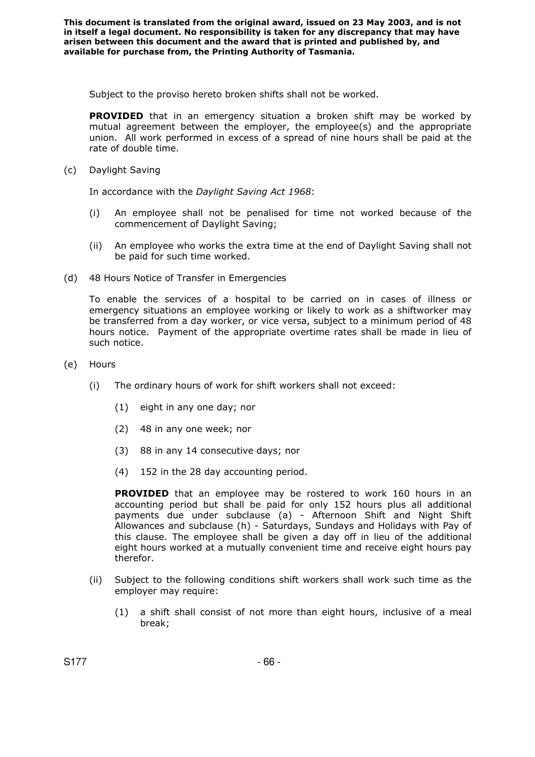Subject to the proviso hereto broken shifts shall not be worked.

**PROVIDED** that in an emergency situation a broken shift may be worked by mutual agreement between the employer, the employee(s) and the appropriate union. All work performed in excess of a spread of nine hours shall be paid at the rate of double time.

(c) Daylight Saving

In accordance with the *Daylight Saving Act 1968*:

(i) An employee shall not be penalised for time not worked because of the commencement of Daylight Saving;

(ii) An employee who works the extra time at the end of Daylight Saving shall not be paid for such time worked.

(d) 48 Hours Notice of Transfer in Emergencies

To enable the services of a hospital to be carried on in cases of illness or emergency situations an employee working or likely to work as a shiftworker may be transferred from a day worker, or vice versa, subject to a minimum period of 48 hours notice. Payment of the appropriate overtime rates shall be made in lieu of such notice.

(e) Hours

(i) The ordinary hours of work for shift workers shall not exceed:

(1) eight in any one day; nor

(2) 48 in any one week; nor

(3) 88 in any 14 consecutive days; nor

(4) 152 in the 28 day accounting period.

**PROVIDED** that an employee may be rostered to work 160 hours in an accounting period but shall be paid for only 152 hours plus all additional payments due under subclause (a) - Afternoon Shift and Night Shift Allowances and subclause (h) - Saturdays, Sundays and Holidays with Pay of this clause. The employee shall be given a day off in lieu of the additional eight hours worked at a mutually convenient time and receive eight hours pay therefor.

(ii) Subject to the following conditions shift workers shall work such time as the employer may require:

(1) a shift shall consist of not more than eight hours, inclusive of a meal break;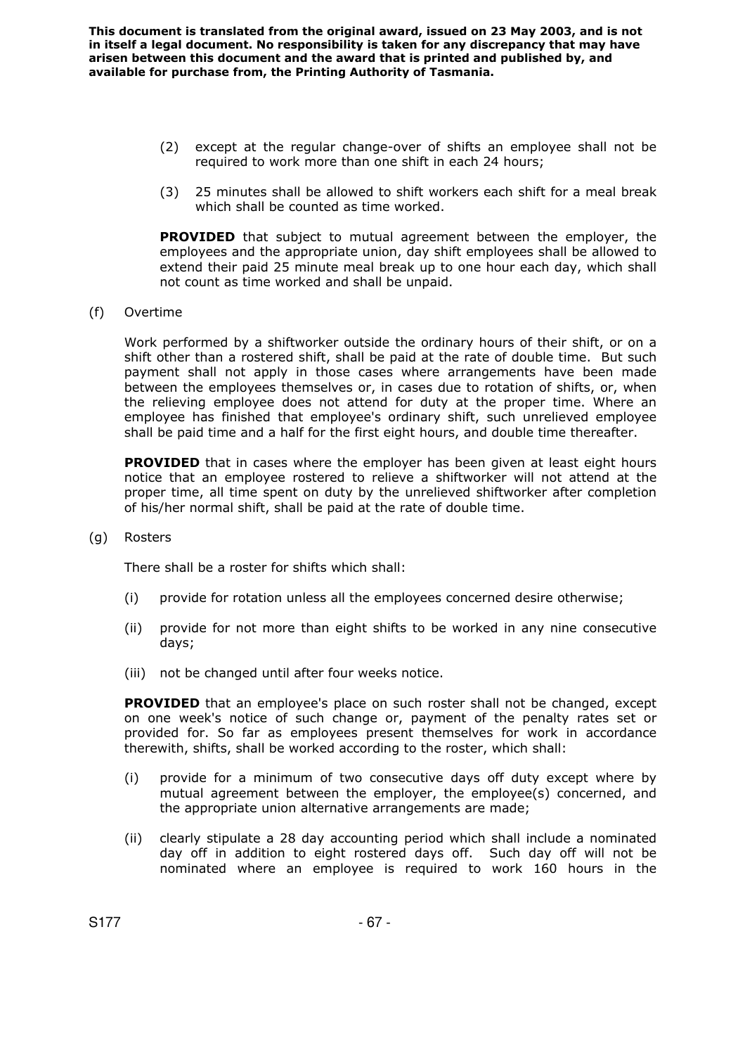(2) except at the regular change-over of shifts an employee shall not be required to work more than one shift in each 24 hours;

(3) 25 minutes shall be allowed to shift workers each shift for a meal break which shall be counted as time worked.

**PROVIDED** that subject to mutual agreement between the employer, the employees and the appropriate union, day shift employees shall be allowed to extend their paid 25 minute meal break up to one hour each day, which shall not count as time worked and shall be unpaid.

(f) Overtime

Work performed by a shiftworker outside the ordinary hours of their shift, or on a shift other than a rostered shift, shall be paid at the rate of double time. But such payment shall not apply in those cases where arrangements have been made between the employees themselves or, in cases due to rotation of shifts, or, when the relieving employee does not attend for duty at the proper time. Where an employee has finished that employee's ordinary shift, such unrelieved employee shall be paid time and a half for the first eight hours, and double time thereafter.

**PROVIDED** that in cases where the employer has been given at least eight hours notice that an employee rostered to relieve a shiftworker will not attend at the proper time, all time spent on duty by the unrelieved shiftworker after completion of his/her normal shift, shall be paid at the rate of double time.

(g) Rosters

There shall be a roster for shifts which shall:

(i) provide for rotation unless all the employees concerned desire otherwise;

(ii) provide for not more than eight shifts to be worked in any nine consecutive days;

(iii) not be changed until after four weeks notice.

**PROVIDED** that an employee's place on such roster shall not be changed, except on one week's notice of such change or, payment of the penalty rates set or provided for. So far as employees present themselves for work in accordance therewith, shifts, shall be worked according to the roster, which shall:

(i) provide for a minimum of two consecutive days off duty except where by mutual agreement between the employer, the employee(s) concerned, and the appropriate union alternative arrangements are made;

(ii) clearly stipulate a 28 day accounting period which shall include a nominated day off in addition to eight rostered days off. Such day off will not be nominated where an employee is required to work 160 hours in the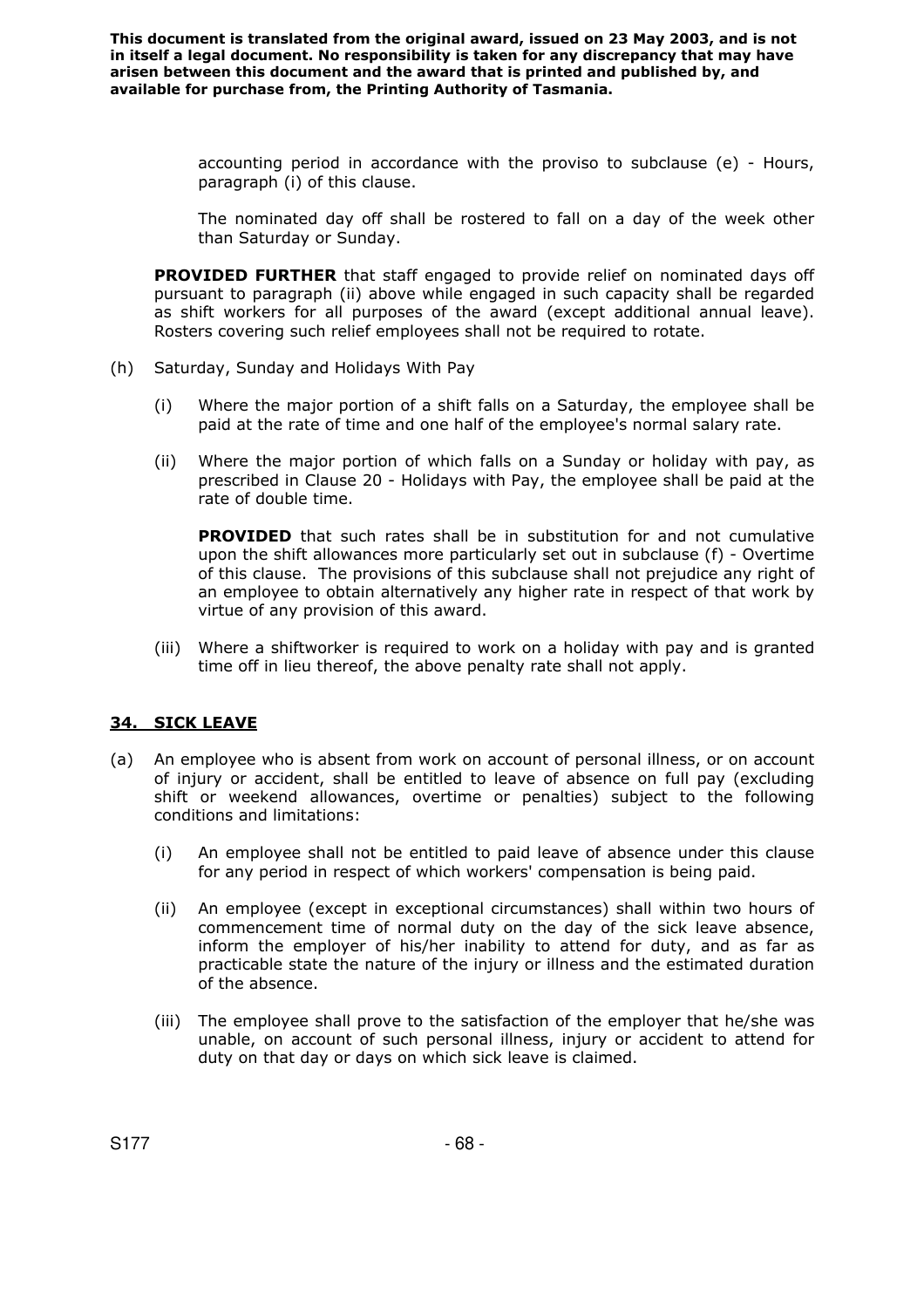accounting period in accordance with the proviso to subclause (e) - Hours, paragraph (i) of this clause.

The nominated day off shall be rostered to fall on a day of the week other than Saturday or Sunday.

**PROVIDED FURTHER** that staff engaged to provide relief on nominated days off pursuant to paragraph (ii) above while engaged in such capacity shall be regarded as shift workers for all purposes of the award (except additional annual leave). Rosters covering such relief employees shall not be required to rotate.

(h) Saturday, Sunday and Holidays With Pay

(i) Where the major portion of a shift falls on a Saturday, the employee shall be paid at the rate of time and one half of the employee's normal salary rate.

(ii) Where the major portion of which falls on a Sunday or holiday with pay, as prescribed in Clause 20 - Holidays with Pay, the employee shall be paid at the rate of double time.

**PROVIDED** that such rates shall be in substitution for and not cumulative upon the shift allowances more particularly set out in subclause (f) - Overtime of this clause. The provisions of this subclause shall not prejudice any right of an employee to obtain alternatively any higher rate in respect of that work by virtue of any provision of this award.

(iii) Where a shiftworker is required to work on a holiday with pay and is granted time off in lieu thereof, the above penalty rate shall not apply.

## 34. SICK LEAVE

(a) An employee who is absent from work on account of personal illness, or on account of injury or accident, shall be entitled to leave of absence on full pay (excluding shift or weekend allowances, overtime or penalties) subject to the following conditions and limitations:

(i) An employee shall not be entitled to paid leave of absence under this clause for any period in respect of which workers' compensation is being paid.

(ii) An employee (except in exceptional circumstances) shall within two hours of commencement time of normal duty on the day of the sick leave absence, inform the employer of his/her inability to attend for duty, and as far as practicable state the nature of the injury or illness and the estimated duration of the absence.

(iii) The employee shall prove to the satisfaction of the employer that he/she was unable, on account of such personal illness, injury or accident to attend for duty on that day or days on which sick leave is claimed.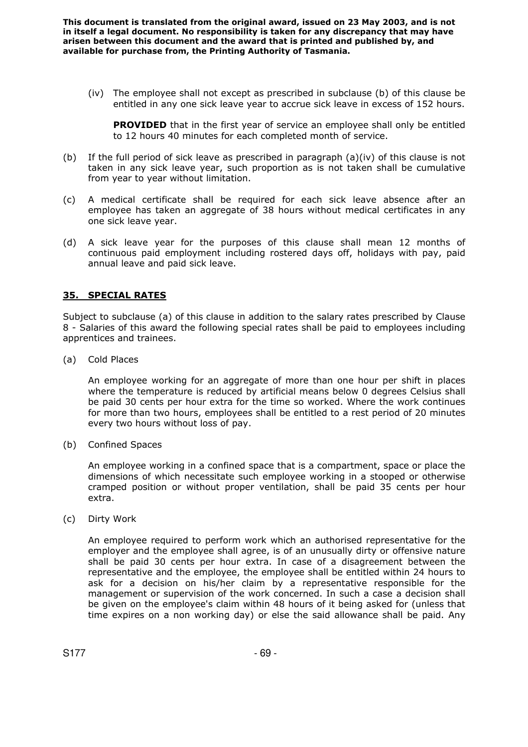(iv) The employee shall not except as prescribed in subclause (b) of this clause be entitled in any one sick leave year to accrue sick leave in excess of 152 hours.

**PROVIDED** that in the first year of service an employee shall only be entitled to 12 hours 40 minutes for each completed month of service.

(b) If the full period of sick leave as prescribed in paragraph (a)(iv) of this clause is not taken in any sick leave year, such proportion as is not taken shall be cumulative from year to year without limitation.

(c) A medical certificate shall be required for each sick leave absence after an employee has taken an aggregate of 38 hours without medical certificates in any one sick leave year.

(d) A sick leave year for the purposes of this clause shall mean 12 months of continuous paid employment including rostered days off, holidays with pay, paid annual leave and paid sick leave.

## 35. SPECIAL RATES

Subject to subclause (a) of this clause in addition to the salary rates prescribed by Clause 8 - Salaries of this award the following special rates shall be paid to employees including apprentices and trainees.

(a) Cold Places

An employee working for an aggregate of more than one hour per shift in places where the temperature is reduced by artificial means below 0 degrees Celsius shall be paid 30 cents per hour extra for the time so worked. Where the work continues for more than two hours, employees shall be entitled to a rest period of 20 minutes every two hours without loss of pay.

(b) Confined Spaces

An employee working in a confined space that is a compartment, space or place the dimensions of which necessitate such employee working in a stooped or otherwise cramped position or without proper ventilation, shall be paid 35 cents per hour extra.

(c) Dirty Work

An employee required to perform work which an authorised representative for the employer and the employee shall agree, is of an unusually dirty or offensive nature shall be paid 30 cents per hour extra. In case of a disagreement between the representative and the employee, the employee shall be entitled within 24 hours to ask for a decision on his/her claim by a representative responsible for the management or supervision of the work concerned. In such a case a decision shall be given on the employee's claim within 48 hours of it being asked for (unless that time expires on a non working day) or else the said allowance shall be paid. Any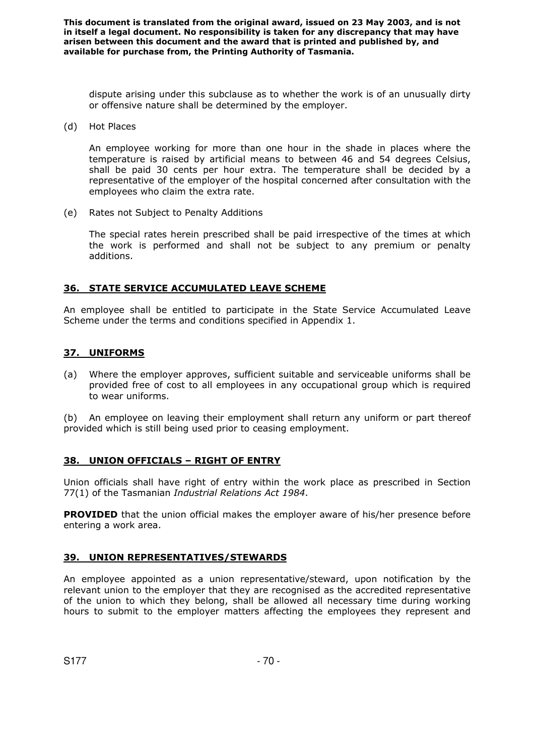dispute arising under this subclause as to whether the work is of an unusually dirty or offensive nature shall be determined by the employer.

(d) Hot Places

An employee working for more than one hour in the shade in places where the temperature is raised by artificial means to between 46 and 54 degrees Celsius, shall be paid 30 cents per hour extra. The temperature shall be decided by a representative of the employer of the hospital concerned after consultation with the employees who claim the extra rate.

(e) Rates not Subject to Penalty Additions

The special rates herein prescribed shall be paid irrespective of the times at which the work is performed and shall not be subject to any premium or penalty additions.

## 36. STATE SERVICE ACCUMULATED LEAVE SCHEME

An employee shall be entitled to participate in the State Service Accumulated Leave Scheme under the terms and conditions specified in Appendix 1.

## 37. UNIFORMS

(a) Where the employer approves, sufficient suitable and serviceable uniforms shall be provided free of cost to all employees in any occupational group which is required to wear uniforms.

(b) An employee on leaving their employment shall return any uniform or part thereof provided which is still being used prior to ceasing employment.

## 38. UNION OFFICIALS – RIGHT OF ENTRY

Union officials shall have right of entry within the work place as prescribed in Section 77(1) of the Tasmanian *Industrial Relations Act 1984*.

**PROVIDED** that the union official makes the employer aware of his/her presence before entering a work area.

## 39. UNION REPRESENTATIVES/STEWARDS

An employee appointed as a union representative/steward, upon notification by the relevant union to the employer that they are recognised as the accredited representative of the union to which they belong, shall be allowed all necessary time during working hours to submit to the employer matters affecting the employees they represent and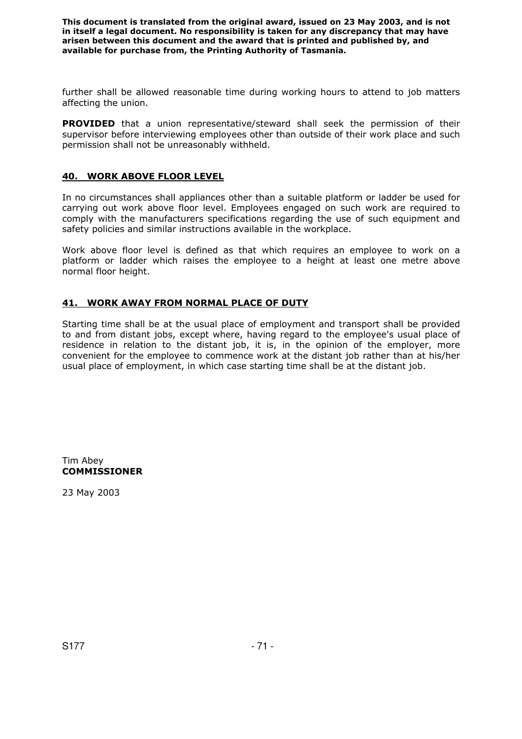further shall be allowed reasonable time during working hours to attend to job matters affecting the union.

**PROVIDED** that a union representative/steward shall seek the permission of their supervisor before interviewing employees other than outside of their work place and such permission shall not be unreasonably withheld.

## 40. WORK ABOVE FLOOR LEVEL

In no circumstances shall appliances other than a suitable platform or ladder be used for carrying out work above floor level. Employees engaged on such work are required to comply with the manufacturers specifications regarding the use of such equipment and safety policies and similar instructions available in the workplace.

Work above floor level is defined as that which requires an employee to work on a platform or ladder which raises the employee to a height at least one metre above normal floor height.

## 41. WORK AWAY FROM NORMAL PLACE OF DUTY

Starting time shall be at the usual place of employment and transport shall be provided to and from distant jobs, except where, having regard to the employee's usual place of residence in relation to the distant job, it is, in the opinion of the employer, more convenient for the employee to commence work at the distant job rather than at his/her usual place of employment, in which case starting time shall be at the distant job.

Tim Abey
**COMMISSIONER**

23 May 2003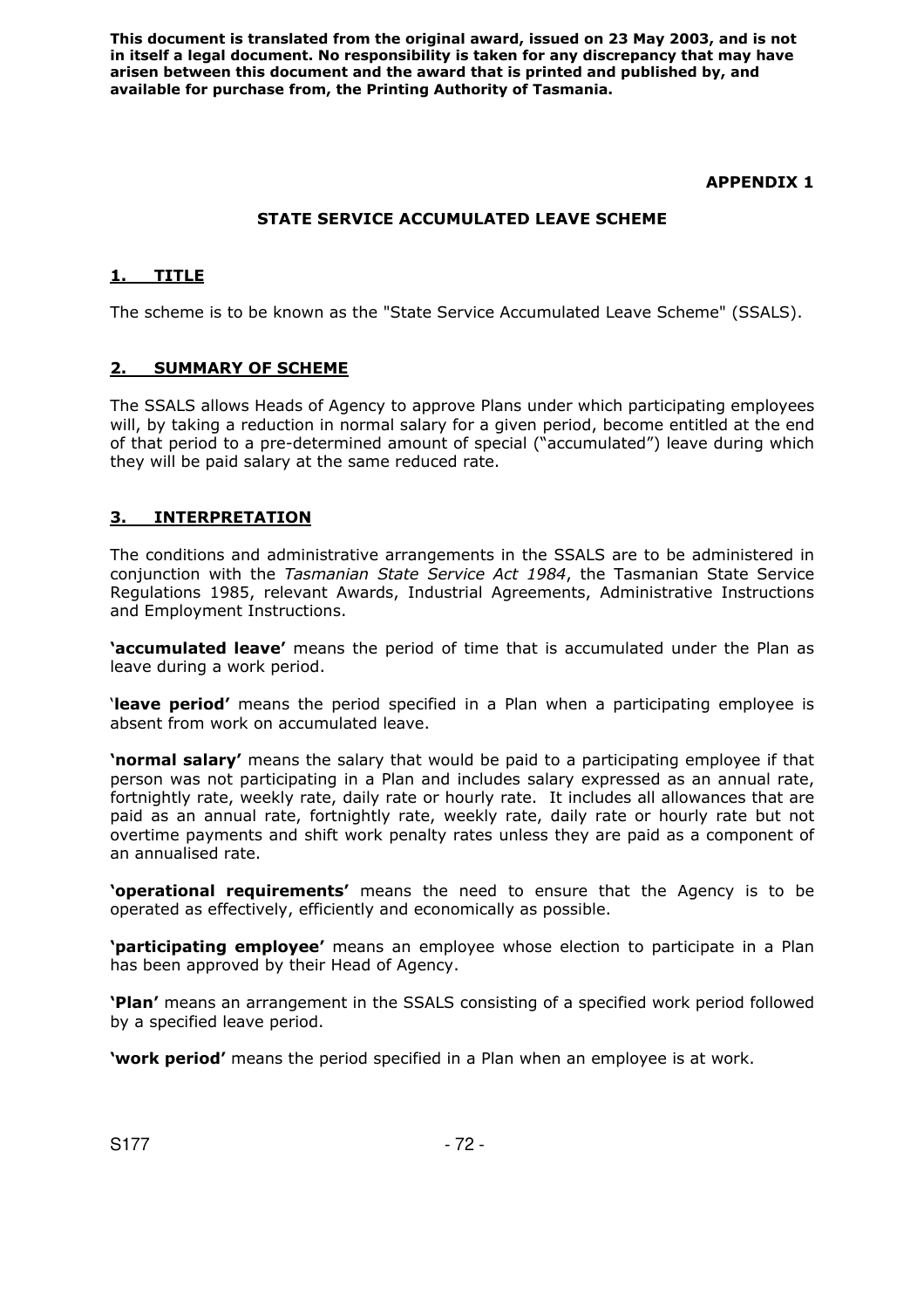**This document is translated from the original award, issued on 23 May 2003, and is not in itself a legal document. No responsibility is taken for any discrepancy that may have arisen between this document and the award that is printed and published by, and available for purchase from, the Printing Authority of Tasmania.**

**APPENDIX 1**

## STATE SERVICE ACCUMULATED LEAVE SCHEME

### 1. TITLE

The scheme is to be known as the "State Service Accumulated Leave Scheme" (SSALS).

### 2. SUMMARY OF SCHEME

The SSALS allows Heads of Agency to approve Plans under which participating employees will, by taking a reduction in normal salary for a given period, become entitled at the end of that period to a pre-determined amount of special ("accumulated") leave during which they will be paid salary at the same reduced rate.

### 3. INTERPRETATION

The conditions and administrative arrangements in the SSALS are to be administered in conjunction with the *Tasmanian State Service Act 1984*, the Tasmanian State Service Regulations 1985, relevant Awards, Industrial Agreements, Administrative Instructions and Employment Instructions.

**'accumulated leave'** means the period of time that is accumulated under the Plan as leave during a work period.

'**leave period'** means the period specified in a Plan when a participating employee is absent from work on accumulated leave.

**'normal salary'** means the salary that would be paid to a participating employee if that person was not participating in a Plan and includes salary expressed as an annual rate, fortnightly rate, weekly rate, daily rate or hourly rate. It includes all allowances that are paid as an annual rate, fortnightly rate, weekly rate, daily rate or hourly rate but not overtime payments and shift work penalty rates unless they are paid as a component of an annualised rate.

**'operational requirements'** means the need to ensure that the Agency is to be operated as effectively, efficiently and economically as possible.

**'participating employee'** means an employee whose election to participate in a Plan has been approved by their Head of Agency.

**'Plan'** means an arrangement in the SSALS consisting of a specified work period followed by a specified leave period.

**'work period'** means the period specified in a Plan when an employee is at work.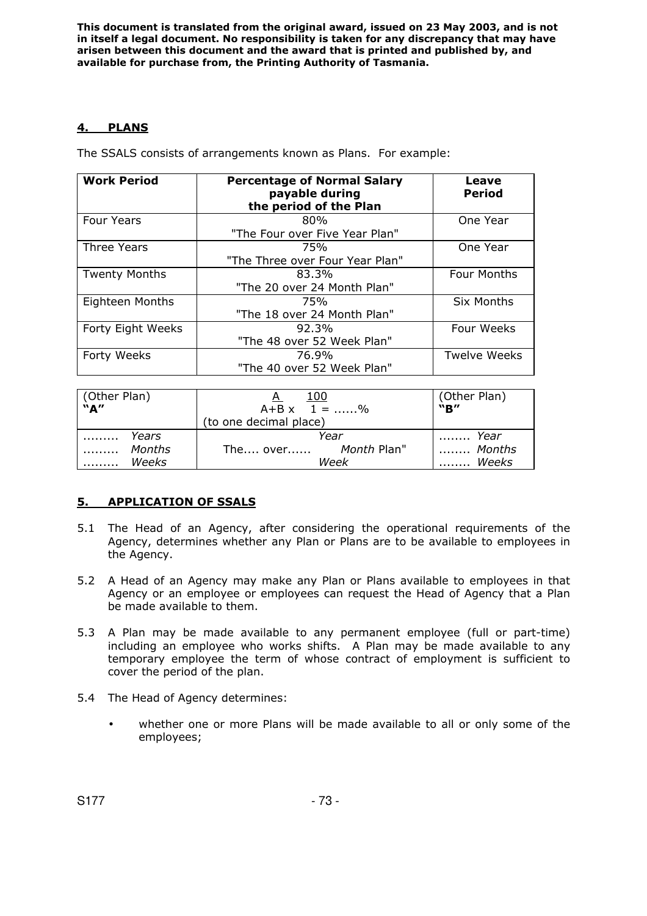**This document is translated from the original award, issued on 23 May 2003, and is not in itself a legal document. No responsibility is taken for any discrepancy that may have arisen between this document and the award that is printed and published by, and available for purchase from, the Printing Authority of Tasmania.**

## 4. PLANS

The SSALS consists of arrangements known as Plans. For example:

| Work Period | Percentage of Normal Salary payable during the period of the Plan | Leave Period |
|---|---|---|
| Four Years | 80% "The Four over Five Year Plan" | One Year |
| Three Years | 75% "The Three over Four Year Plan" | One Year |
| Twenty Months | 83.3% "The 20 over 24 Month Plan" | Four Months |
| Eighteen Months | 75% "The 18 over 24 Month Plan" | Six Months |
| Forty Eight Weeks | 92.3% "The 48 over 52 Week Plan" | Four Weeks |
| Forty Weeks | 76.9% "The 40 over 52 Week Plan" | Twelve Weeks |

| (Other Plan) **"A"** | $\frac{A}{A+B} \times \frac{100}{1} = ......\%$ (to one decimal place) | (Other Plan) **"B"** |
|---|---|---|
| ......... *Years* ......... *Months* ......... *Weeks* | The.... over...... *Year* / *Month* / *Week* Plan" | ........ *Year* ........ *Months* ........ *Weeks* |

## 5. APPLICATION OF SSALS

5.1 The Head of an Agency, after considering the operational requirements of the Agency, determines whether any Plan or Plans are to be available to employees in the Agency.

5.2 A Head of an Agency may make any Plan or Plans available to employees in that Agency or an employee or employees can request the Head of Agency that a Plan be made available to them.

5.3 A Plan may be made available to any permanent employee (full or part-time) including an employee who works shifts. A Plan may be made available to any temporary employee the term of whose contract of employment is sufficient to cover the period of the plan.

5.4 The Head of Agency determines:

- whether one or more Plans will be made available to all or only some of the employees;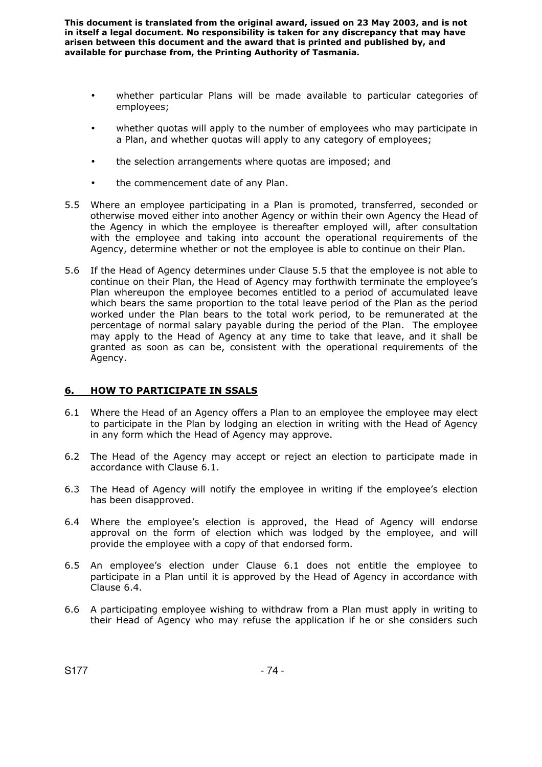- whether particular Plans will be made available to particular categories of employees;
- whether quotas will apply to the number of employees who may participate in a Plan, and whether quotas will apply to any category of employees;
- the selection arrangements where quotas are imposed; and
- the commencement date of any Plan.

5.5 Where an employee participating in a Plan is promoted, transferred, seconded or otherwise moved either into another Agency or within their own Agency the Head of the Agency in which the employee is thereafter employed will, after consultation with the employee and taking into account the operational requirements of the Agency, determine whether or not the employee is able to continue on their Plan.

5.6 If the Head of Agency determines under Clause 5.5 that the employee is not able to continue on their Plan, the Head of Agency may forthwith terminate the employee's Plan whereupon the employee becomes entitled to a period of accumulated leave which bears the same proportion to the total leave period of the Plan as the period worked under the Plan bears to the total work period, to be remunerated at the percentage of normal salary payable during the period of the Plan. The employee may apply to the Head of Agency at any time to take that leave, and it shall be granted as soon as can be, consistent with the operational requirements of the Agency.

## 6. HOW TO PARTICIPATE IN SSALS

6.1 Where the Head of an Agency offers a Plan to an employee the employee may elect to participate in the Plan by lodging an election in writing with the Head of Agency in any form which the Head of Agency may approve.

6.2 The Head of the Agency may accept or reject an election to participate made in accordance with Clause 6.1.

6.3 The Head of Agency will notify the employee in writing if the employee's election has been disapproved.

6.4 Where the employee's election is approved, the Head of Agency will endorse approval on the form of election which was lodged by the employee, and will provide the employee with a copy of that endorsed form.

6.5 An employee's election under Clause 6.1 does not entitle the employee to participate in a Plan until it is approved by the Head of Agency in accordance with Clause 6.4.

6.6 A participating employee wishing to withdraw from a Plan must apply in writing to their Head of Agency who may refuse the application if he or she considers such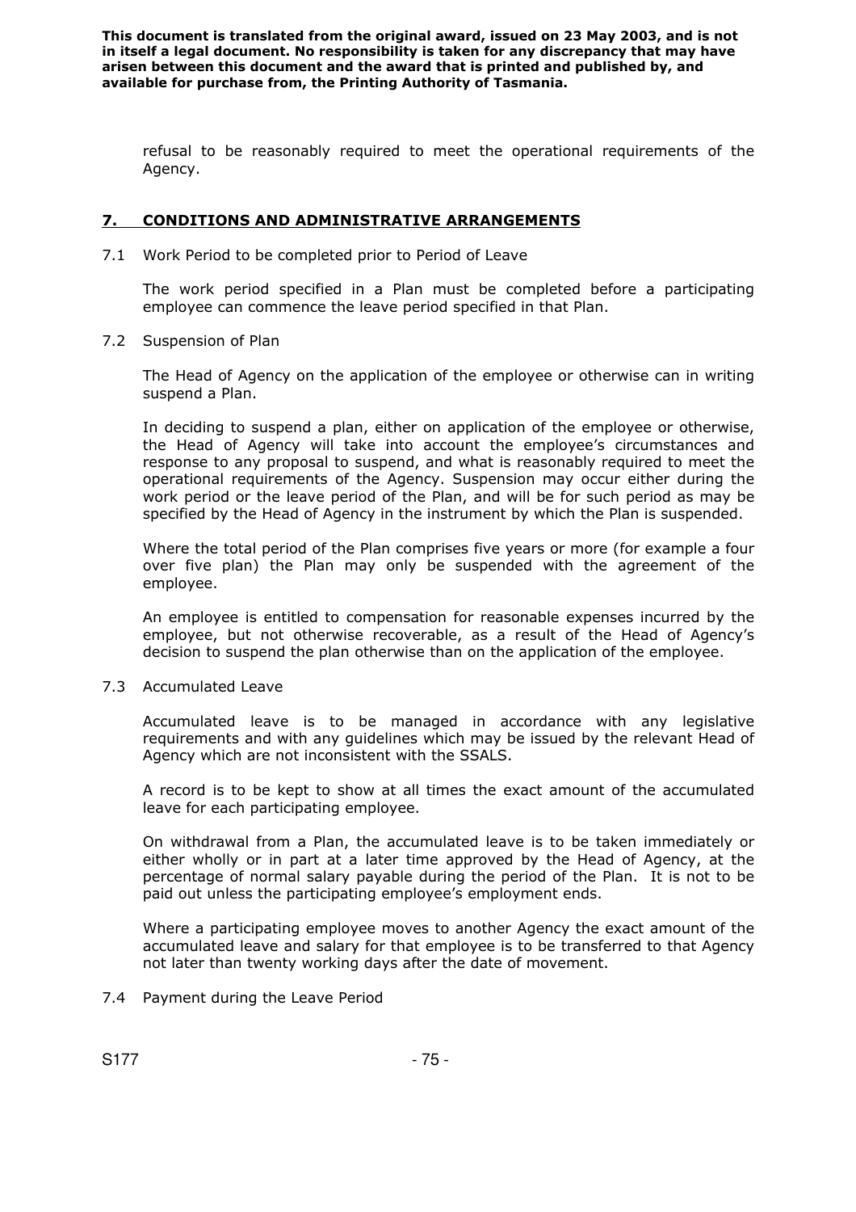refusal to be reasonably required to meet the operational requirements of the Agency.

## 7. CONDITIONS AND ADMINISTRATIVE ARRANGEMENTS

7.1 Work Period to be completed prior to Period of Leave

The work period specified in a Plan must be completed before a participating employee can commence the leave period specified in that Plan.

7.2 Suspension of Plan

The Head of Agency on the application of the employee or otherwise can in writing suspend a Plan.

In deciding to suspend a plan, either on application of the employee or otherwise, the Head of Agency will take into account the employee's circumstances and response to any proposal to suspend, and what is reasonably required to meet the operational requirements of the Agency. Suspension may occur either during the work period or the leave period of the Plan, and will be for such period as may be specified by the Head of Agency in the instrument by which the Plan is suspended.

Where the total period of the Plan comprises five years or more (for example a four over five plan) the Plan may only be suspended with the agreement of the employee.

An employee is entitled to compensation for reasonable expenses incurred by the employee, but not otherwise recoverable, as a result of the Head of Agency's decision to suspend the plan otherwise than on the application of the employee.

7.3 Accumulated Leave

Accumulated leave is to be managed in accordance with any legislative requirements and with any guidelines which may be issued by the relevant Head of Agency which are not inconsistent with the SSALS.

A record is to be kept to show at all times the exact amount of the accumulated leave for each participating employee.

On withdrawal from a Plan, the accumulated leave is to be taken immediately or either wholly or in part at a later time approved by the Head of Agency, at the percentage of normal salary payable during the period of the Plan. It is not to be paid out unless the participating employee's employment ends.

Where a participating employee moves to another Agency the exact amount of the accumulated leave and salary for that employee is to be transferred to that Agency not later than twenty working days after the date of movement.

7.4 Payment during the Leave Period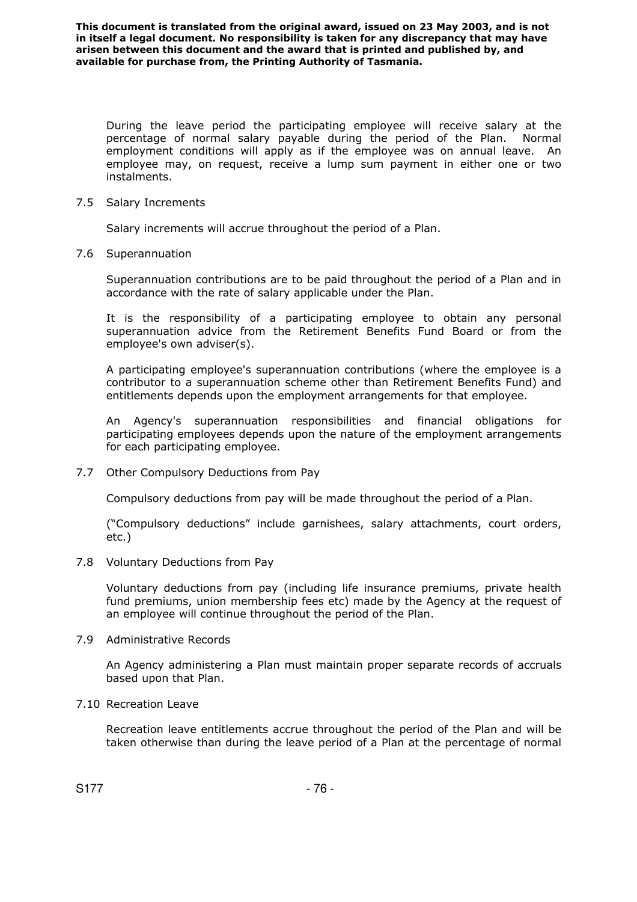During the leave period the participating employee will receive salary at the percentage of normal salary payable during the period of the Plan. Normal employment conditions will apply as if the employee was on annual leave. An employee may, on request, receive a lump sum payment in either one or two instalments.

7.5 Salary Increments

Salary increments will accrue throughout the period of a Plan.

7.6 Superannuation

Superannuation contributions are to be paid throughout the period of a Plan and in accordance with the rate of salary applicable under the Plan.

It is the responsibility of a participating employee to obtain any personal superannuation advice from the Retirement Benefits Fund Board or from the employee's own adviser(s).

A participating employee's superannuation contributions (where the employee is a contributor to a superannuation scheme other than Retirement Benefits Fund) and entitlements depends upon the employment arrangements for that employee.

An Agency's superannuation responsibilities and financial obligations for participating employees depends upon the nature of the employment arrangements for each participating employee.

7.7 Other Compulsory Deductions from Pay

Compulsory deductions from pay will be made throughout the period of a Plan.

("Compulsory deductions" include garnishees, salary attachments, court orders, etc.)

7.8 Voluntary Deductions from Pay

Voluntary deductions from pay (including life insurance premiums, private health fund premiums, union membership fees etc) made by the Agency at the request of an employee will continue throughout the period of the Plan.

7.9 Administrative Records

An Agency administering a Plan must maintain proper separate records of accruals based upon that Plan.

7.10 Recreation Leave

Recreation leave entitlements accrue throughout the period of the Plan and will be taken otherwise than during the leave period of a Plan at the percentage of normal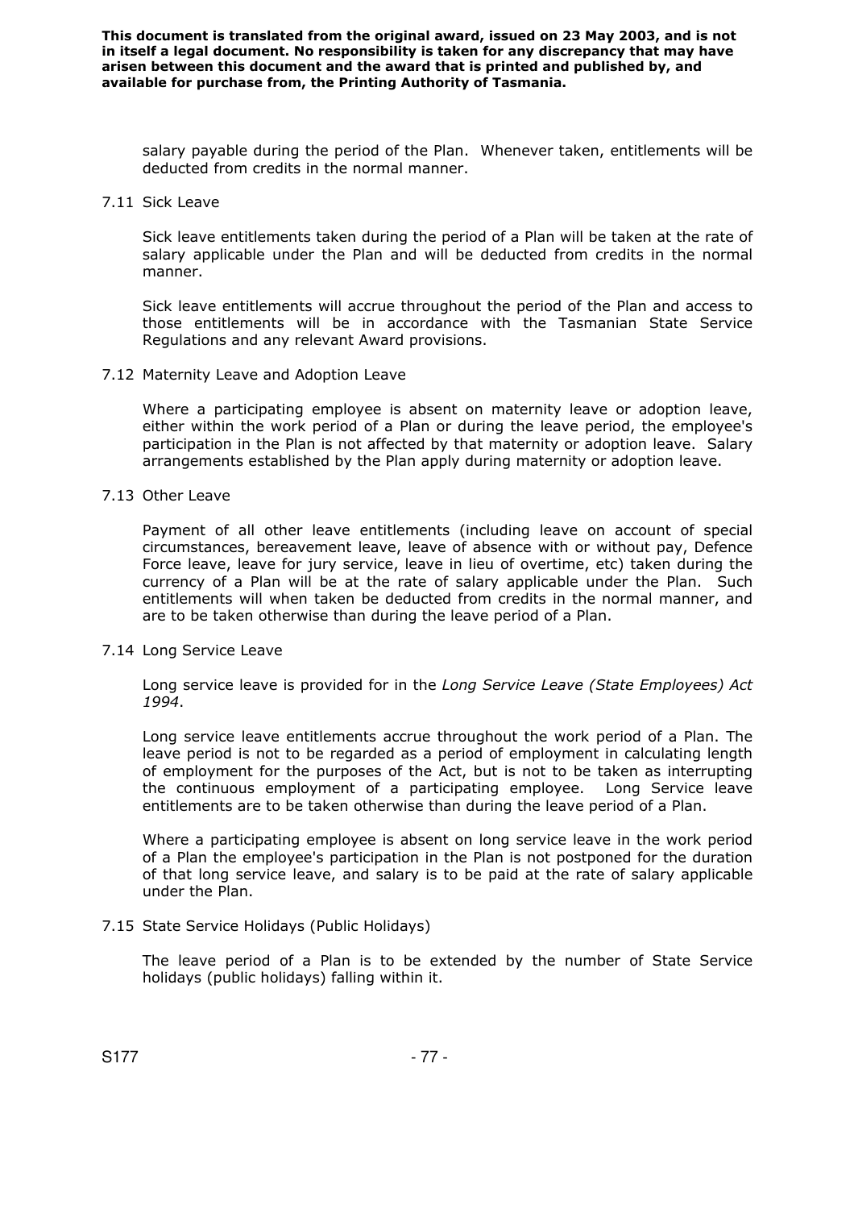salary payable during the period of the Plan. Whenever taken, entitlements will be deducted from credits in the normal manner.

7.11 Sick Leave

Sick leave entitlements taken during the period of a Plan will be taken at the rate of salary applicable under the Plan and will be deducted from credits in the normal manner.

Sick leave entitlements will accrue throughout the period of the Plan and access to those entitlements will be in accordance with the Tasmanian State Service Regulations and any relevant Award provisions.

7.12 Maternity Leave and Adoption Leave

Where a participating employee is absent on maternity leave or adoption leave, either within the work period of a Plan or during the leave period, the employee's participation in the Plan is not affected by that maternity or adoption leave. Salary arrangements established by the Plan apply during maternity or adoption leave.

7.13 Other Leave

Payment of all other leave entitlements (including leave on account of special circumstances, bereavement leave, leave of absence with or without pay, Defence Force leave, leave for jury service, leave in lieu of overtime, etc) taken during the currency of a Plan will be at the rate of salary applicable under the Plan. Such entitlements will when taken be deducted from credits in the normal manner, and are to be taken otherwise than during the leave period of a Plan.

7.14 Long Service Leave

Long service leave is provided for in the *Long Service Leave (State Employees) Act 1994*.

Long service leave entitlements accrue throughout the work period of a Plan. The leave period is not to be regarded as a period of employment in calculating length of employment for the purposes of the Act, but is not to be taken as interrupting the continuous employment of a participating employee. Long Service leave entitlements are to be taken otherwise than during the leave period of a Plan.

Where a participating employee is absent on long service leave in the work period of a Plan the employee's participation in the Plan is not postponed for the duration of that long service leave, and salary is to be paid at the rate of salary applicable under the Plan.

7.15 State Service Holidays (Public Holidays)

The leave period of a Plan is to be extended by the number of State Service holidays (public holidays) falling within it.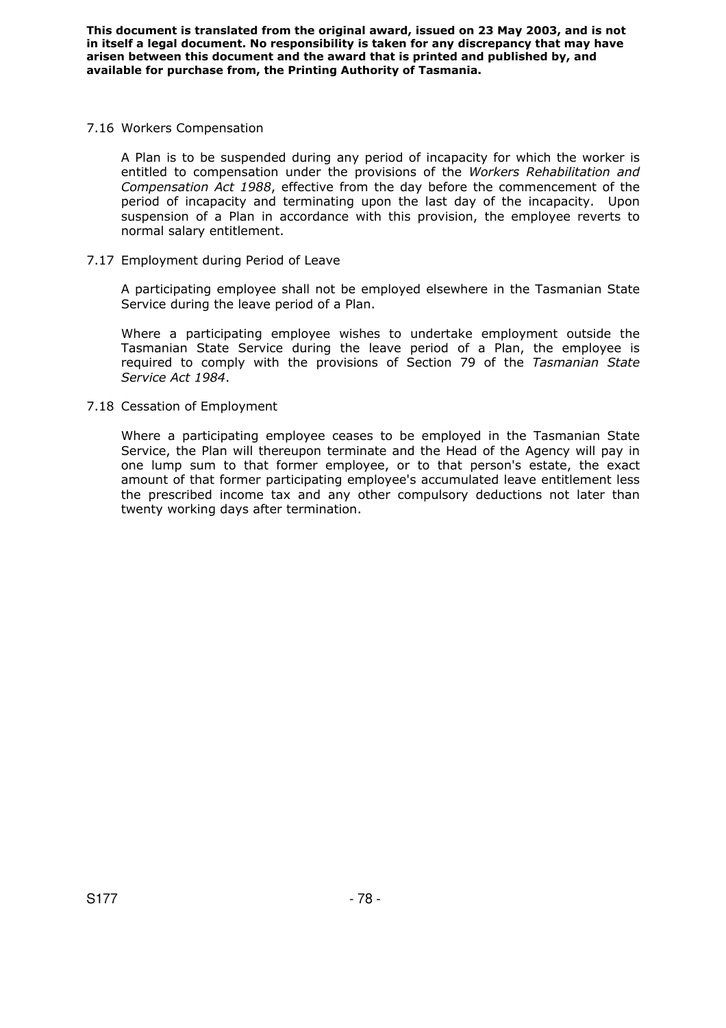**This document is translated from the original award, issued on 23 May 2003, and is not in itself a legal document. No responsibility is taken for any discrepancy that may have arisen between this document and the award that is printed and published by, and available for purchase from, the Printing Authority of Tasmania.**

7.16 Workers Compensation

A Plan is to be suspended during any period of incapacity for which the worker is entitled to compensation under the provisions of the *Workers Rehabilitation and Compensation Act 1988*, effective from the day before the commencement of the period of incapacity and terminating upon the last day of the incapacity. Upon suspension of a Plan in accordance with this provision, the employee reverts to normal salary entitlement.

7.17 Employment during Period of Leave

A participating employee shall not be employed elsewhere in the Tasmanian State Service during the leave period of a Plan.

Where a participating employee wishes to undertake employment outside the Tasmanian State Service during the leave period of a Plan, the employee is required to comply with the provisions of Section 79 of the *Tasmanian State Service Act 1984*.

7.18 Cessation of Employment

Where a participating employee ceases to be employed in the Tasmanian State Service, the Plan will thereupon terminate and the Head of the Agency will pay in one lump sum to that former employee, or to that person's estate, the exact amount of that former participating employee's accumulated leave entitlement less the prescribed income tax and any other compulsory deductions not later than twenty working days after termination.